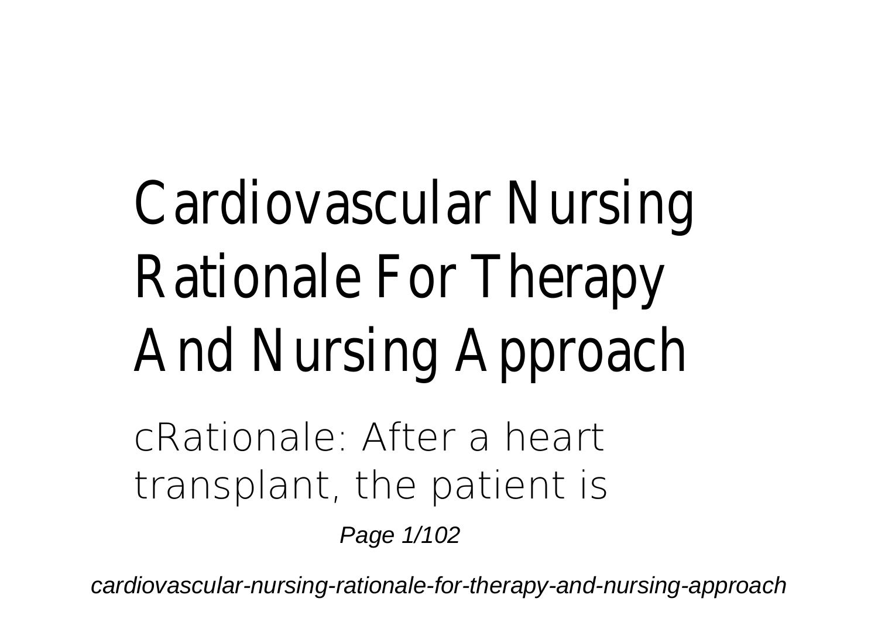# Cardiovascular Nursing Rationale For Therapy And Nursing Approach

cRationale: After a heart transplant, the patient is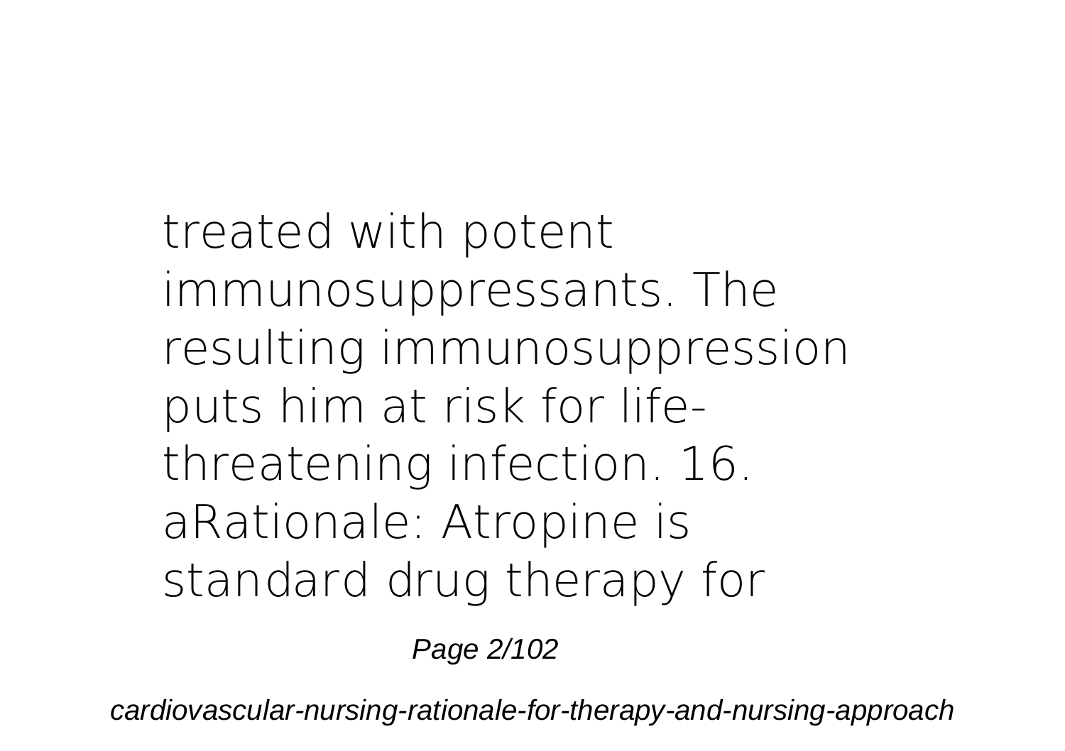treated with potent immunosuppressants. The resulting immunosuppression puts him at risk for life-threatening infection. 16. aRationale: Atropine is standard drug therapy for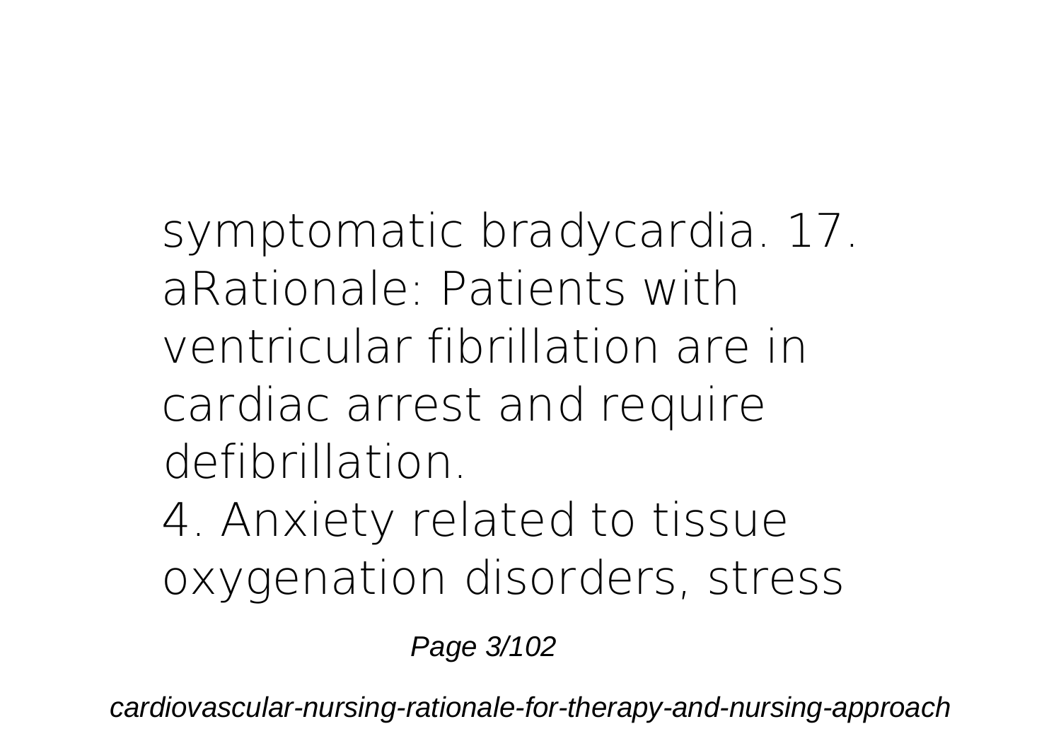symptomatic bradycardia. 17. aRationale: Patients with ventricular fibrillation are in cardiac arrest and require defibrillation.

4. Anxiety related to tissue oxygenation disorders, stress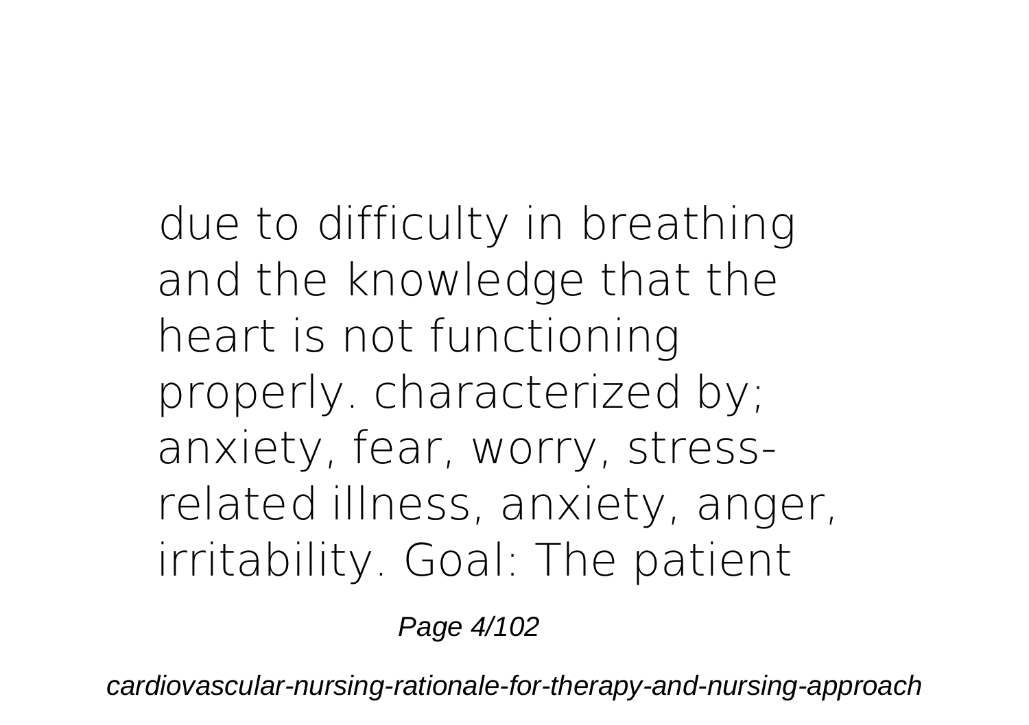due to difficulty in breathing and the knowledge that the heart is not functioning properly. characterized by; anxiety, fear, worry, stress-related illness, anxiety, anger, irritability. Goal: The patient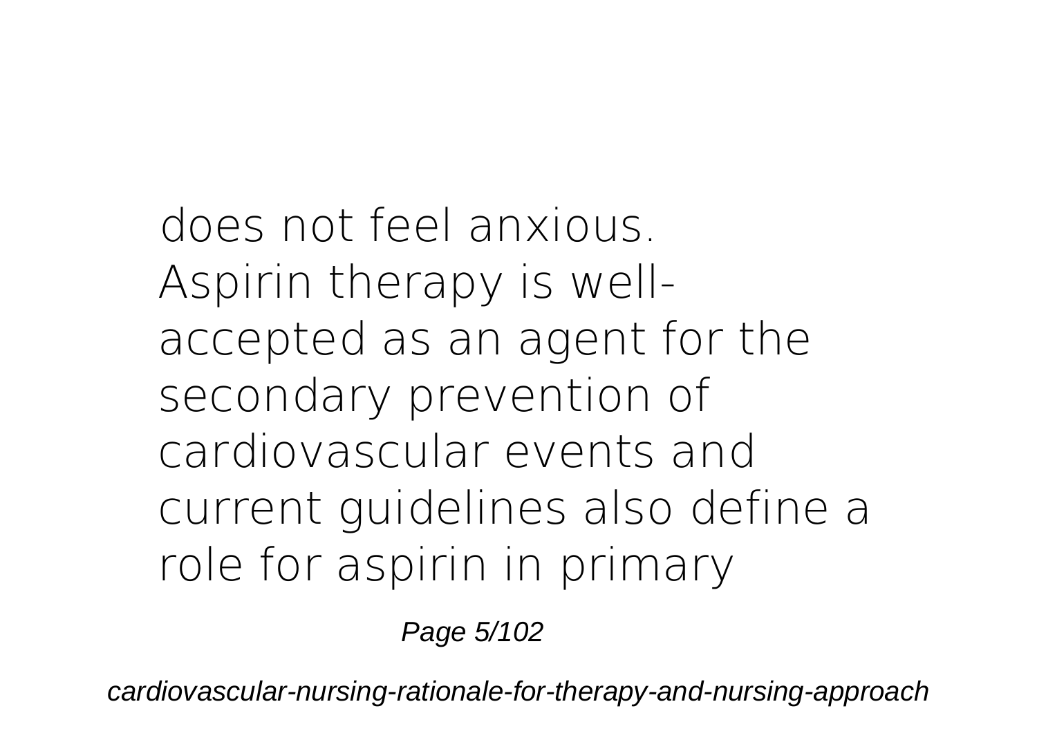does not feel anxious.

Aspirin therapy is well-accepted as an agent for the secondary prevention of cardiovascular events and current guidelines also define a role for aspirin in primary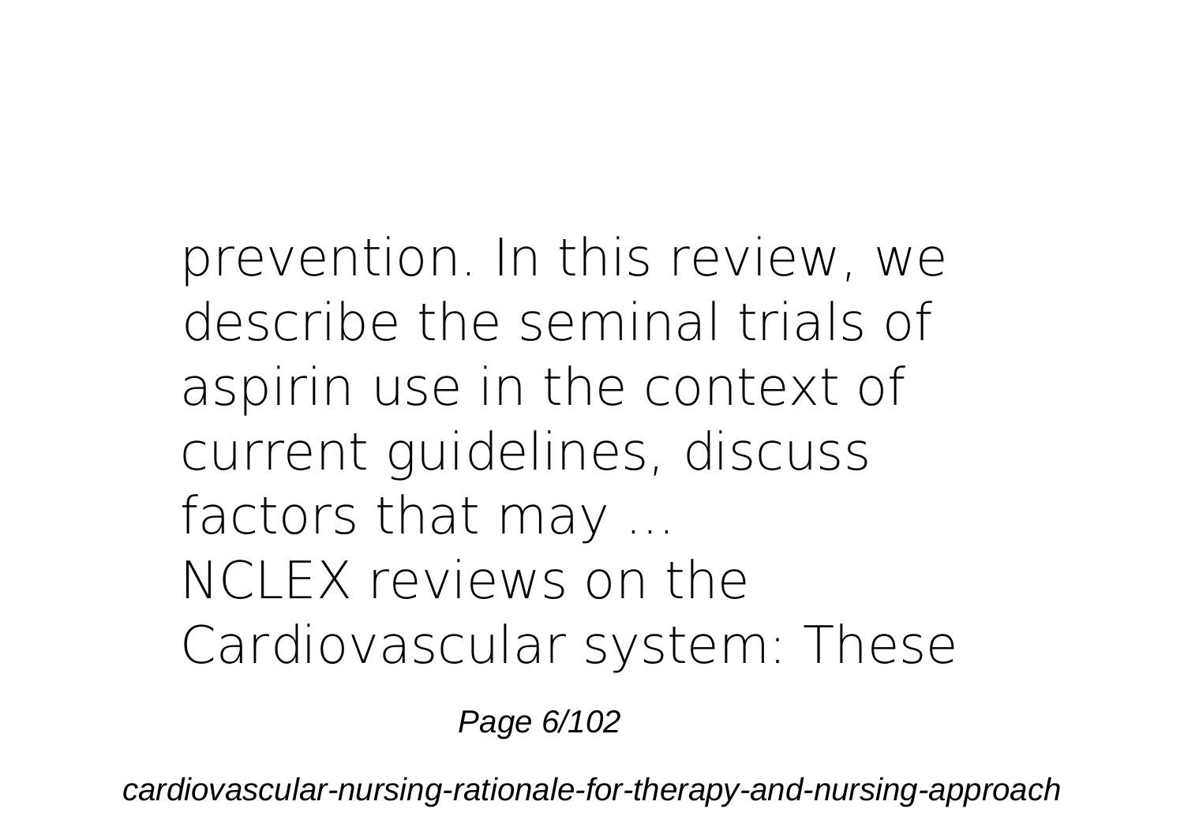prevention. In this review, we describe the seminal trials of aspirin use in the context of current guidelines, discuss factors that may ...

NCLEX reviews on the Cardiovascular system: These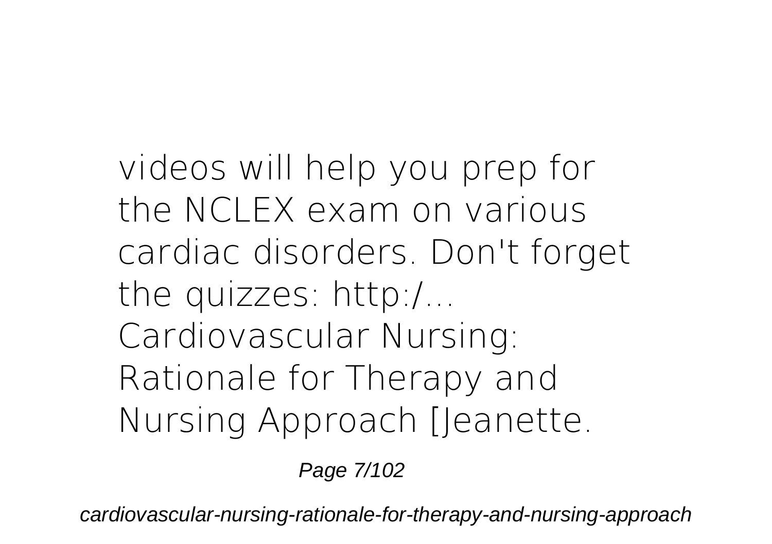videos will help you prep for the NCLEX exam on various cardiac disorders. Don't forget the quizzes: http:/...
Cardiovascular Nursing: Rationale for Therapy and Nursing Approach [Jeanette.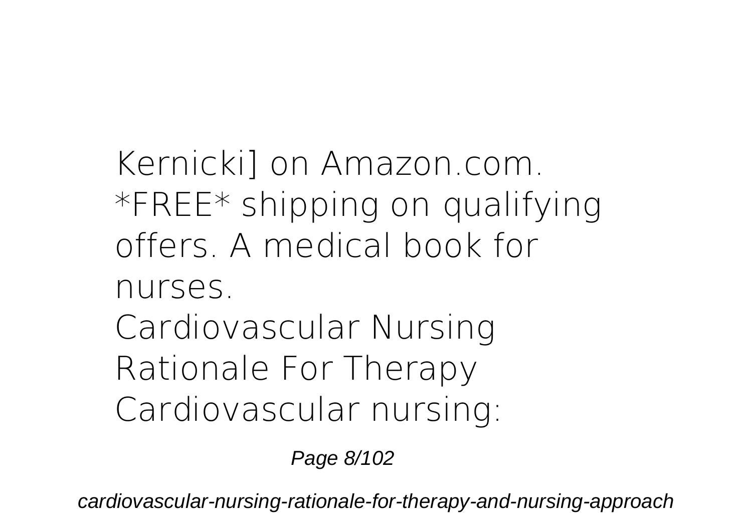Kernicki] on Amazon.com. *FREE* shipping on qualifying offers. A medical book for nurses.

Cardiovascular Nursing Rationale For Therapy

Cardiovascular nursing: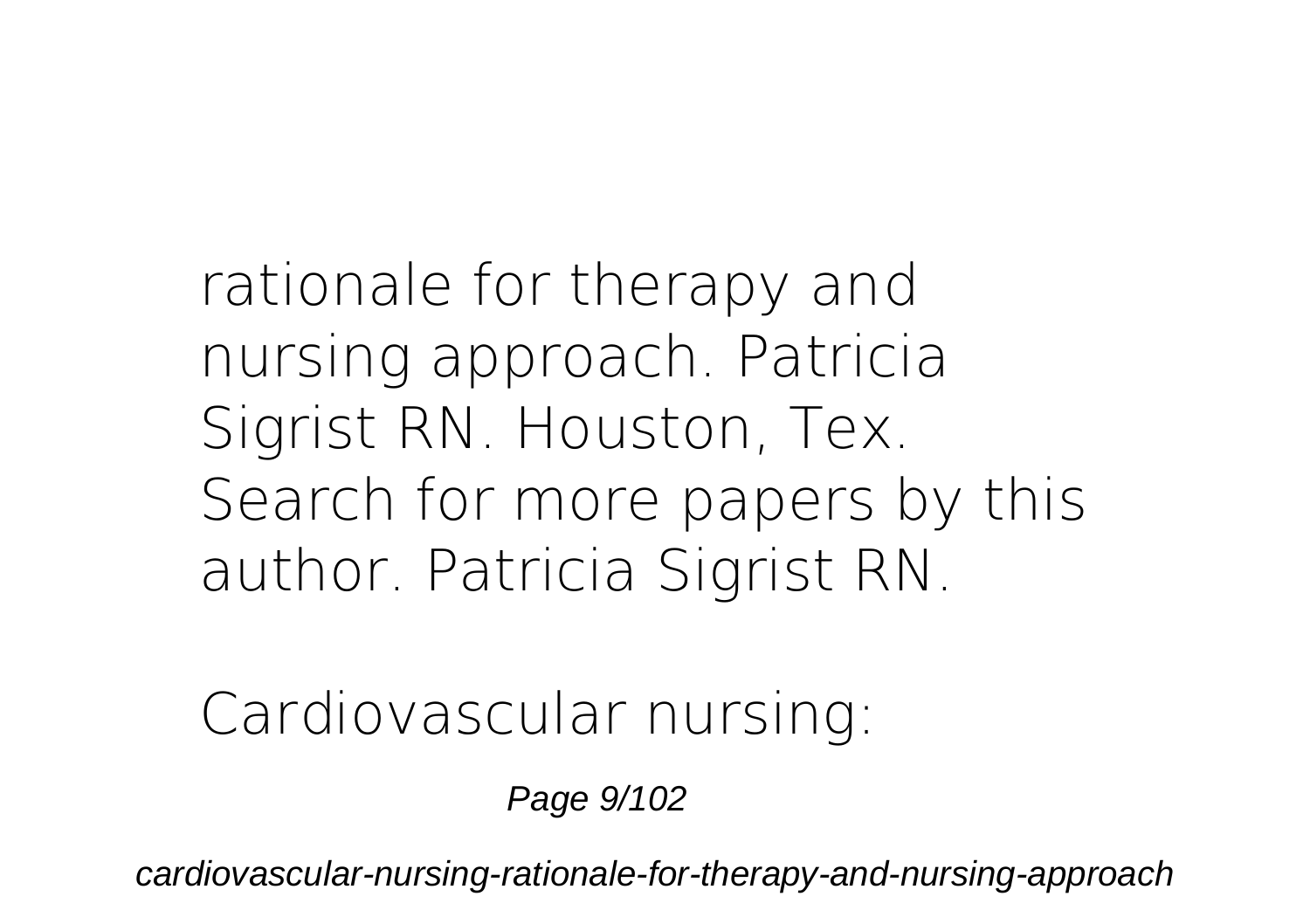rationale for therapy and nursing approach. Patricia Sigrist RN. Houston, Tex. Search for more papers by this author. Patricia Sigrist RN.

Cardiovascular nursing: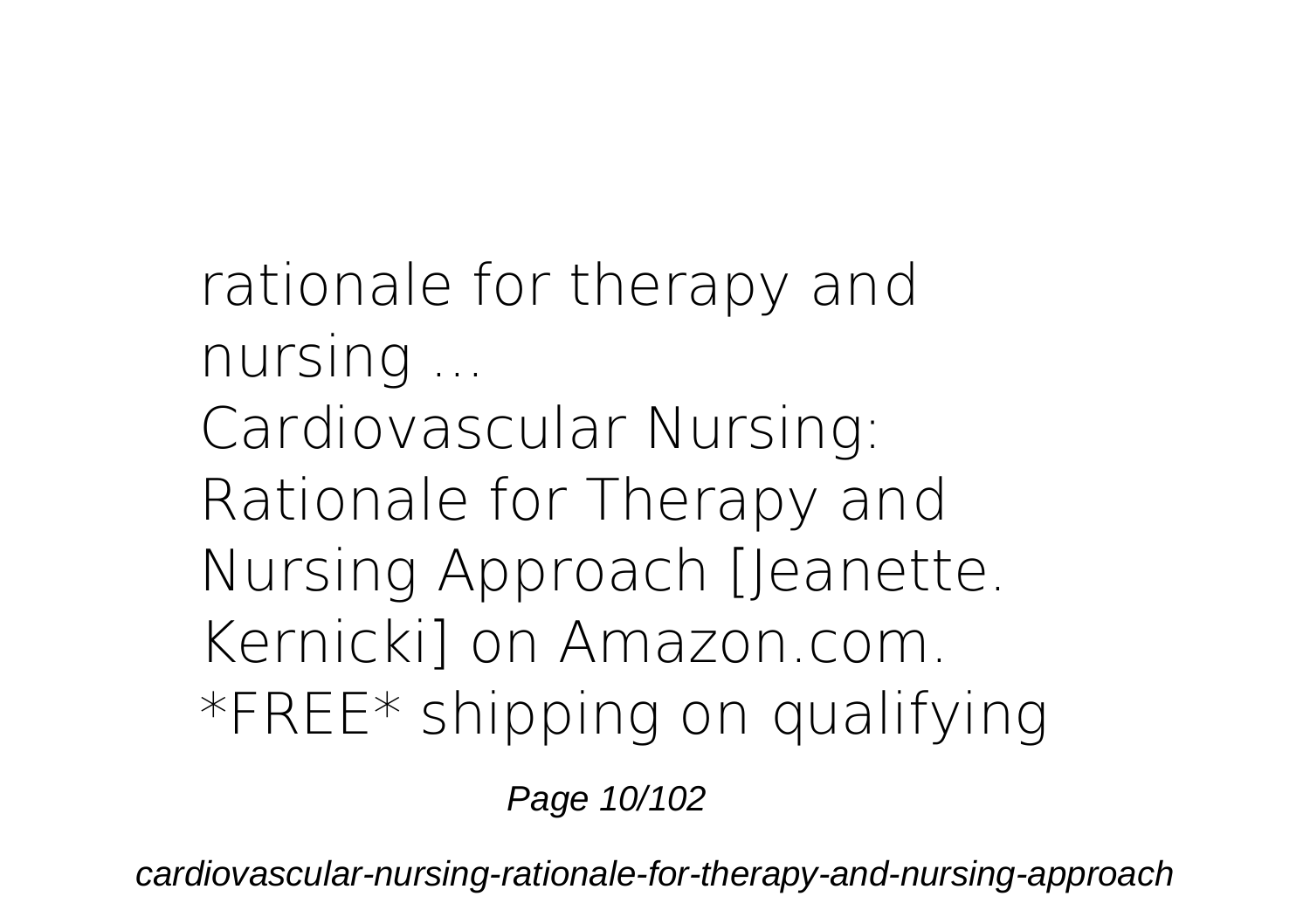rationale for therapy and nursing ...

Cardiovascular Nursing: Rationale for Therapy and Nursing Approach [Jeanette. Kernicki] on Amazon.com. *FREE* shipping on qualifying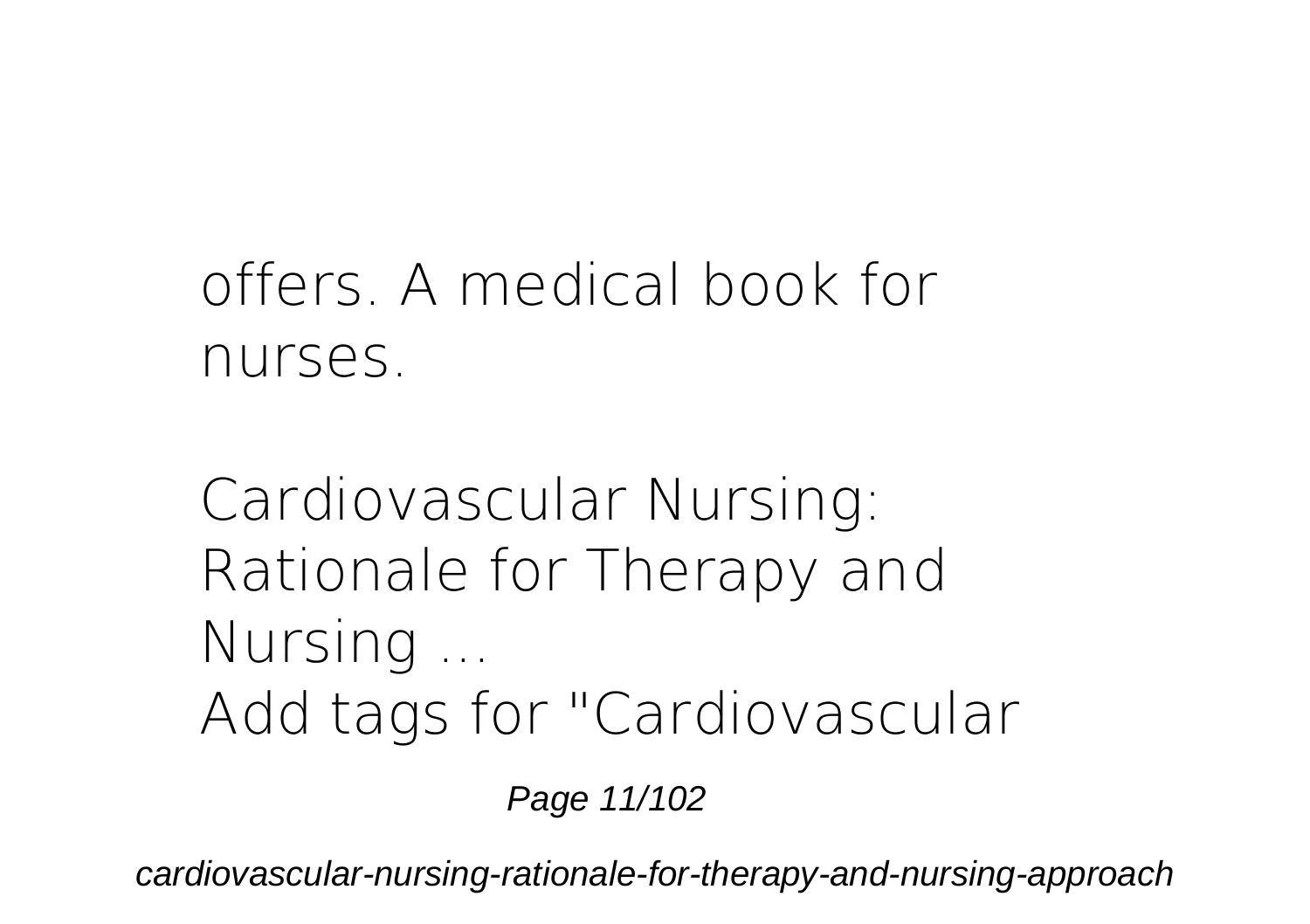offers. A medical book for nurses.

**Cardiovascular Nursing: Rationale for Therapy and Nursing ...**

Add tags for "Cardiovascular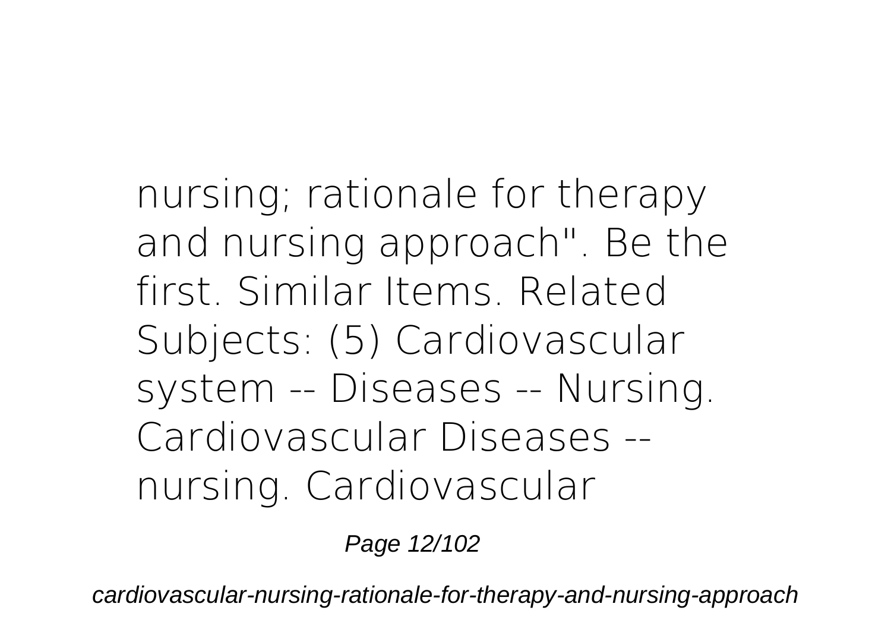nursing; rationale for therapy and nursing approach". Be the first. Similar Items. Related Subjects: (5) Cardiovascular system -- Diseases -- Nursing. Cardiovascular Diseases -- nursing. Cardiovascular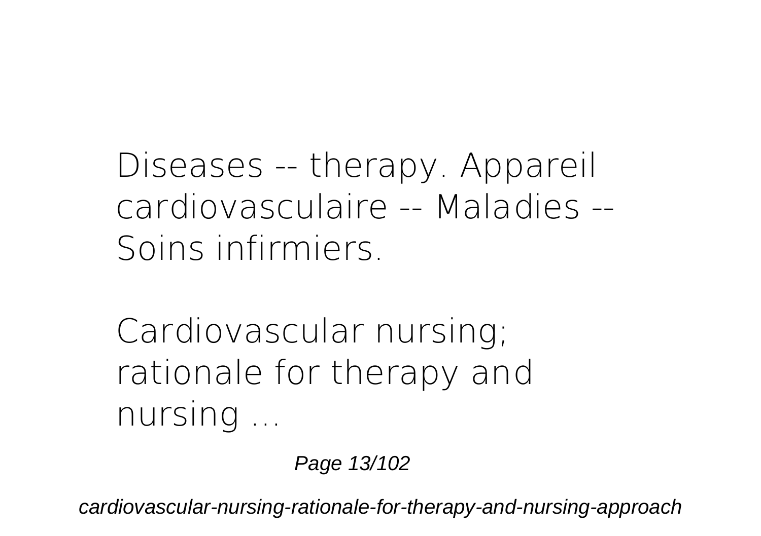Diseases -- therapy. Appareil cardiovasculaire -- Maladies -- Soins infirmiers.

Cardiovascular nursing; rationale for therapy and nursing ...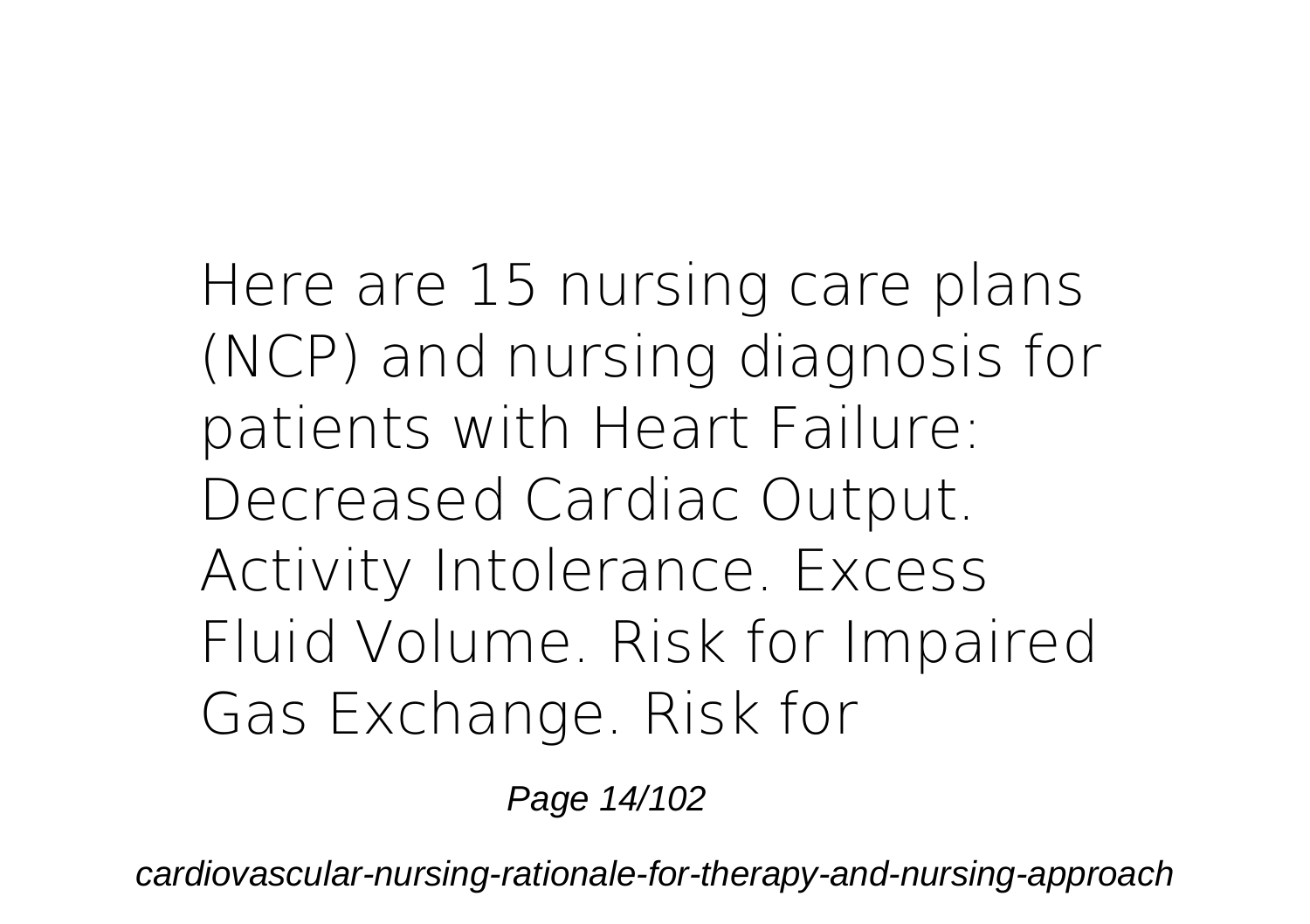Here are 15 nursing care plans (NCP) and nursing diagnosis for patients with Heart Failure: Decreased Cardiac Output. Activity Intolerance. Excess Fluid Volume. Risk for Impaired Gas Exchange. Risk for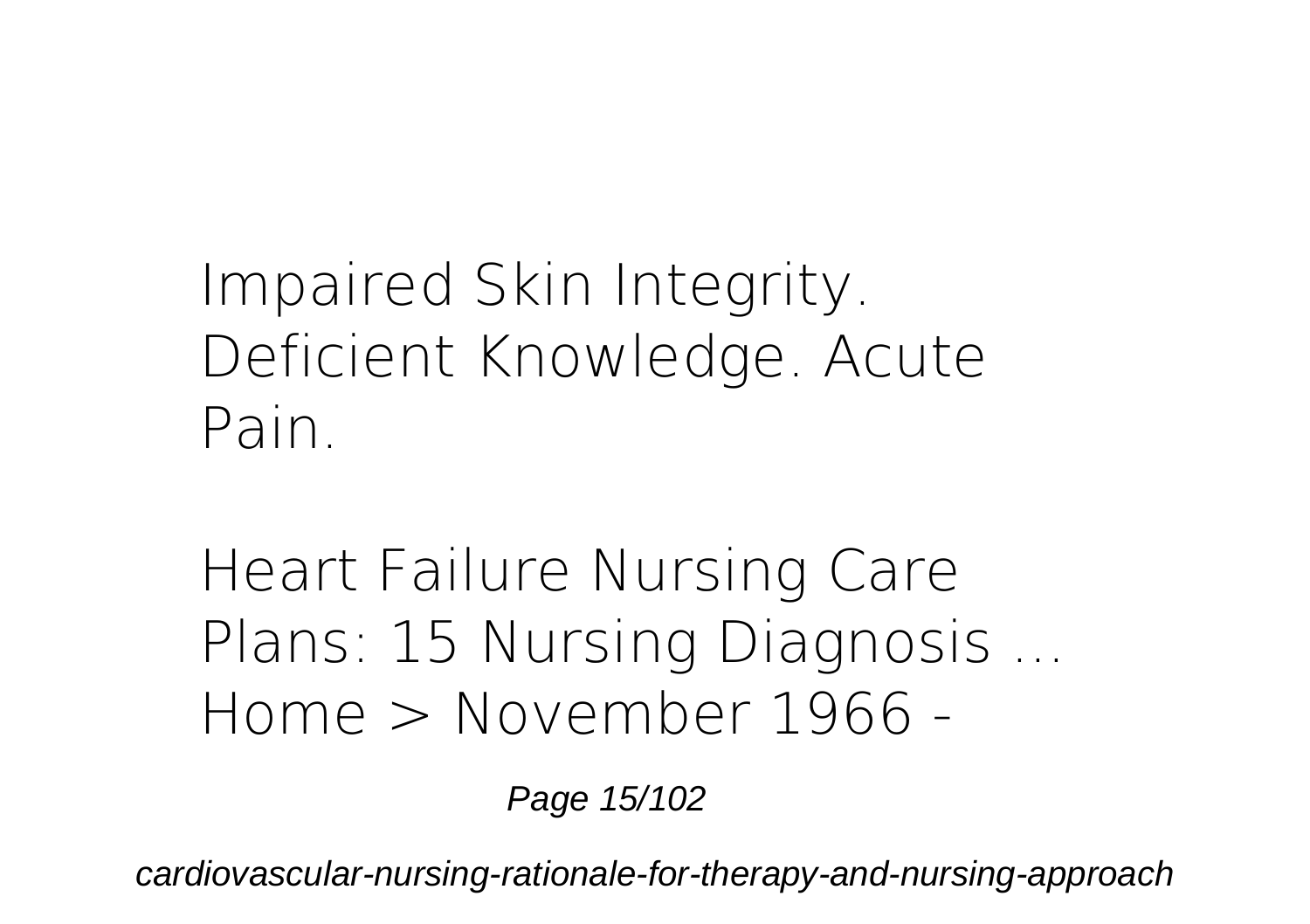Impaired Skin Integrity. Deficient Knowledge. Acute Pain.

**Heart Failure Nursing Care Plans: 15 Nursing Diagnosis ...**

Home > November 1966 -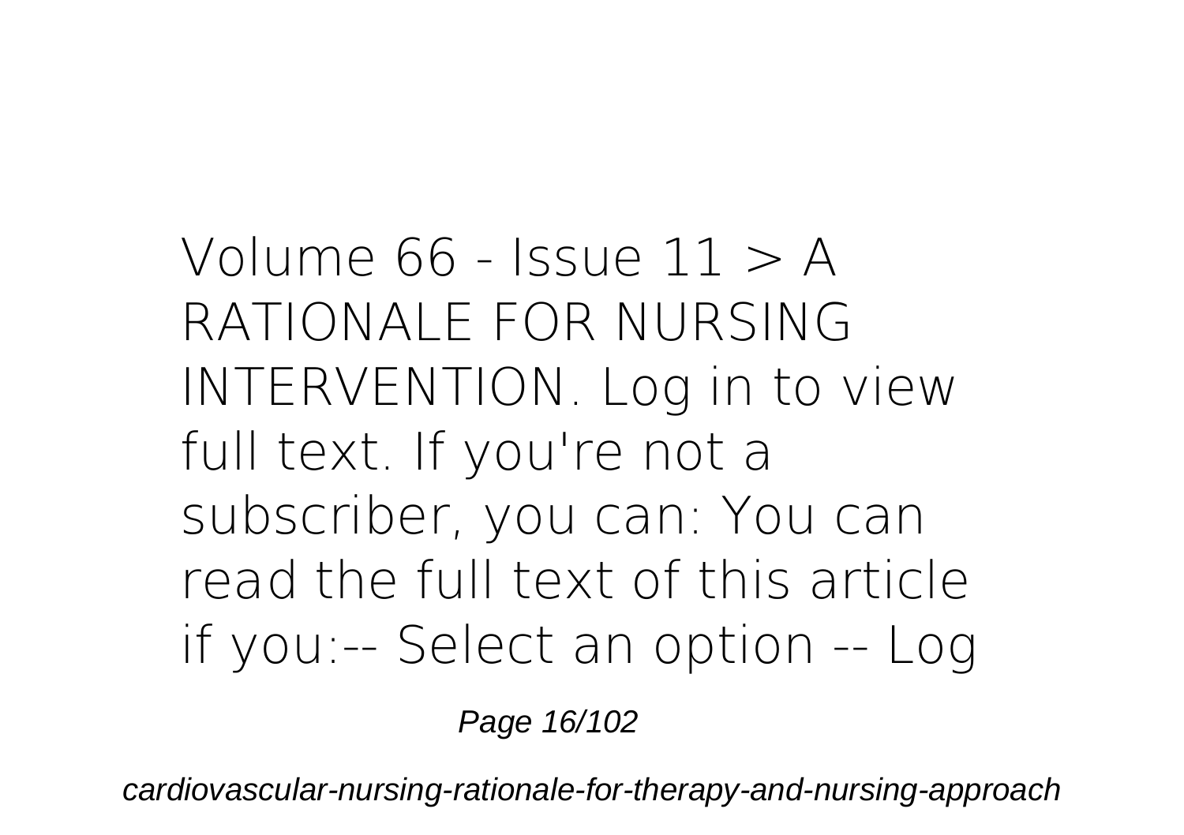Volume 66 - Issue 11 > A RATIONALE FOR NURSING INTERVENTION. Log in to view full text. If you're not a subscriber, you can: You can read the full text of this article if you:-- Select an option -- Log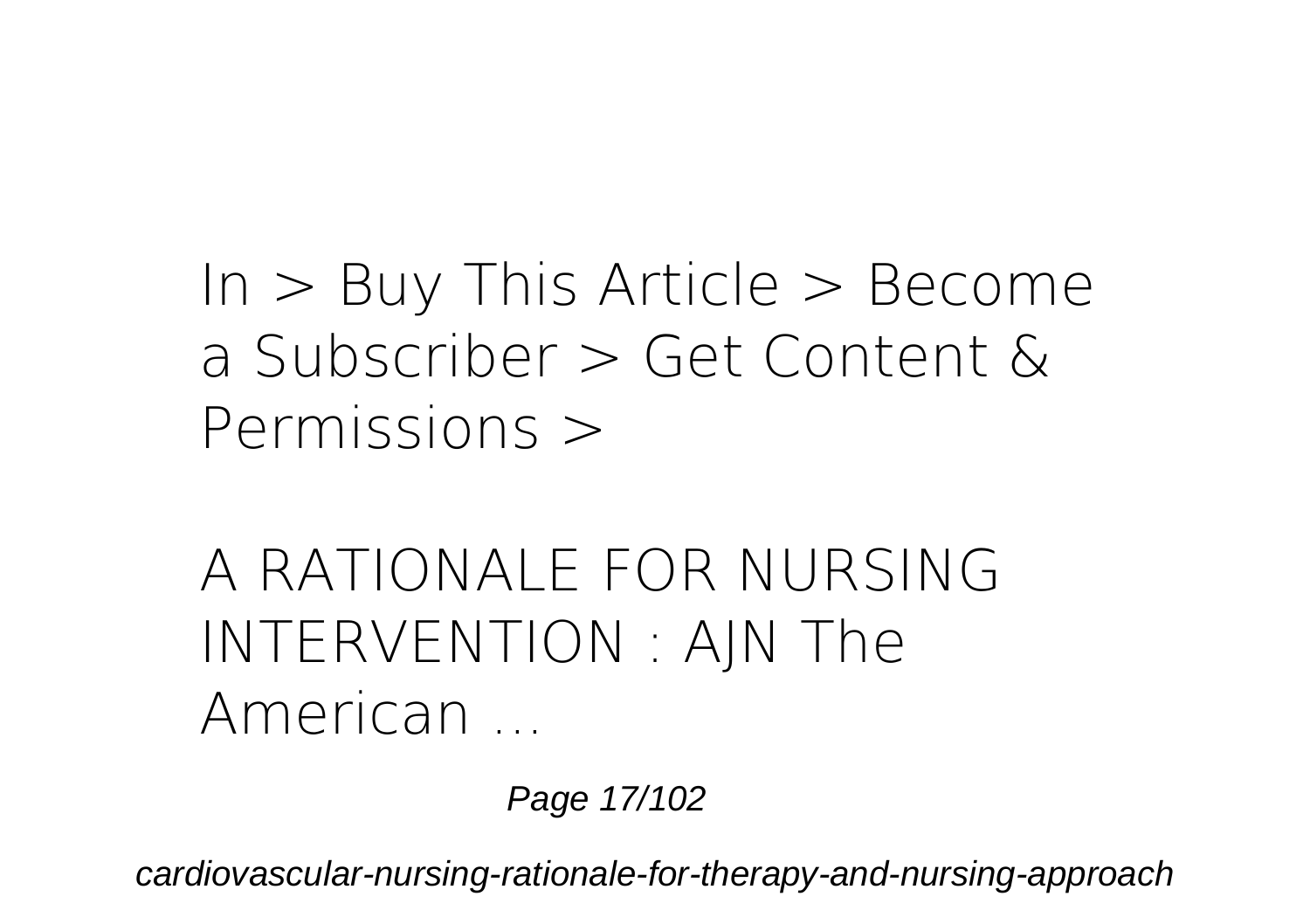In > Buy This Article > Become a Subscriber > Get Content & Permissions >

## A RATIONALE FOR NURSING INTERVENTION : AJN The American ...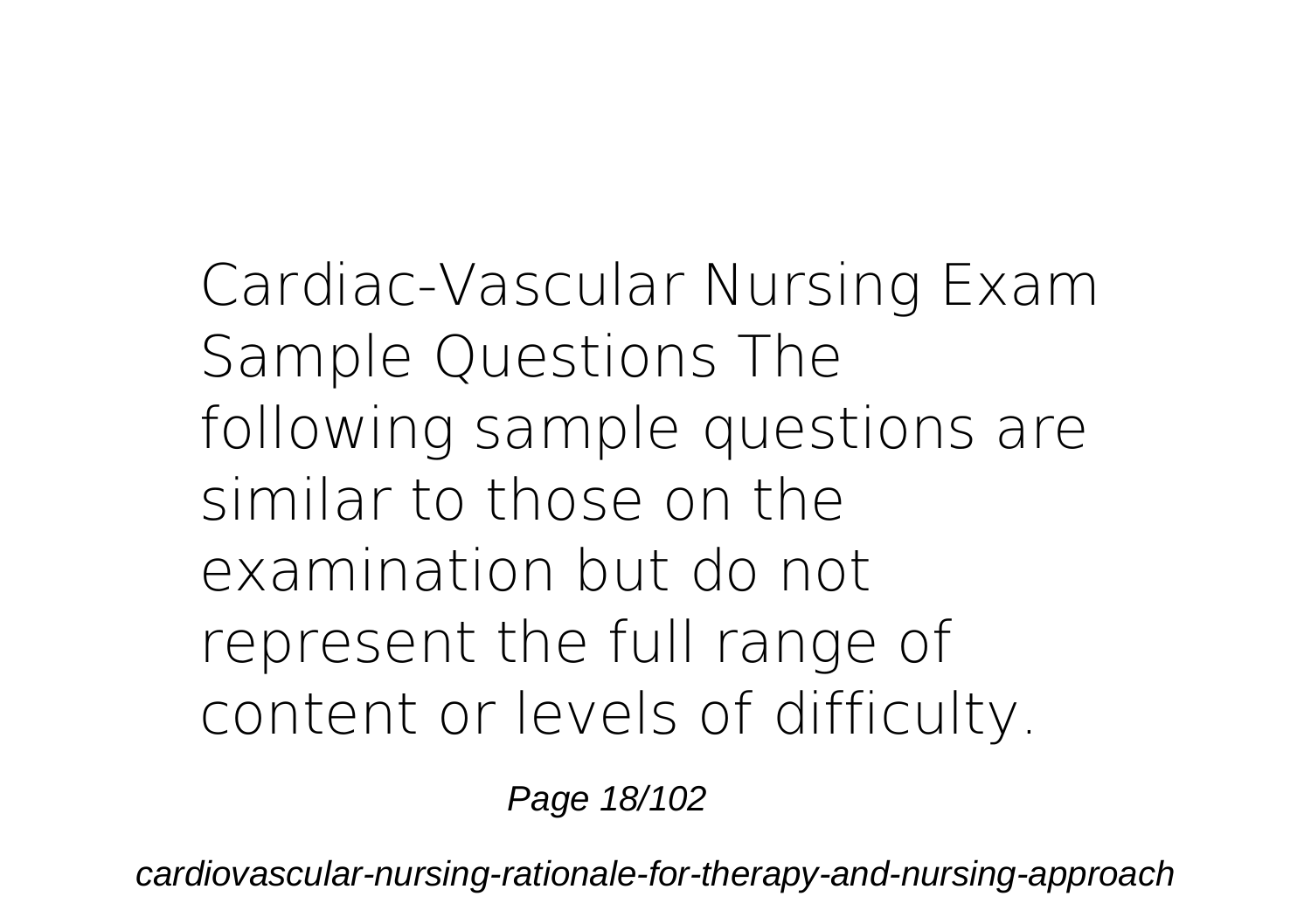Cardiac-Vascular Nursing Exam Sample Questions The following sample questions are similar to those on the examination but do not represent the full range of content or levels of difficulty.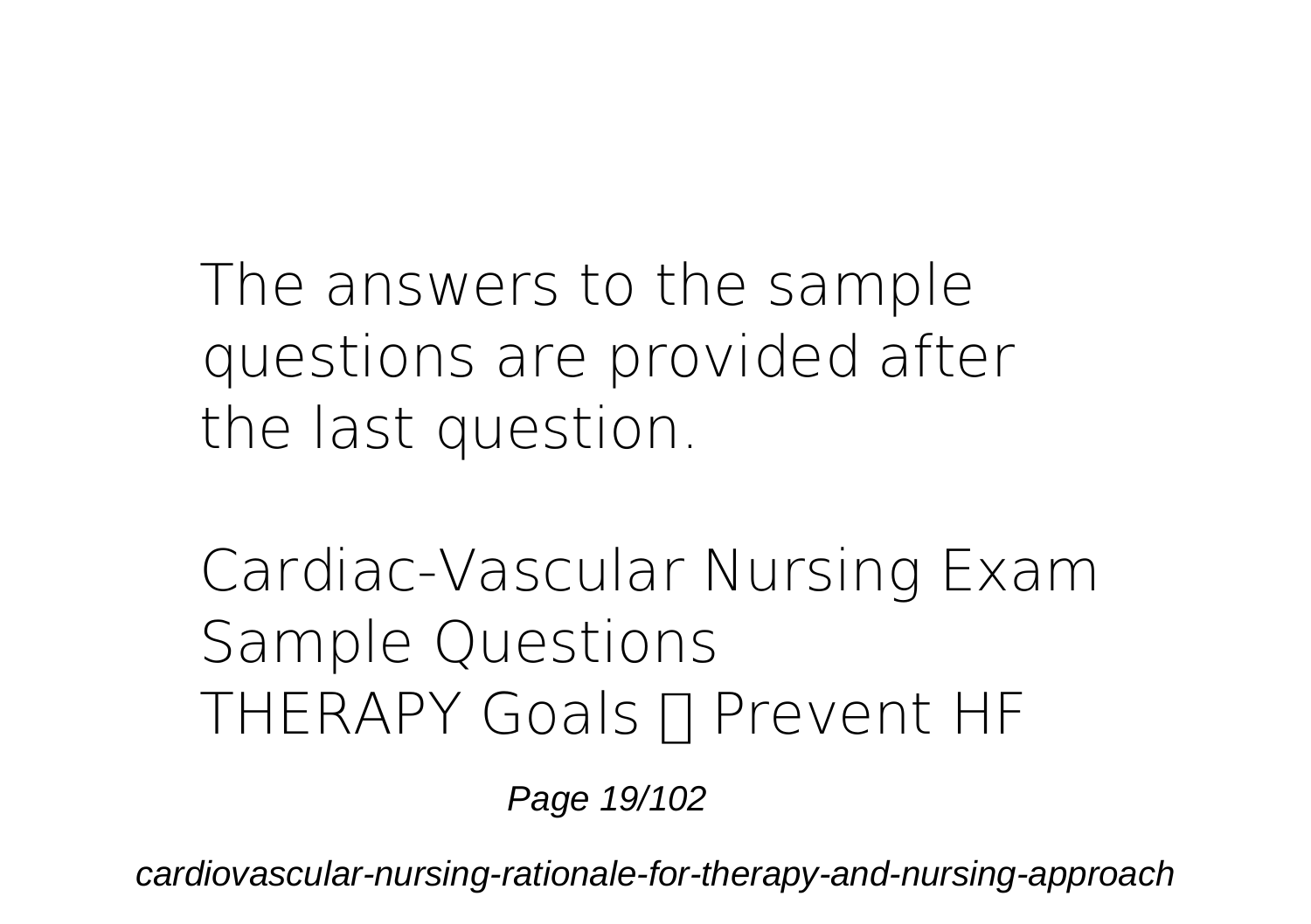The answers to the sample questions are provided after the last question.

**Cardiac-Vascular Nursing Exam Sample Questions**

THERAPY Goals  Prevent HF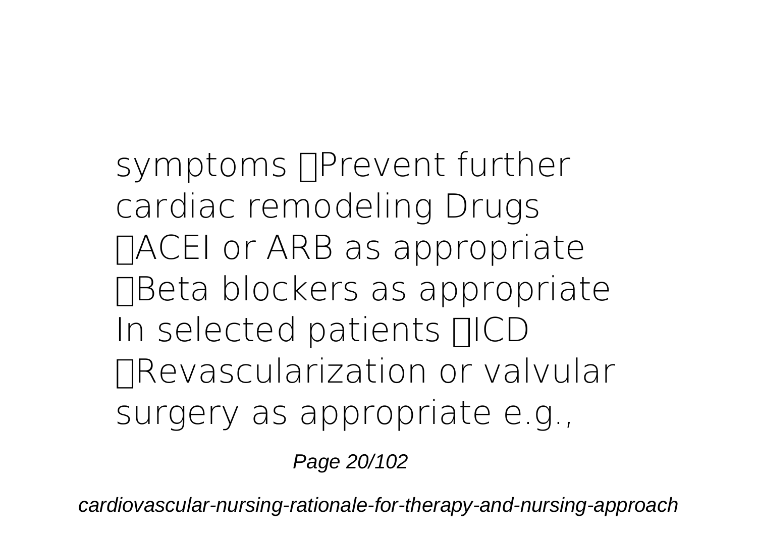symptoms Prevent further cardiac remodeling Drugs ACEI or ARB as appropriate Beta blockers as appropriate In selected patients ICD Revascularization or valvular surgery as appropriate e.g.,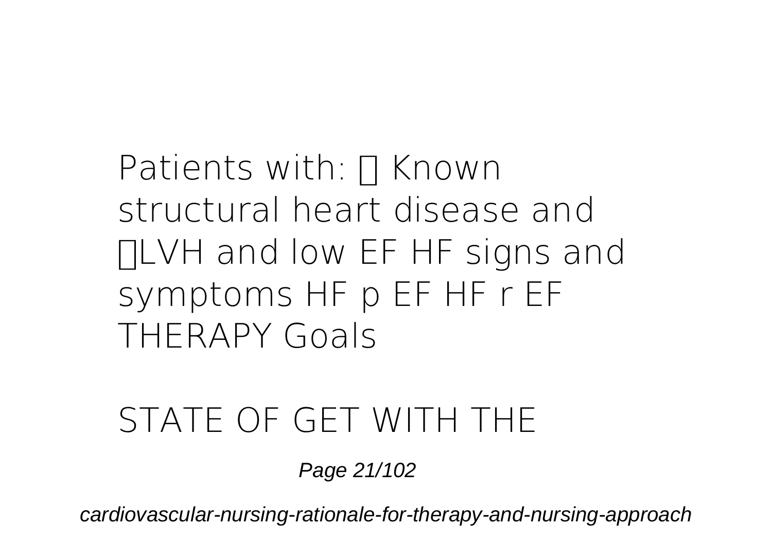Patients with:  Known structural heart disease and LVH and low EF HF signs and symptoms HF p EF HF r EF THERAPY Goals

STATE OF GET WITH THE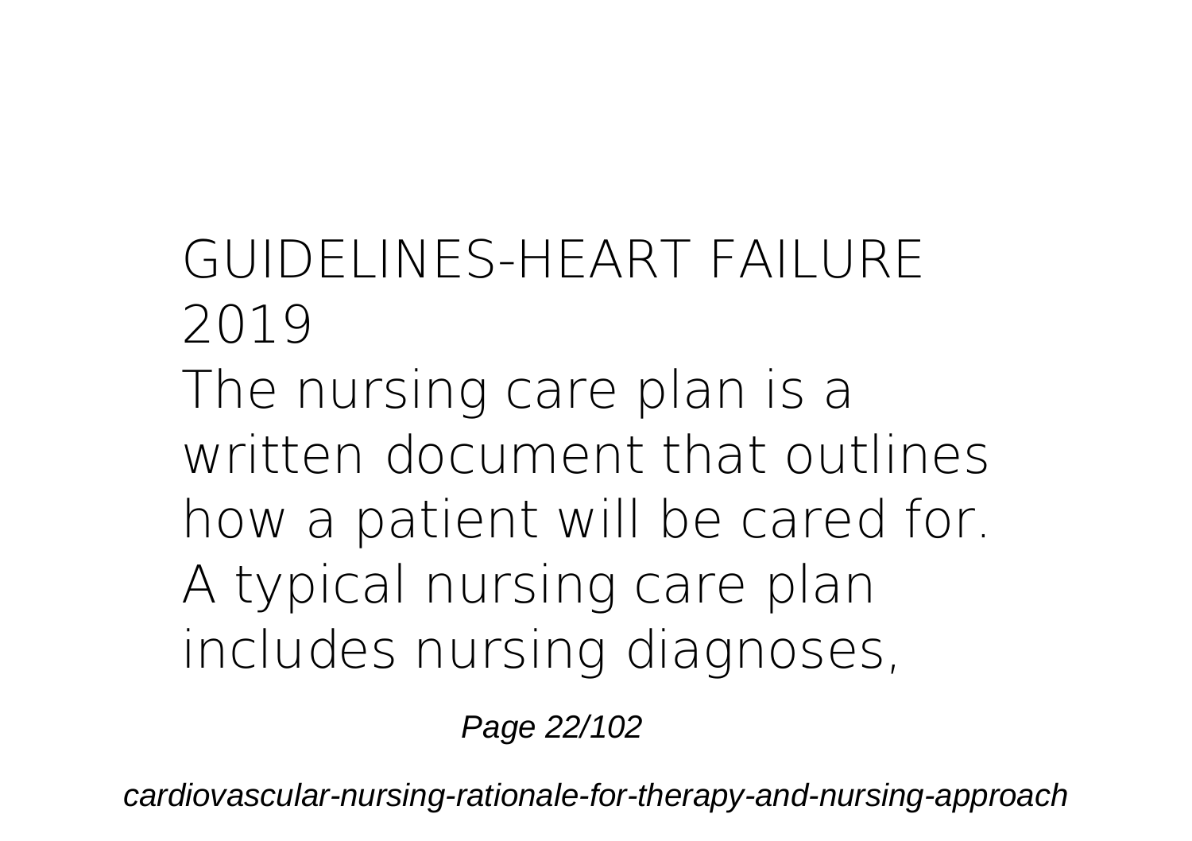GUIDELINES-HEART FAILURE 2019

The nursing care plan is a written document that outlines how a patient will be cared for. A typical nursing care plan includes nursing diagnoses,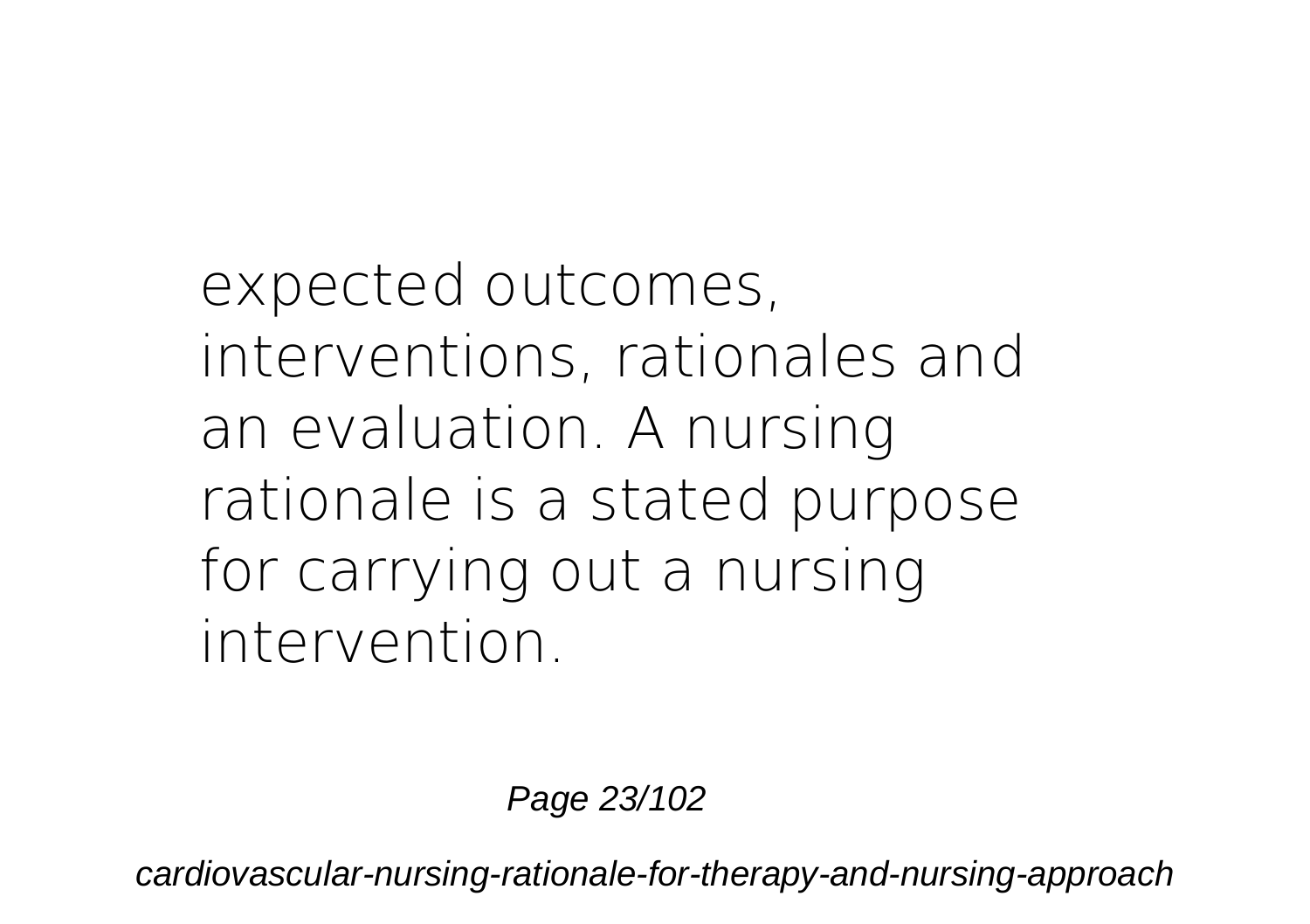expected outcomes, interventions, rationales and an evaluation. A nursing rationale is a stated purpose for carrying out a nursing intervention.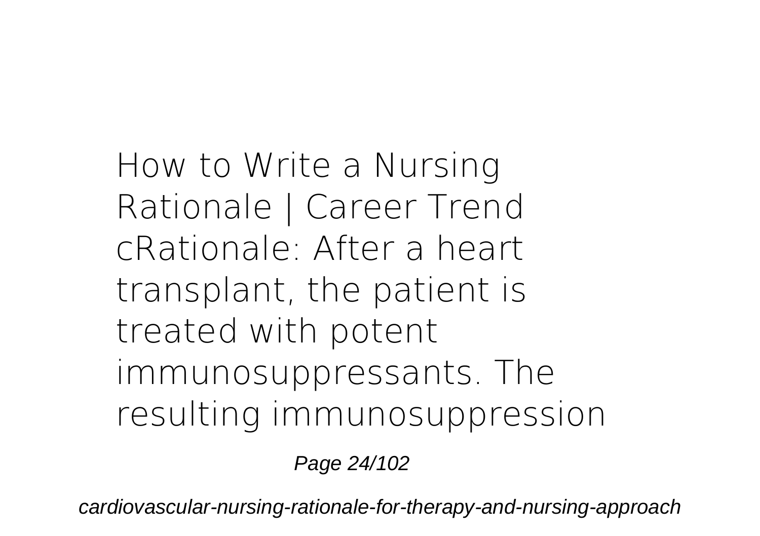**How to Write a Nursing Rationale | Career Trend**
cRationale: After a heart transplant, the patient is treated with potent immunosuppressants. The resulting immunosuppression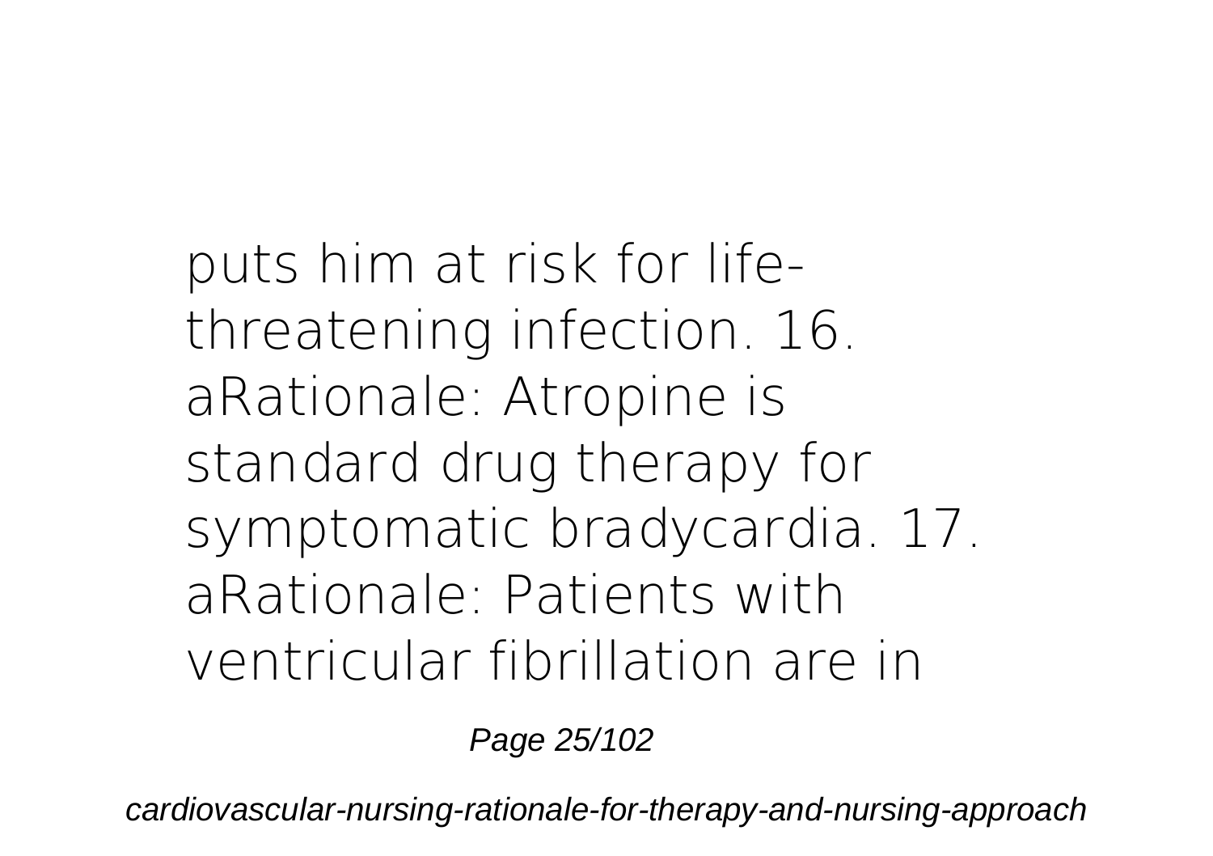puts him at risk for life-threatening infection. 16. aRationale: Atropine is standard drug therapy for symptomatic bradycardia. 17. aRationale: Patients with ventricular fibrillation are in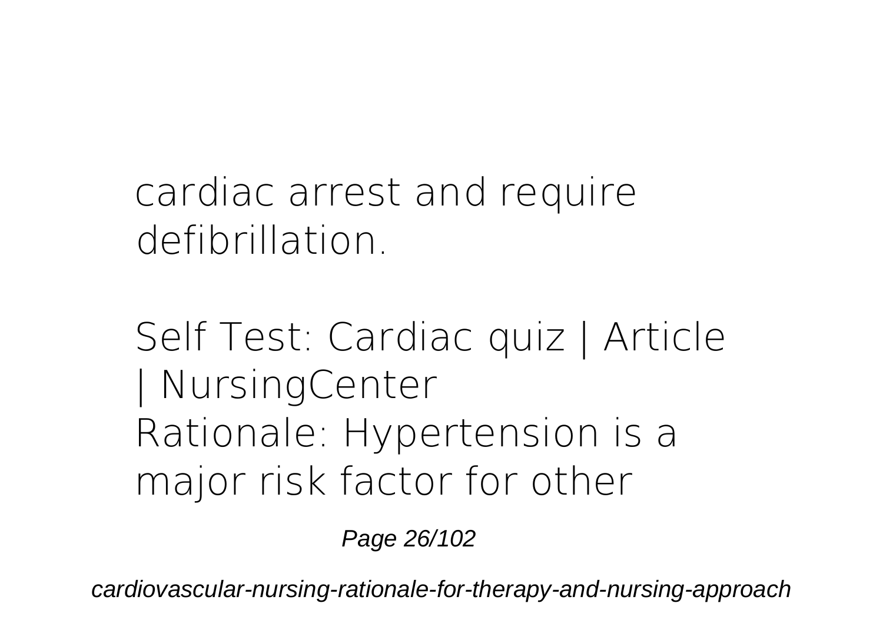cardiac arrest and require defibrillation.

Self Test: Cardiac quiz | Article | NursingCenter
Rationale: Hypertension is a major risk factor for other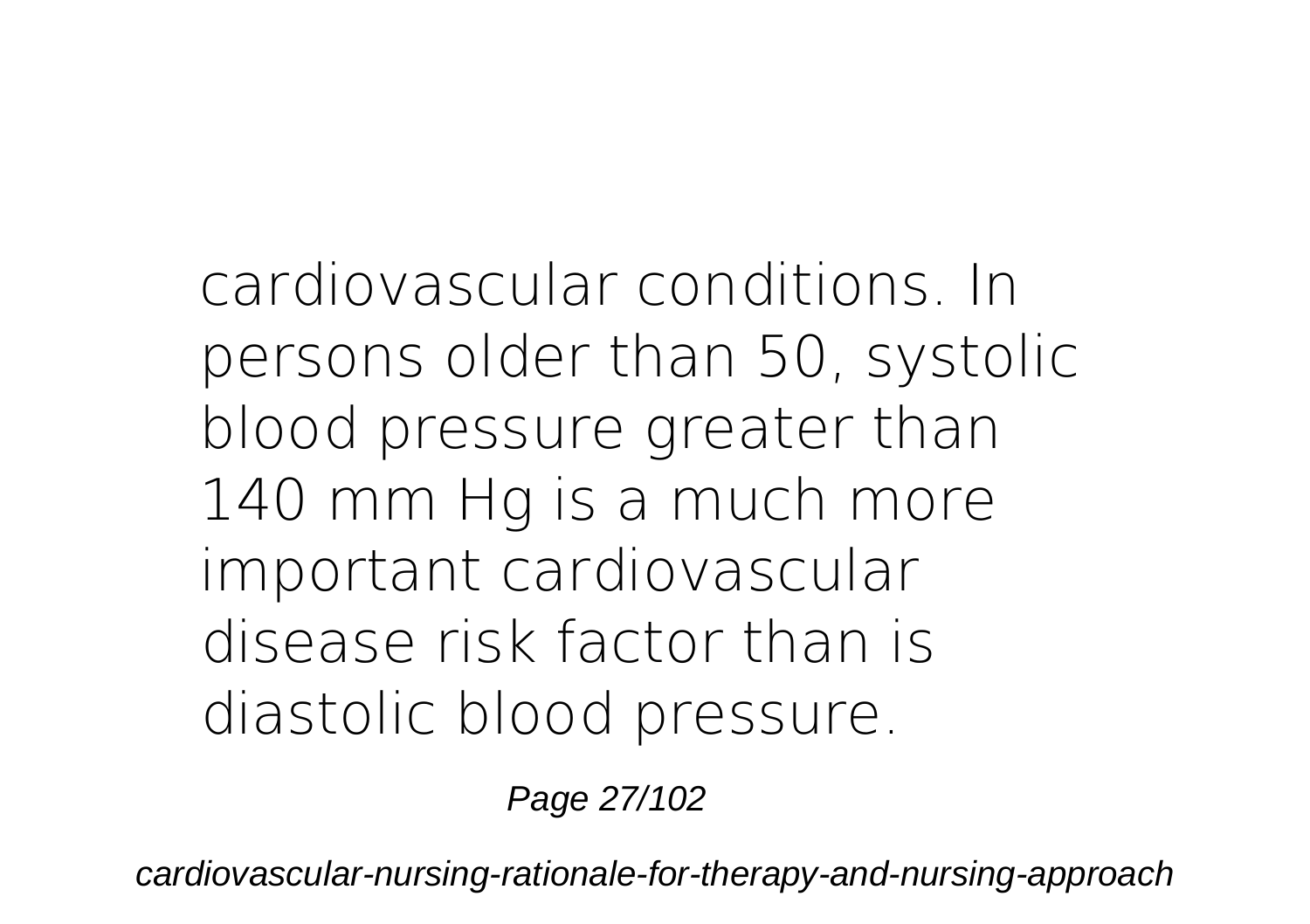cardiovascular conditions. In persons older than 50, systolic blood pressure greater than 140 mm Hg is a much more important cardiovascular disease risk factor than is diastolic blood pressure.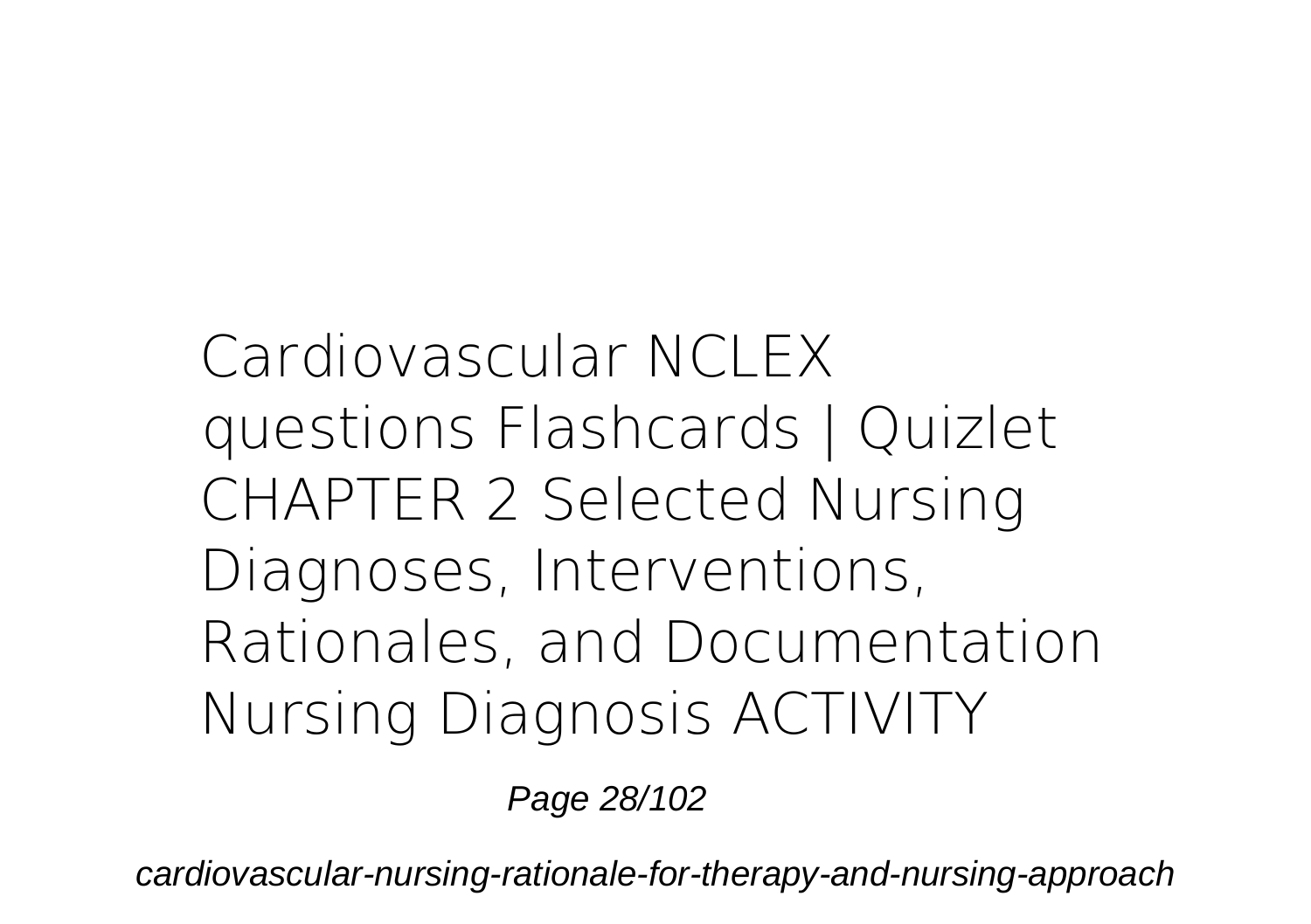Cardiovascular NCLEX questions Flashcards | Quizlet CHAPTER 2 Selected Nursing Diagnoses, Interventions, Rationales, and Documentation Nursing Diagnosis ACTIVITY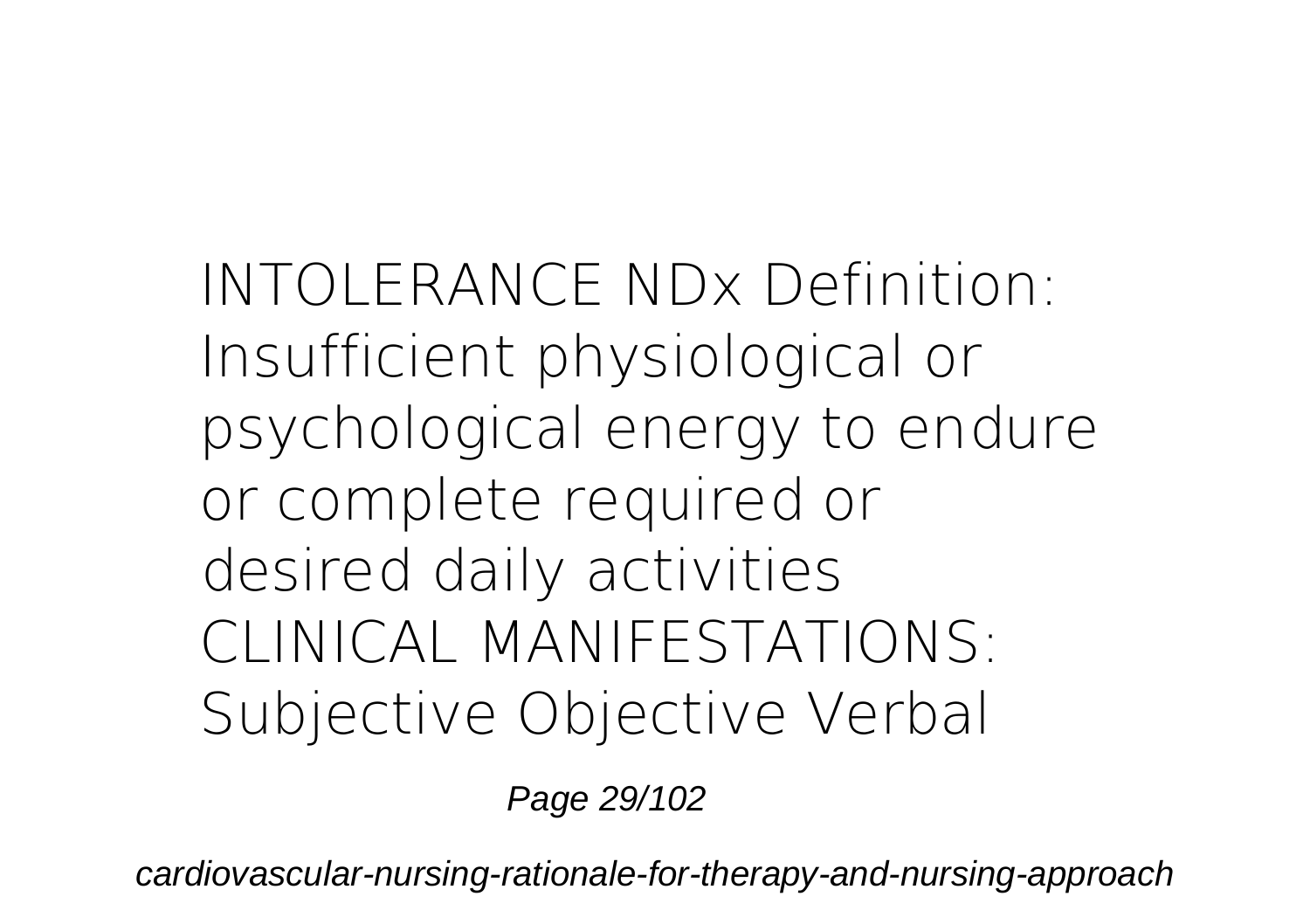INTOLERANCE NDx Definition: Insufficient physiological or psychological energy to endure or complete required or desired daily activities CLINICAL MANIFESTATIONS: Subjective Objective Verbal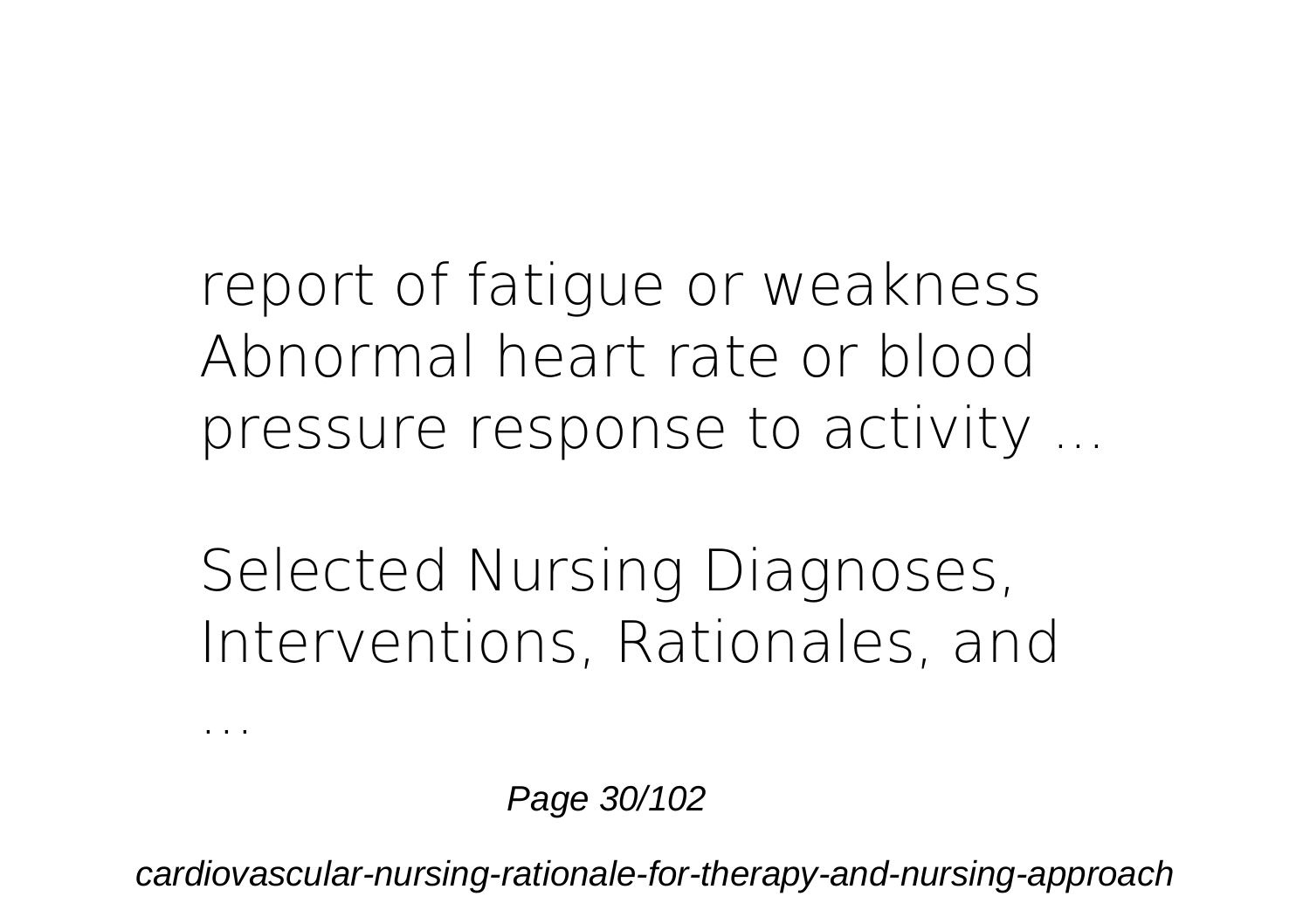report of fatigue or weakness Abnormal heart rate or blood pressure response to activity ...

Selected Nursing Diagnoses, Interventions, Rationales, and

...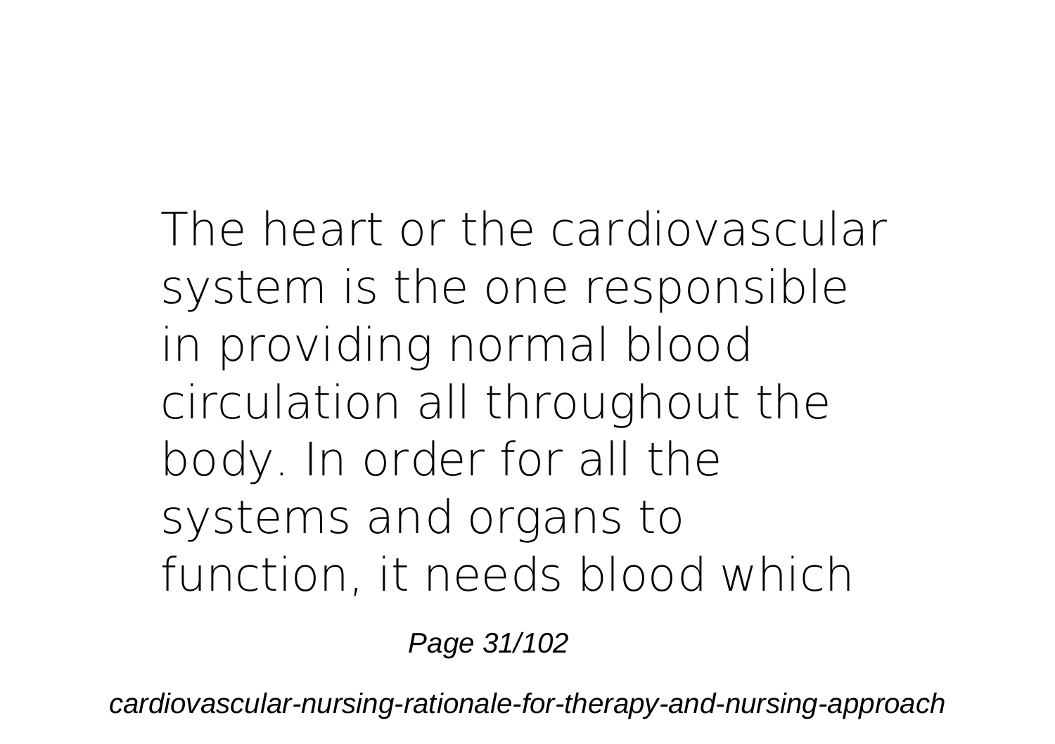The heart or the cardiovascular system is the one responsible in providing normal blood circulation all throughout the body. In order for all the systems and organs to function, it needs blood which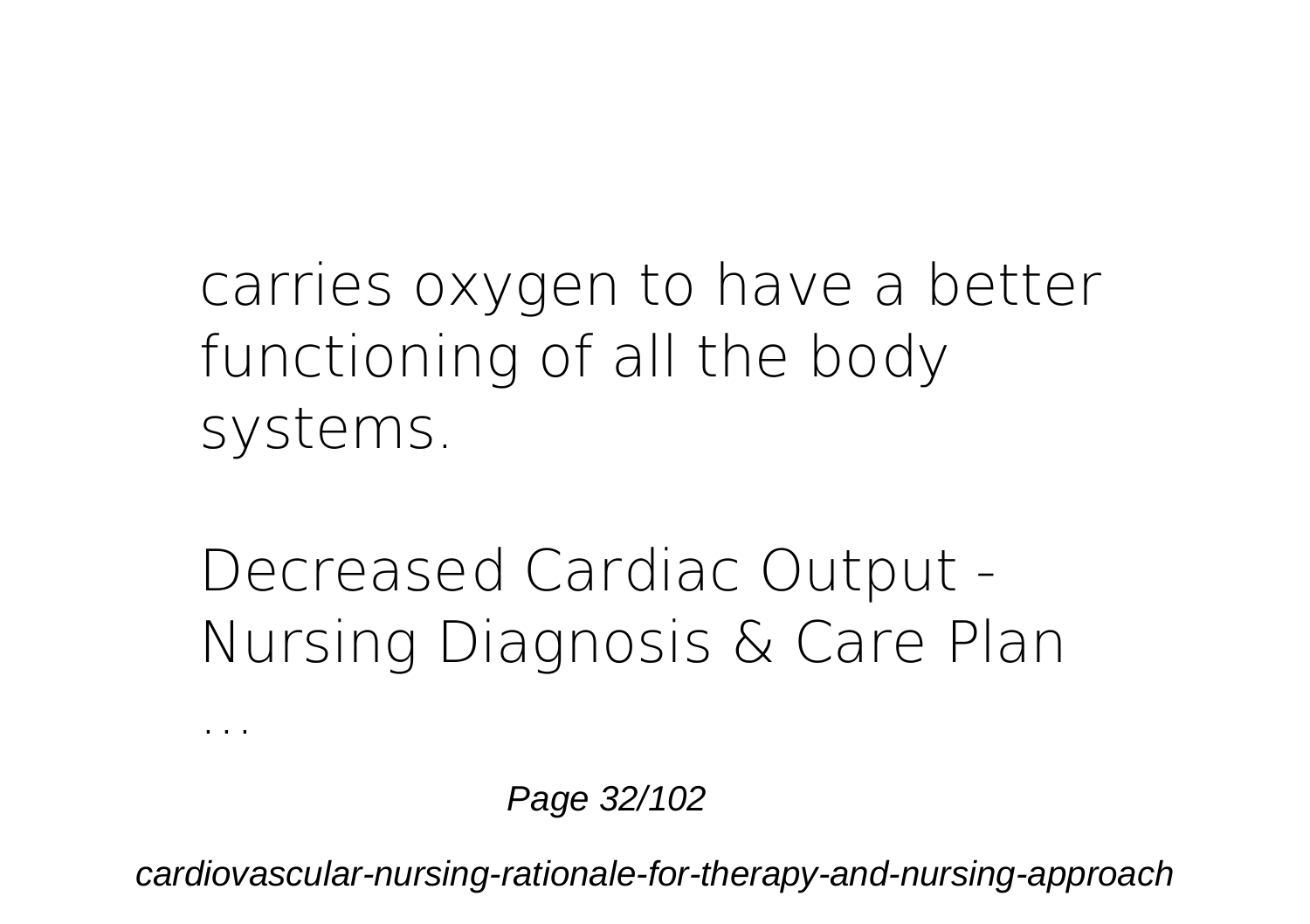carries oxygen to have a better functioning of all the body systems.

## Decreased Cardiac Output - Nursing Diagnosis & Care Plan ...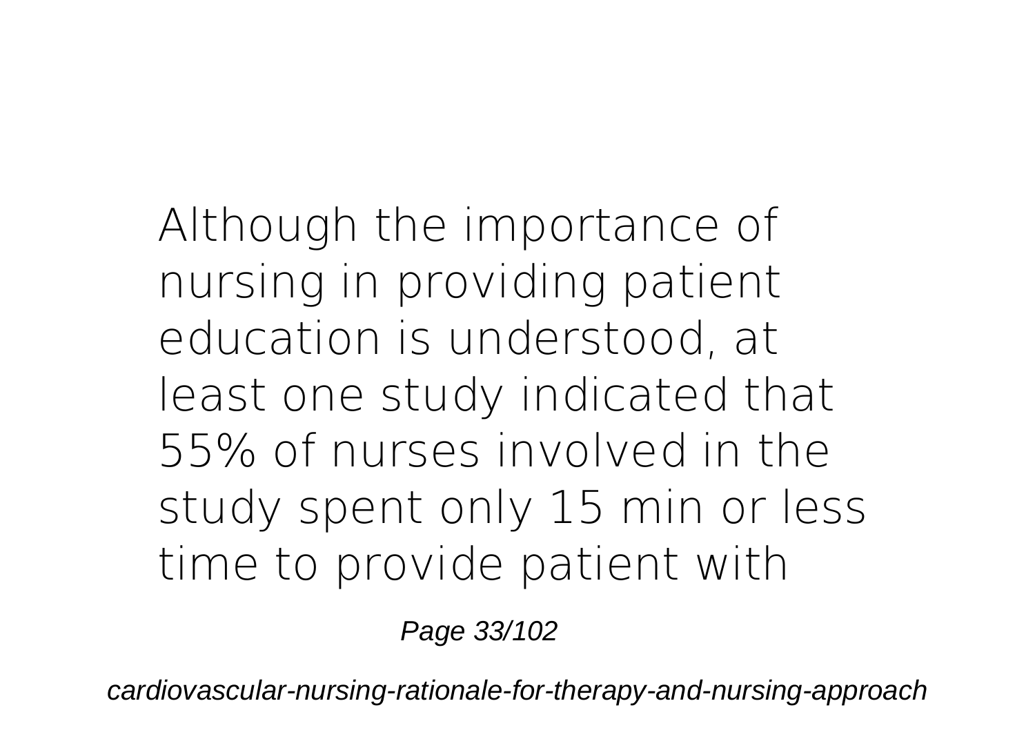Although the importance of nursing in providing patient education is understood, at least one study indicated that 55% of nurses involved in the study spent only 15 min or less time to provide patient with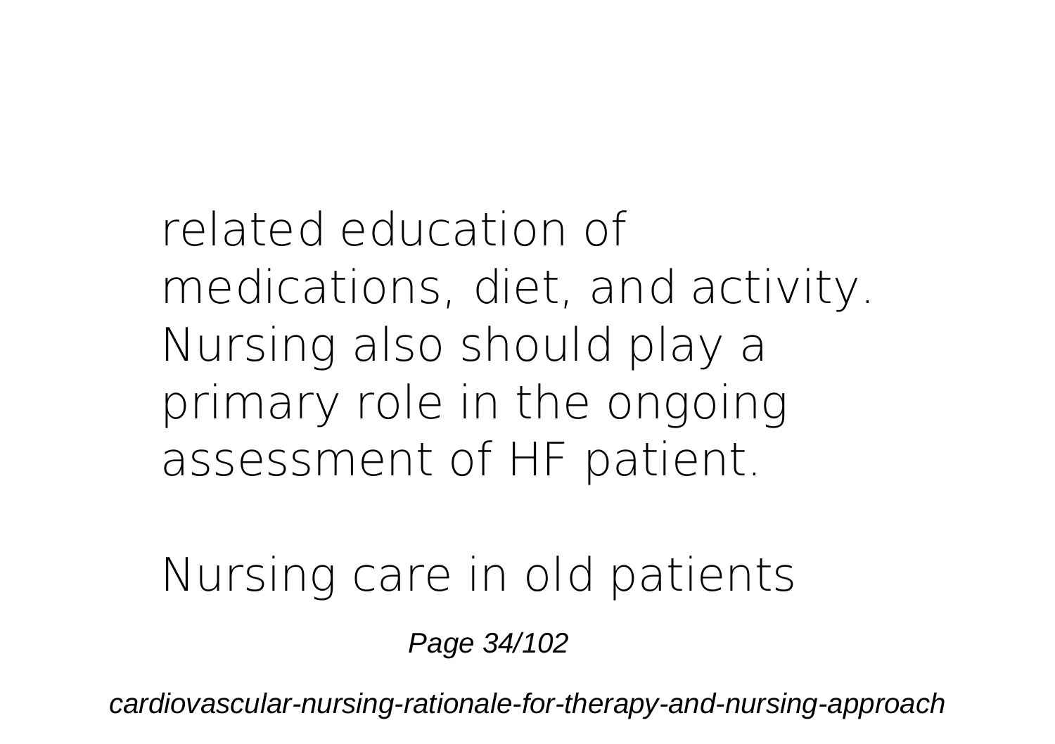related education of medications, diet, and activity. Nursing also should play a primary role in the ongoing assessment of HF patient.

Nursing care in old patients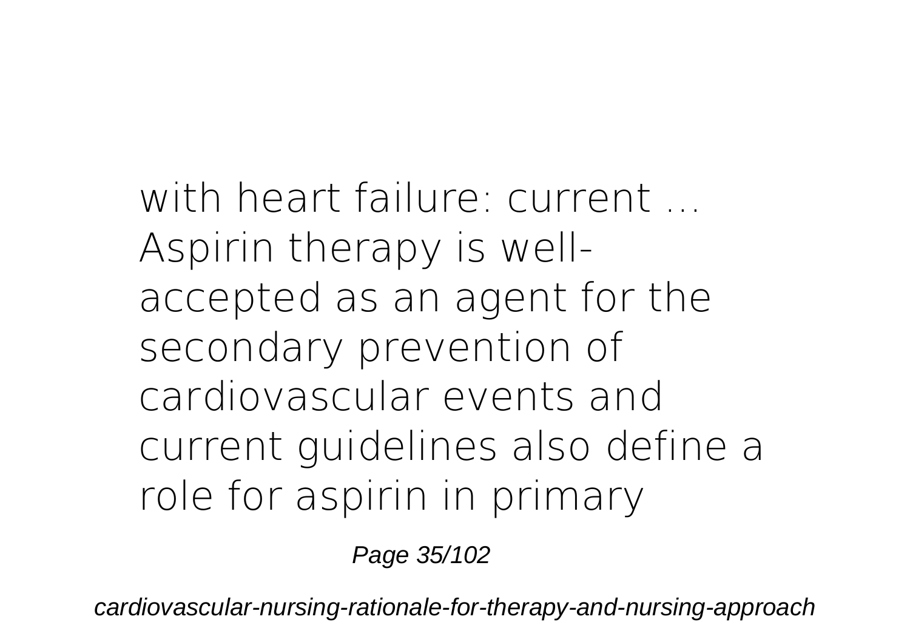with heart failure: current ...
Aspirin therapy is well-accepted as an agent for the secondary prevention of cardiovascular events and current guidelines also define a role for aspirin in primary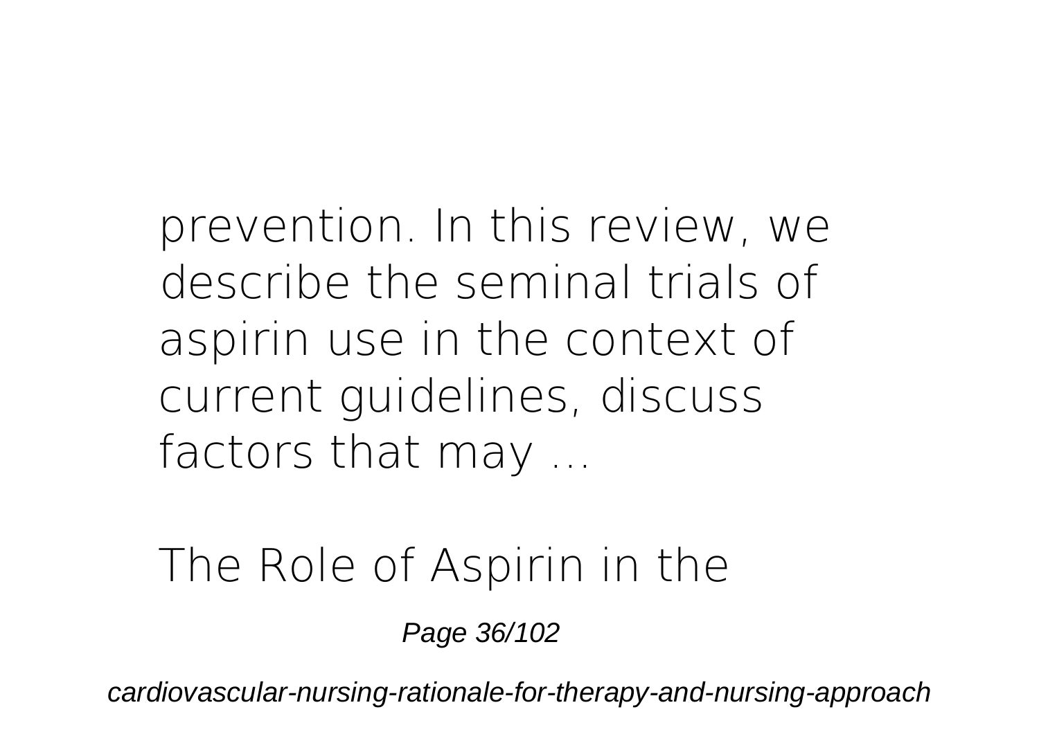prevention. In this review, we describe the seminal trials of aspirin use in the context of current guidelines, discuss factors that may ...

The Role of Aspirin in the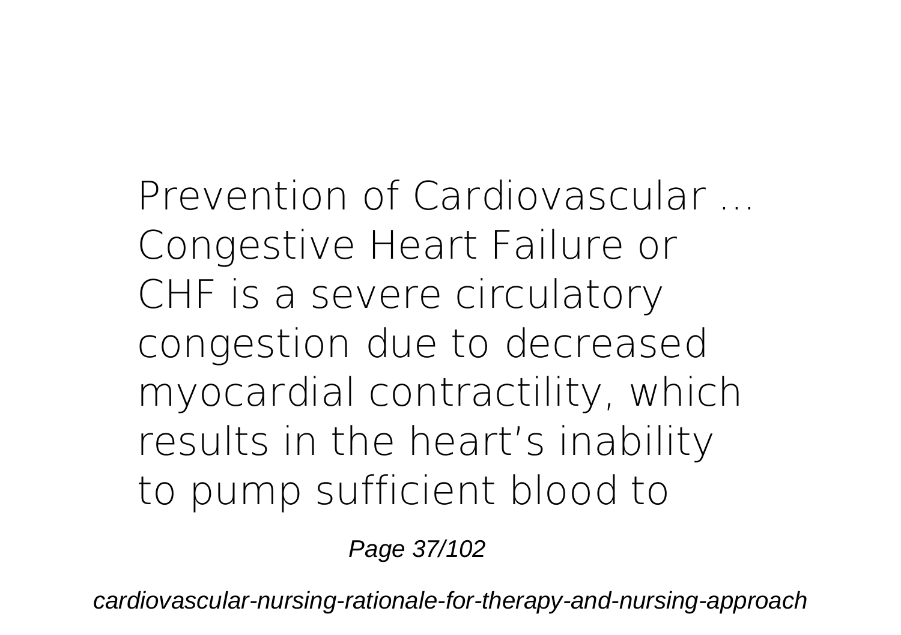Prevention of Cardiovascular ...
Congestive Heart Failure or CHF is a severe circulatory congestion due to decreased myocardial contractility, which results in the heart's inability to pump sufficient blood to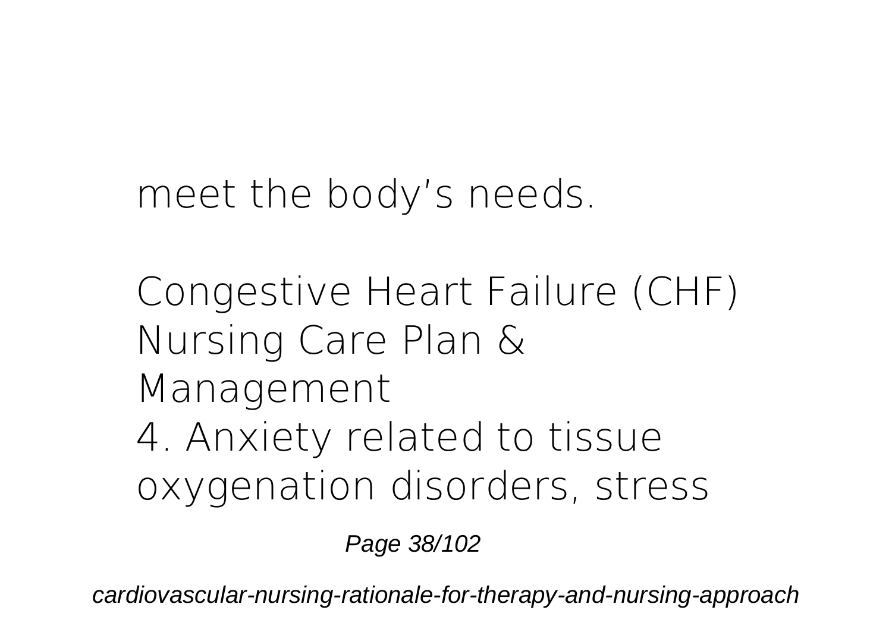meet the body's needs.

Congestive Heart Failure (CHF) Nursing Care Plan & Management

4. Anxiety related to tissue oxygenation disorders, stress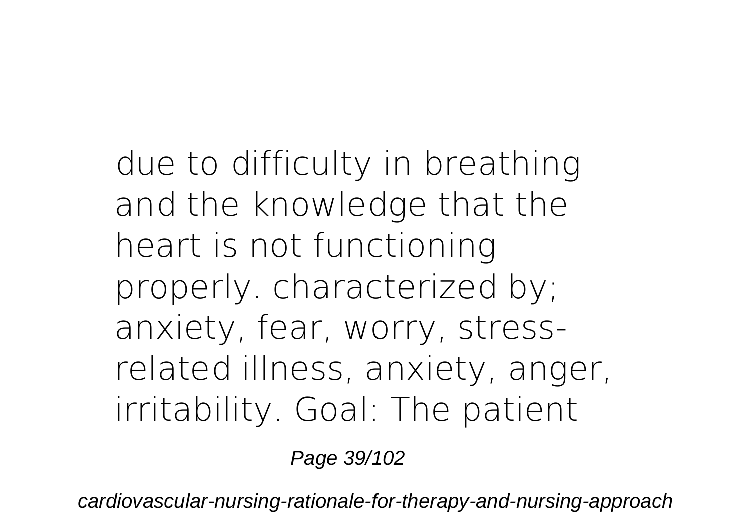due to difficulty in breathing and the knowledge that the heart is not functioning properly. characterized by; anxiety, fear, worry, stress-related illness, anxiety, anger, irritability. Goal: The patient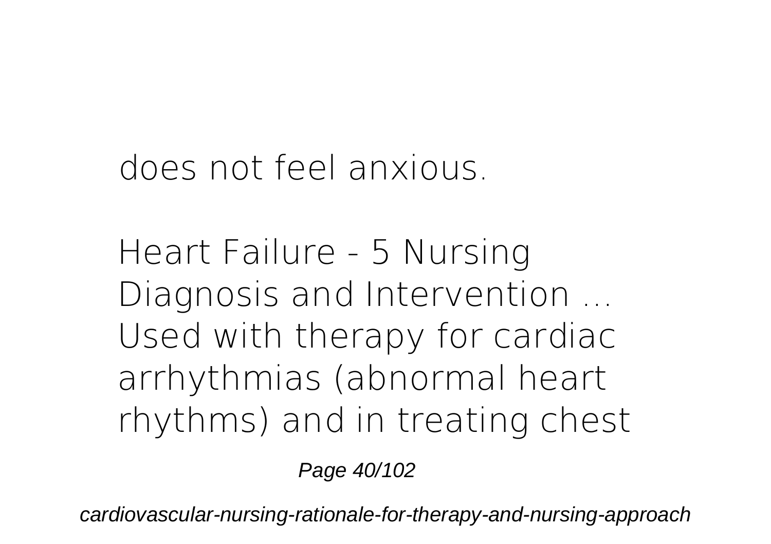does not feel anxious.

Heart Failure - 5 Nursing Diagnosis and Intervention ...
Used with therapy for cardiac arrhythmias (abnormal heart rhythms) and in treating chest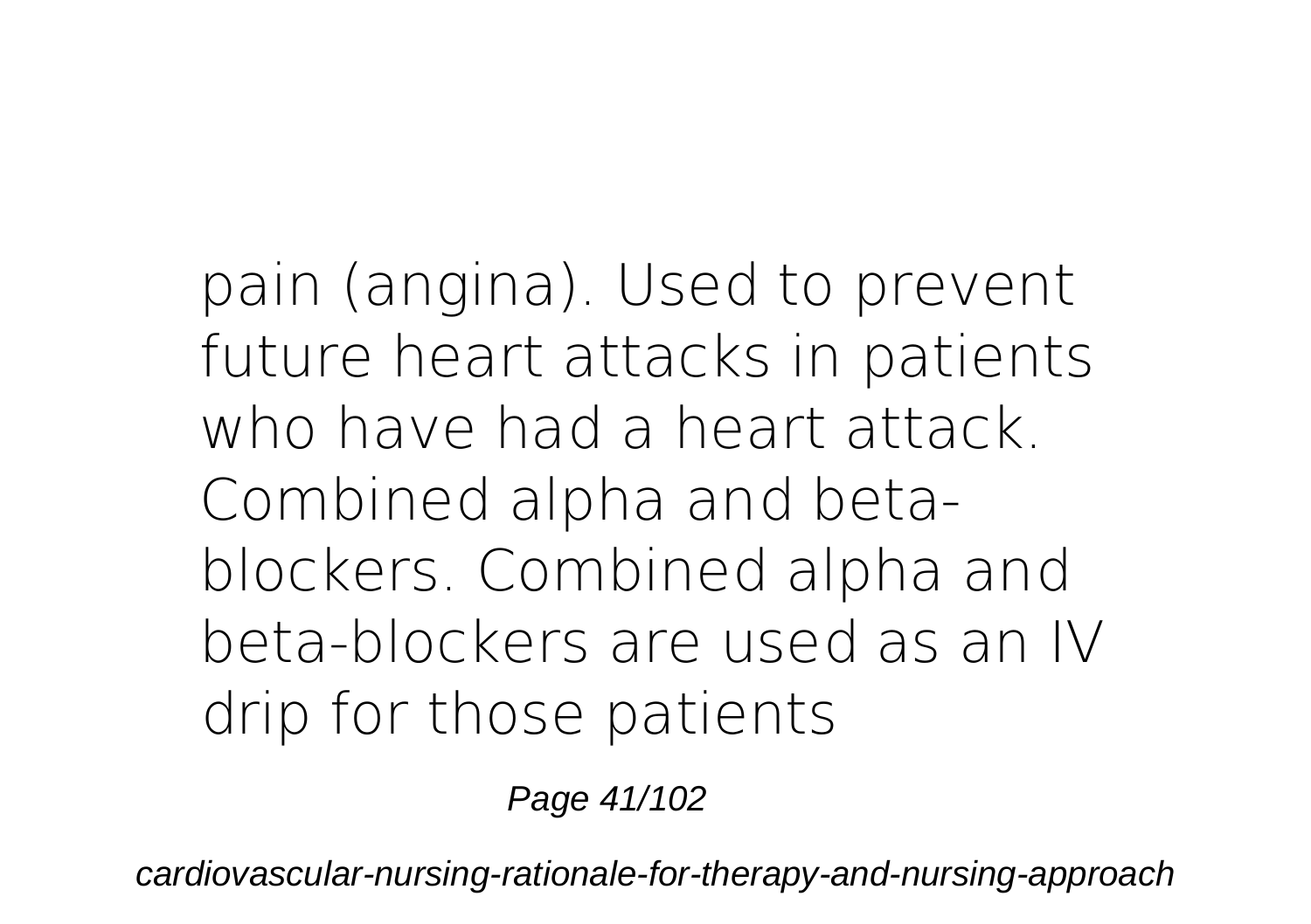pain (angina). Used to prevent future heart attacks in patients who have had a heart attack. Combined alpha and beta-blockers. Combined alpha and beta-blockers are used as an IV drip for those patients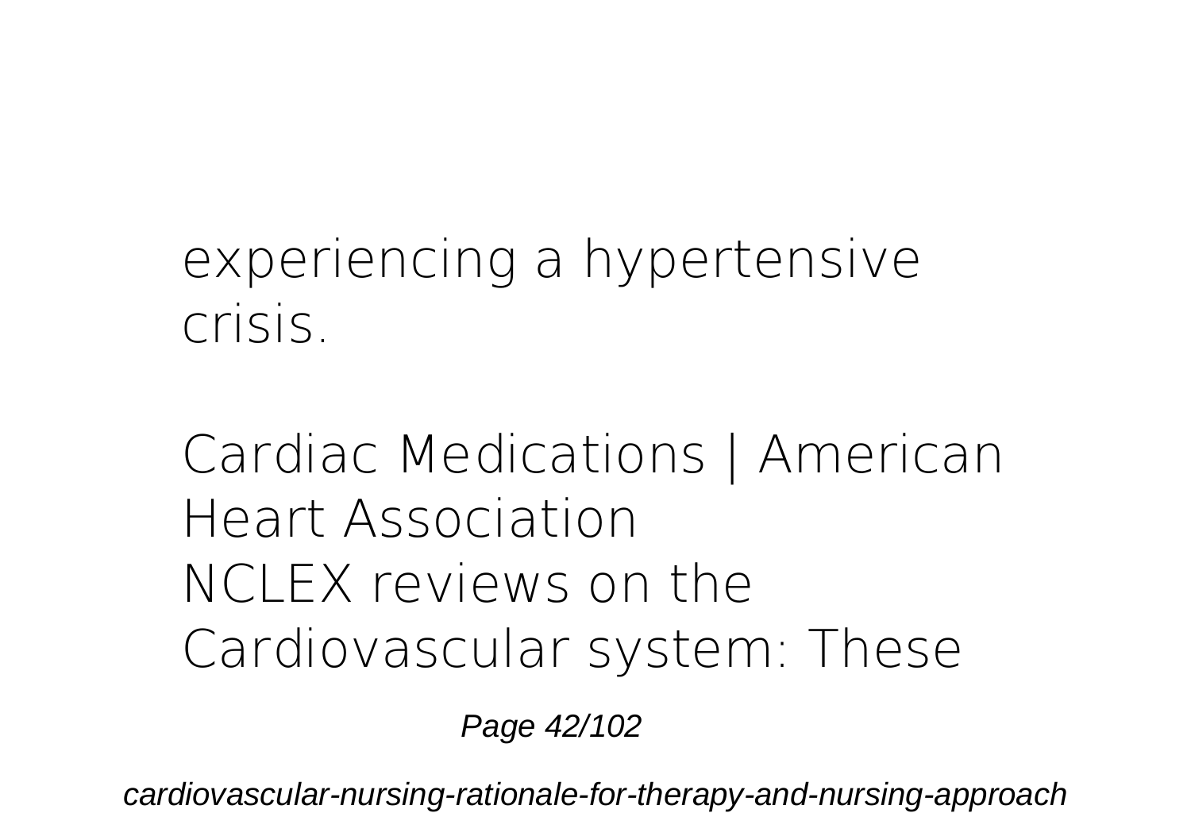experiencing a hypertensive crisis.

Cardiac Medications | American Heart Association

NCLEX reviews on the Cardiovascular system: These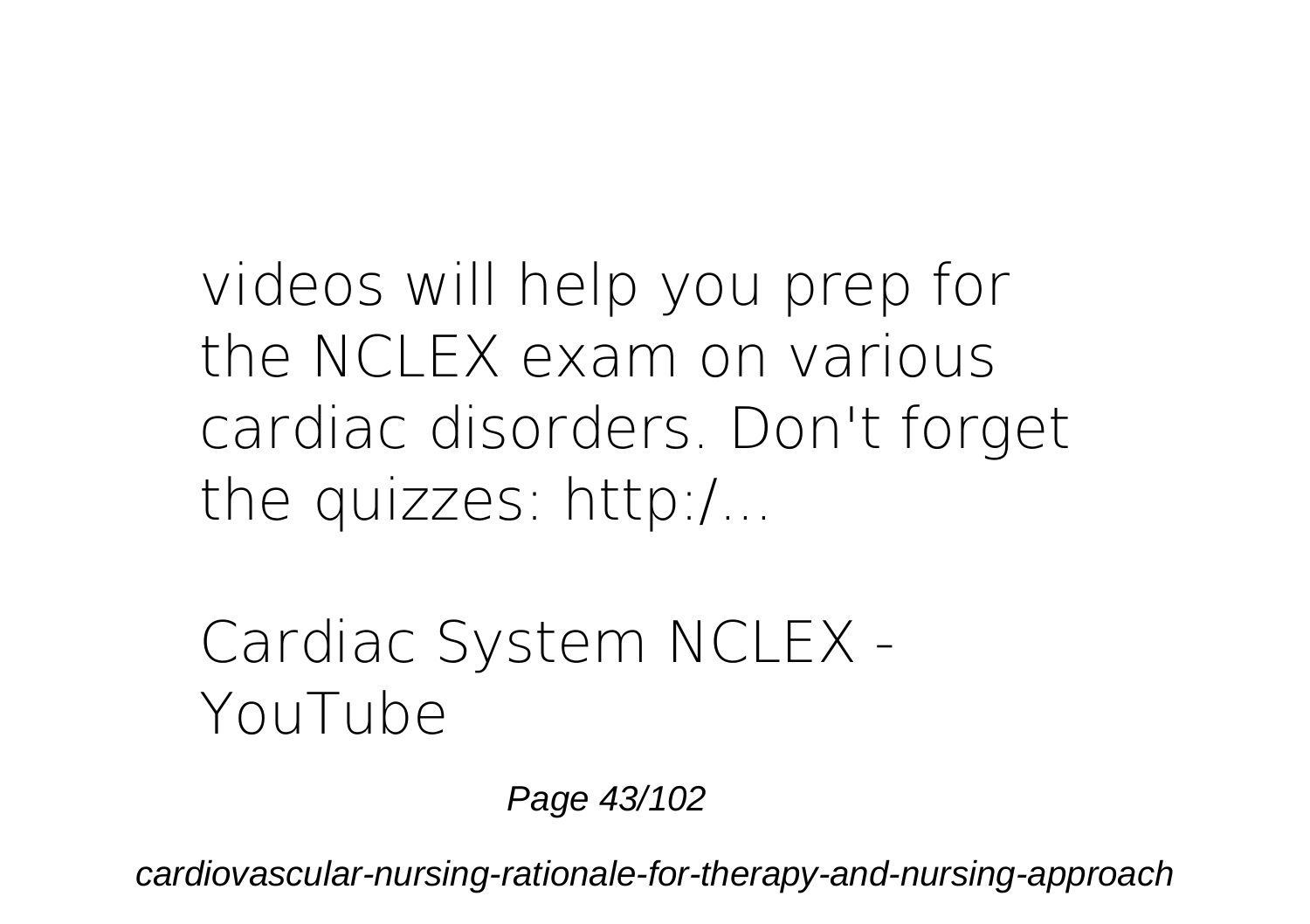videos will help you prep for the NCLEX exam on various cardiac disorders. Don't forget the quizzes: http:/...

**Cardiac System NCLEX - YouTube**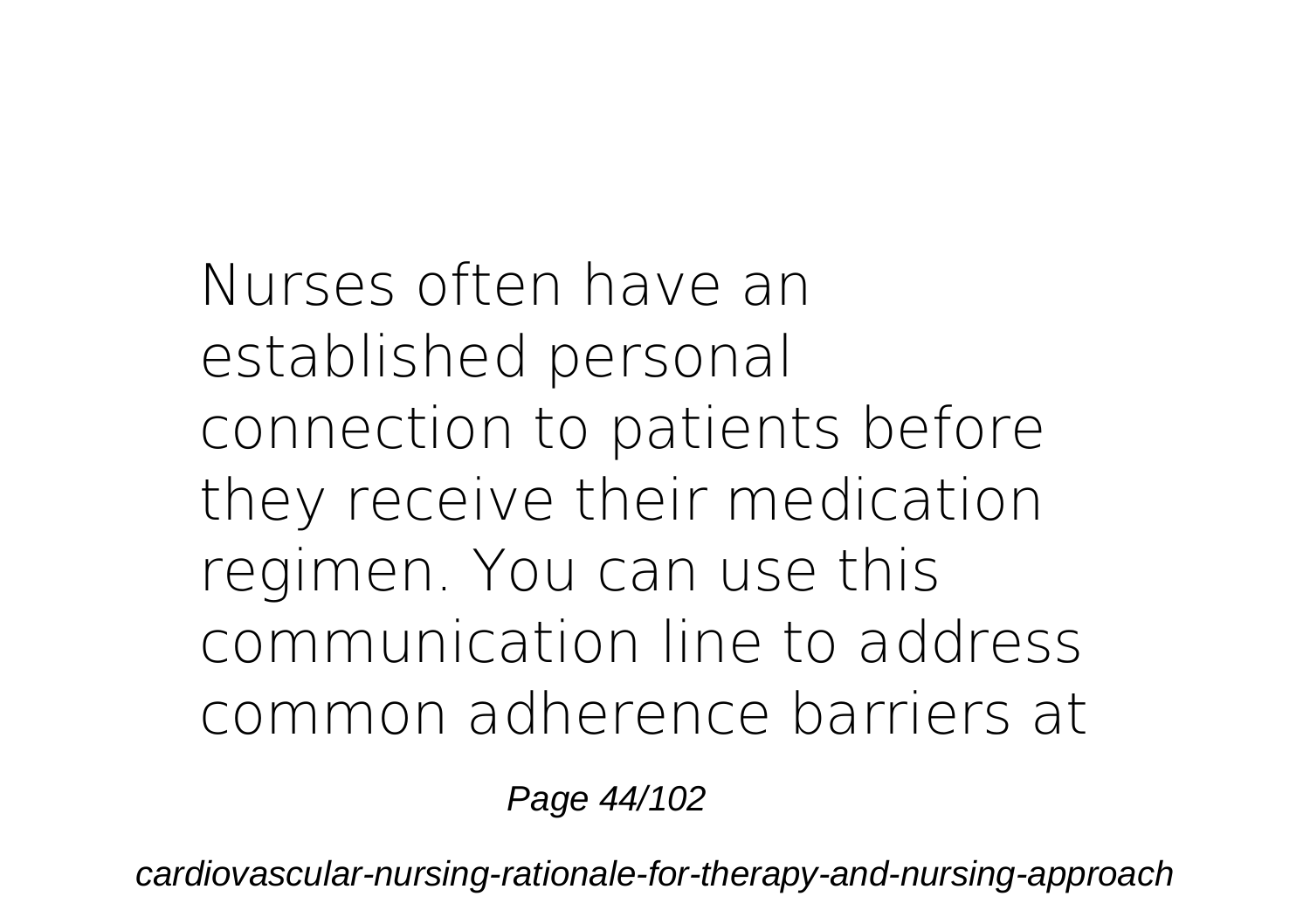Nurses often have an established personal connection to patients before they receive their medication regimen. You can use this communication line to address common adherence barriers at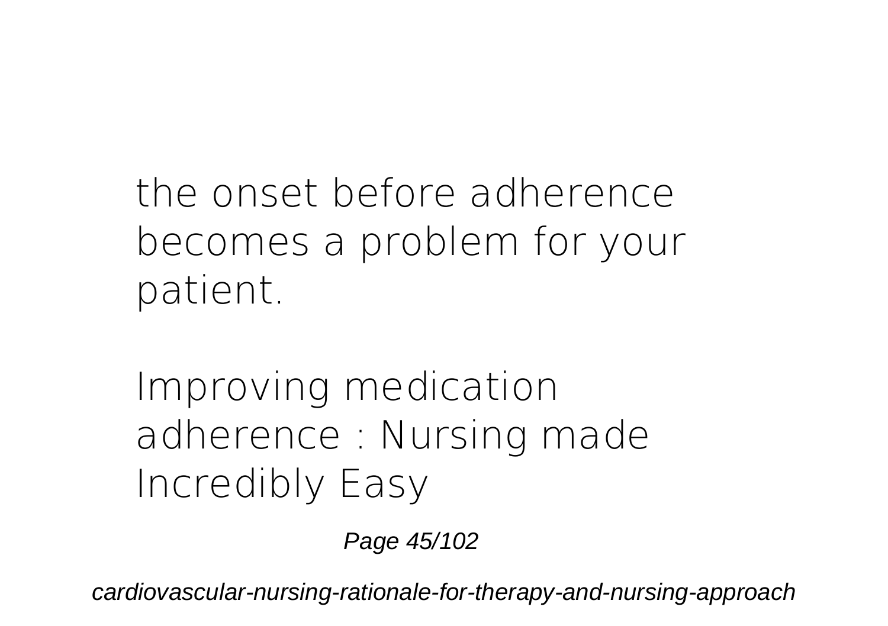the onset before adherence becomes a problem for your patient.

**Improving medication adherence : Nursing made Incredibly Easy**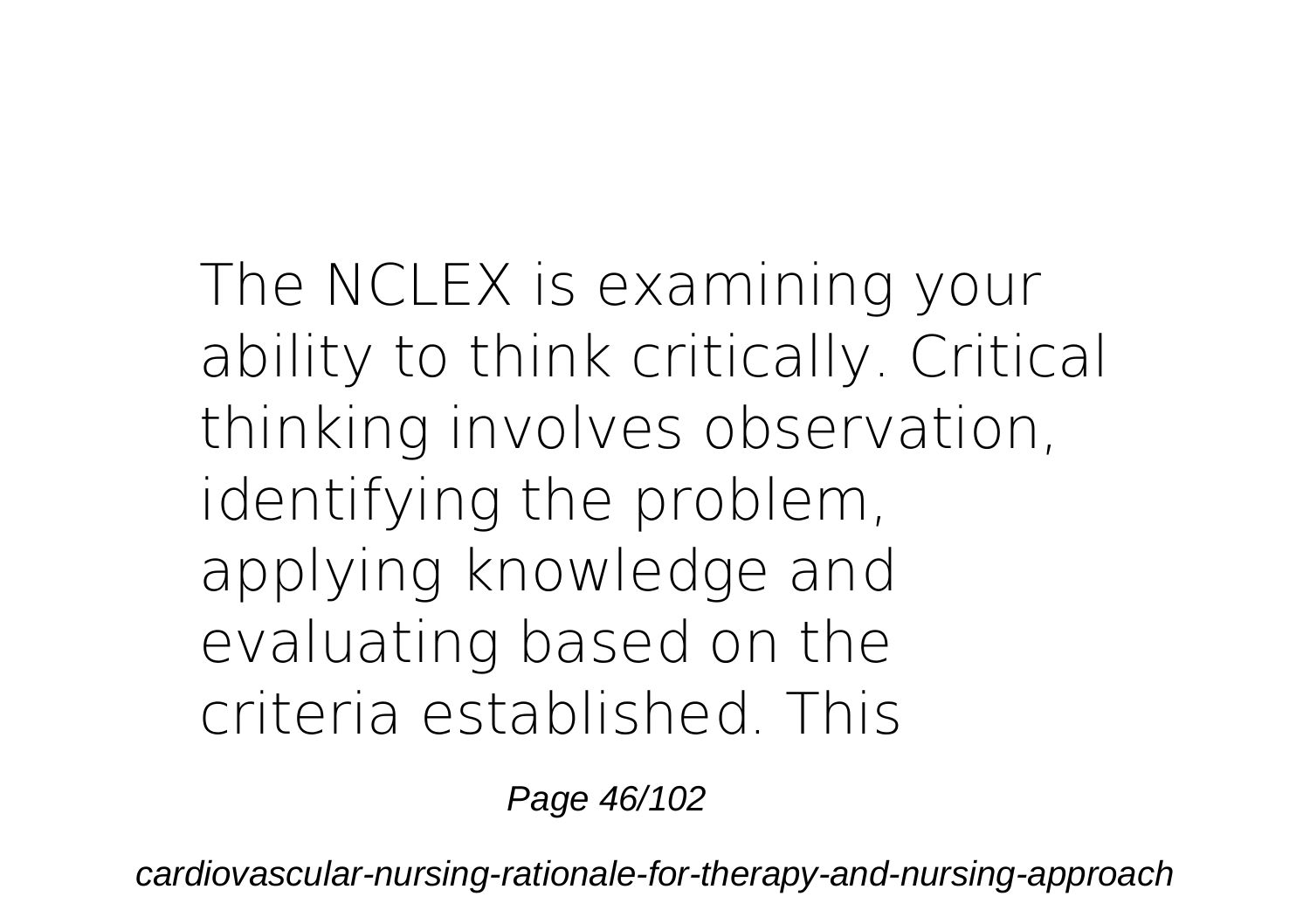The NCLEX is examining your ability to think critically. Critical thinking involves observation, identifying the problem, applying knowledge and evaluating based on the criteria established. This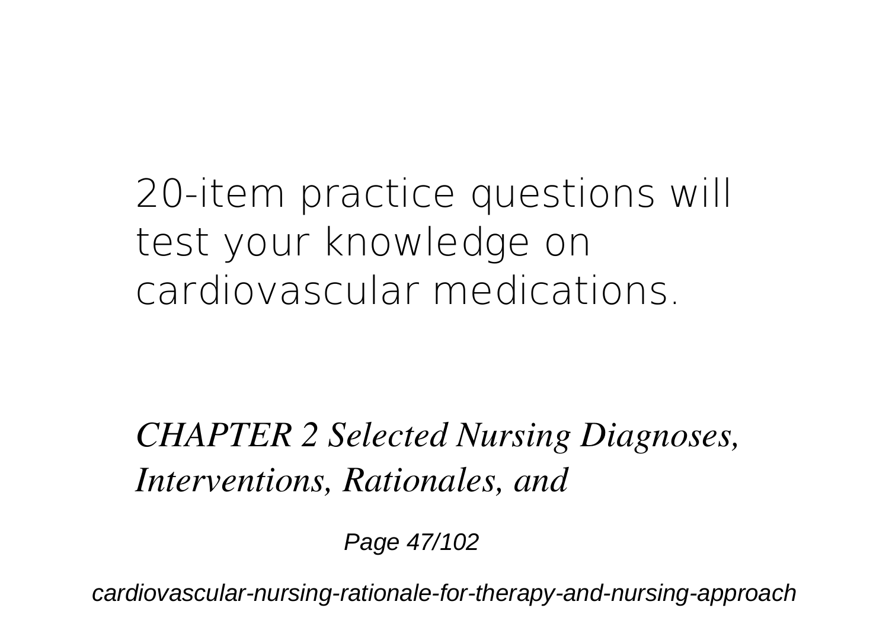20-item practice questions will test your knowledge on cardiovascular medications.

***CHAPTER 2 Selected Nursing Diagnoses, Interventions, Rationales, and***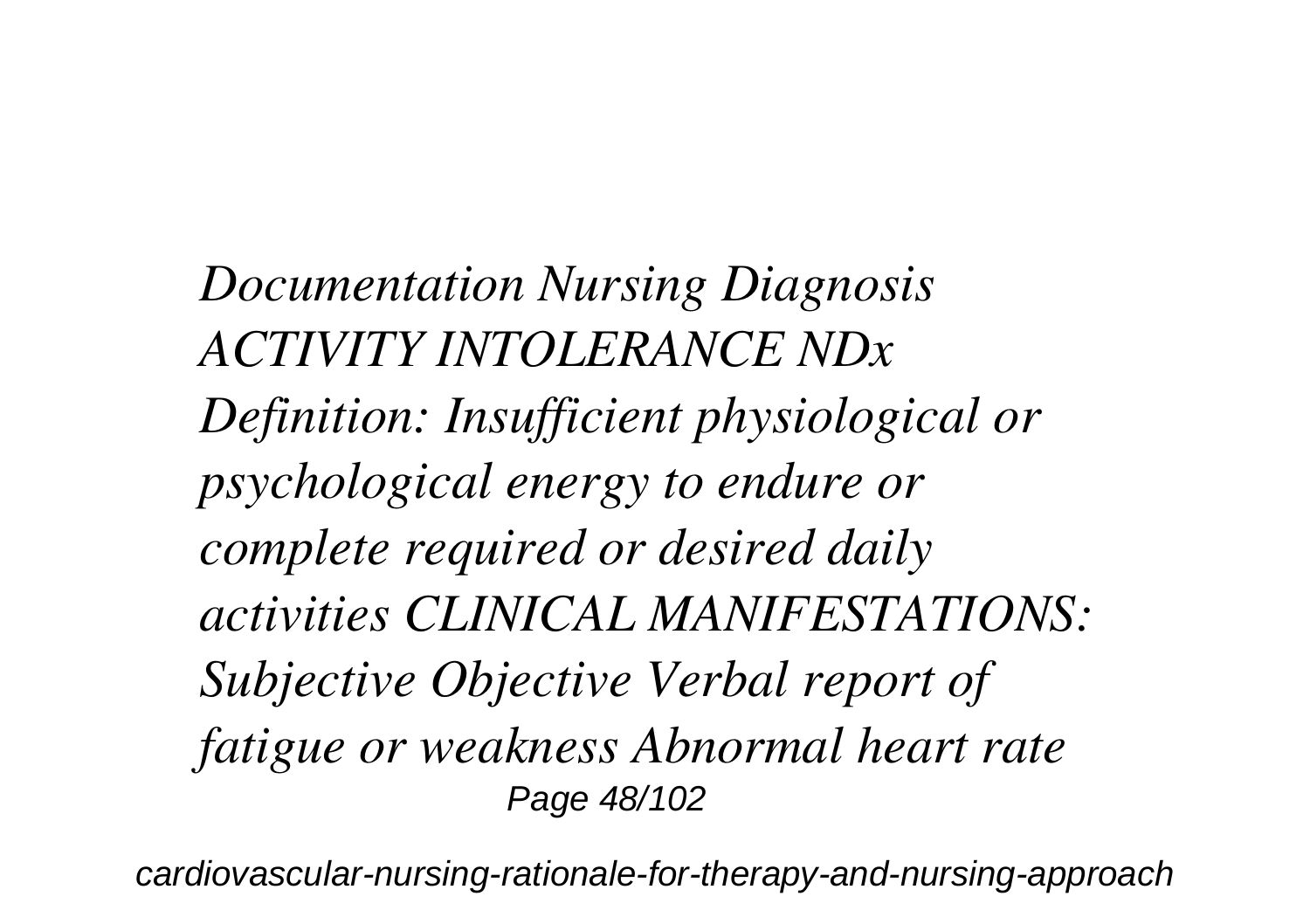*Documentation Nursing Diagnosis ACTIVITY INTOLERANCE NDx Definition: Insufficient physiological or psychological energy to endure or complete required or desired daily activities CLINICAL MANIFESTATIONS: Subjective Objective Verbal report of fatigue or weakness Abnormal heart rate*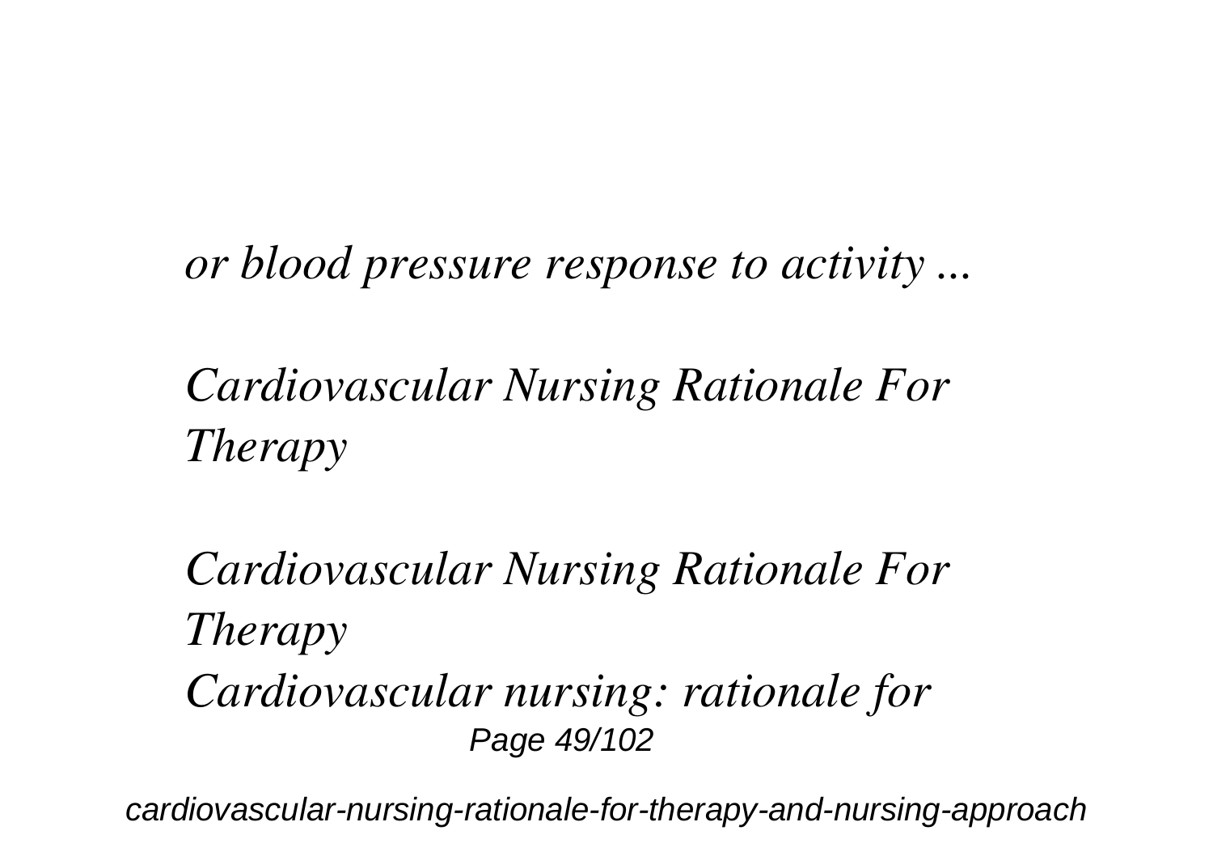*or blood pressure response to activity ...*

***Cardiovascular Nursing Rationale For Therapy***

***Cardiovascular Nursing Rationale For Therapy***
***Cardiovascular nursing: rationale for***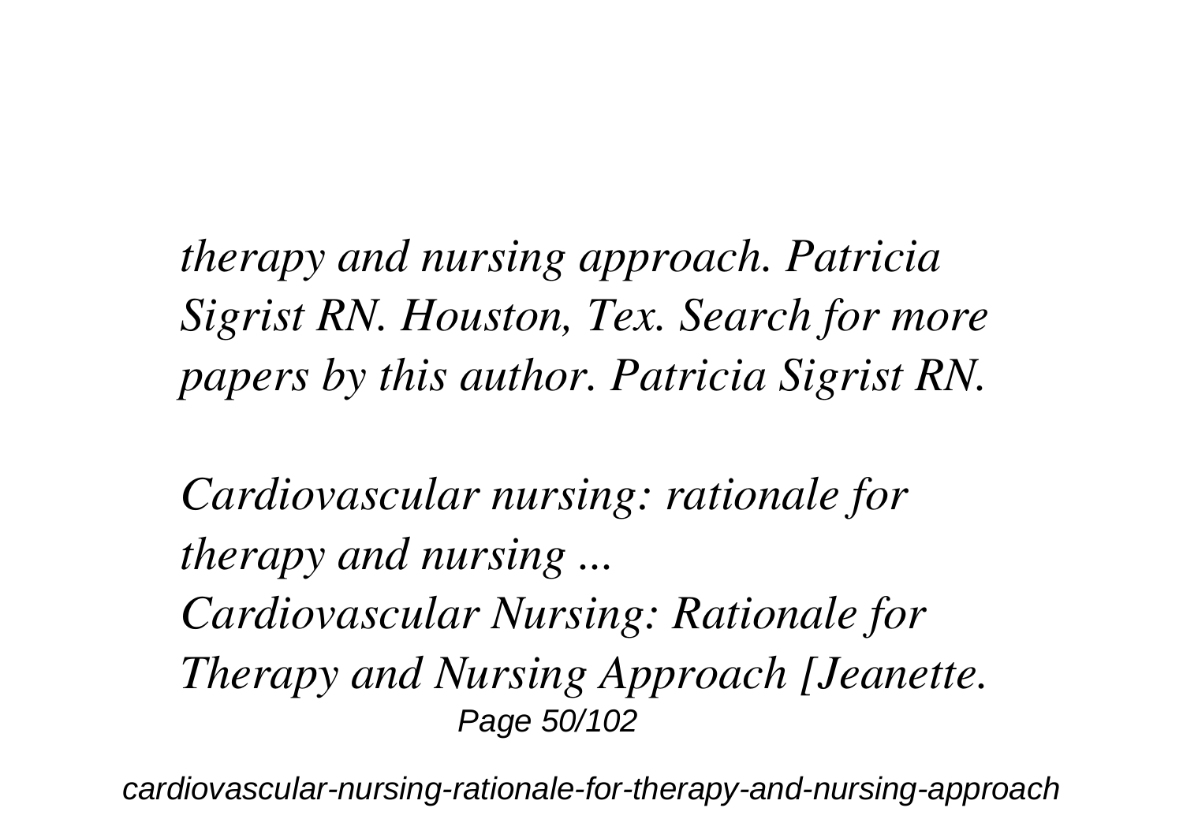*therapy and nursing approach. Patricia Sigrist RN. Houston, Tex. Search for more papers by this author. Patricia Sigrist RN.*

*Cardiovascular nursing: rationale for therapy and nursing ...*

*Cardiovascular Nursing: Rationale for Therapy and Nursing Approach [Jeanette.*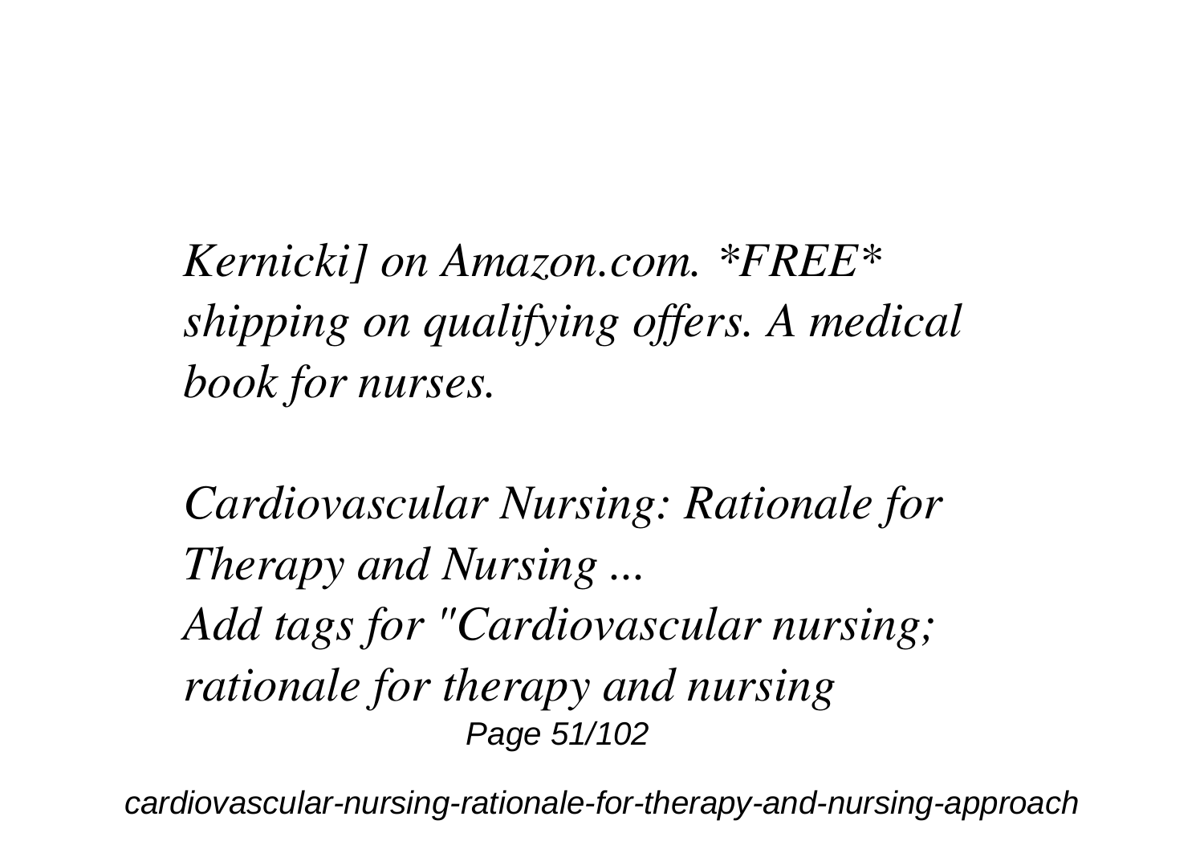*Kernicki] on Amazon.com. *FREE* shipping on qualifying offers. A medical book for nurses.*

*Cardiovascular Nursing: Rationale for Therapy and Nursing ...*

*Add tags for "Cardiovascular nursing; rationale for therapy and nursing*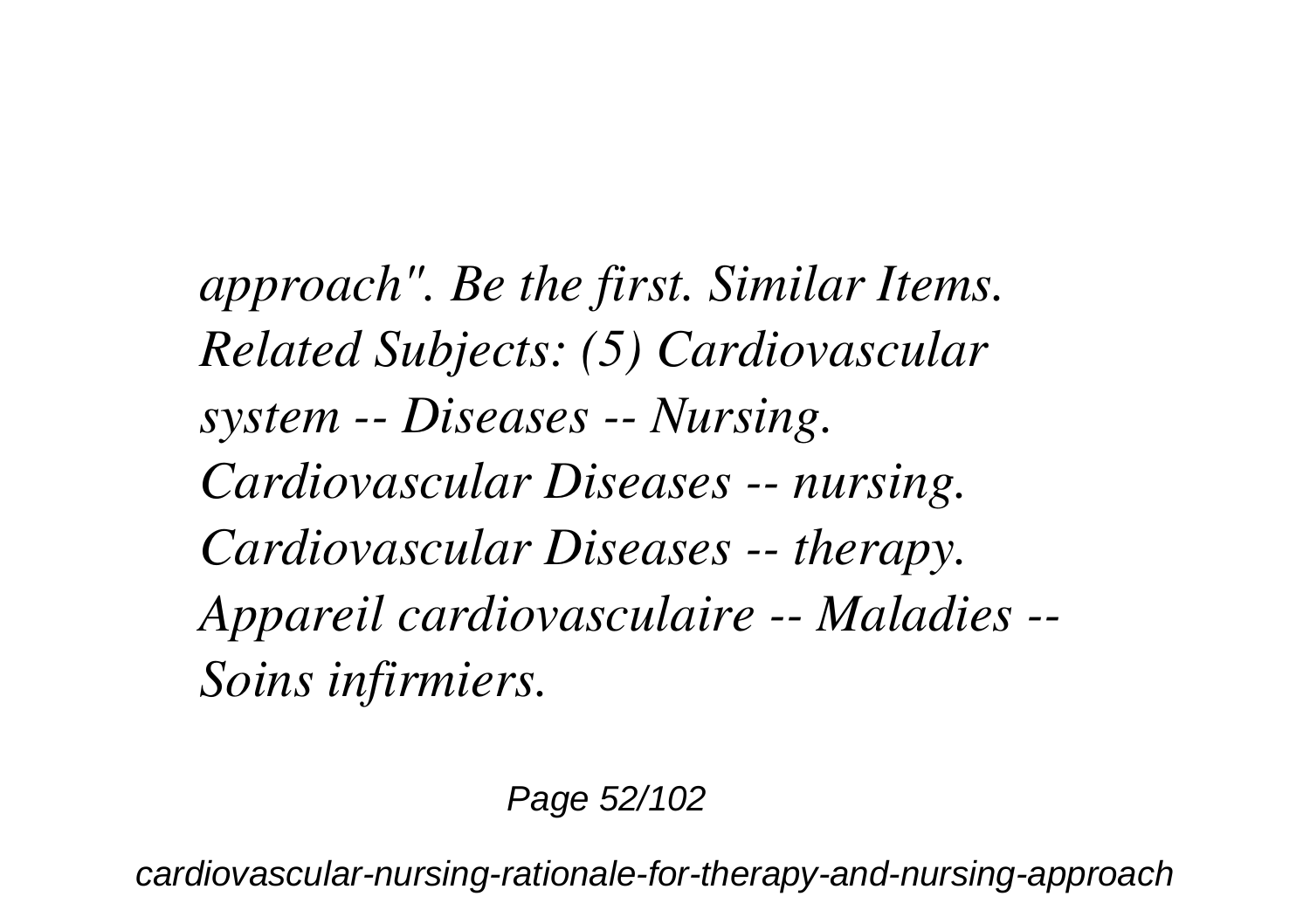*approach". Be the first. Similar Items. Related Subjects: (5) Cardiovascular system -- Diseases -- Nursing. Cardiovascular Diseases -- nursing. Cardiovascular Diseases -- therapy. Appareil cardiovasculaire -- Maladies -- Soins infirmiers.*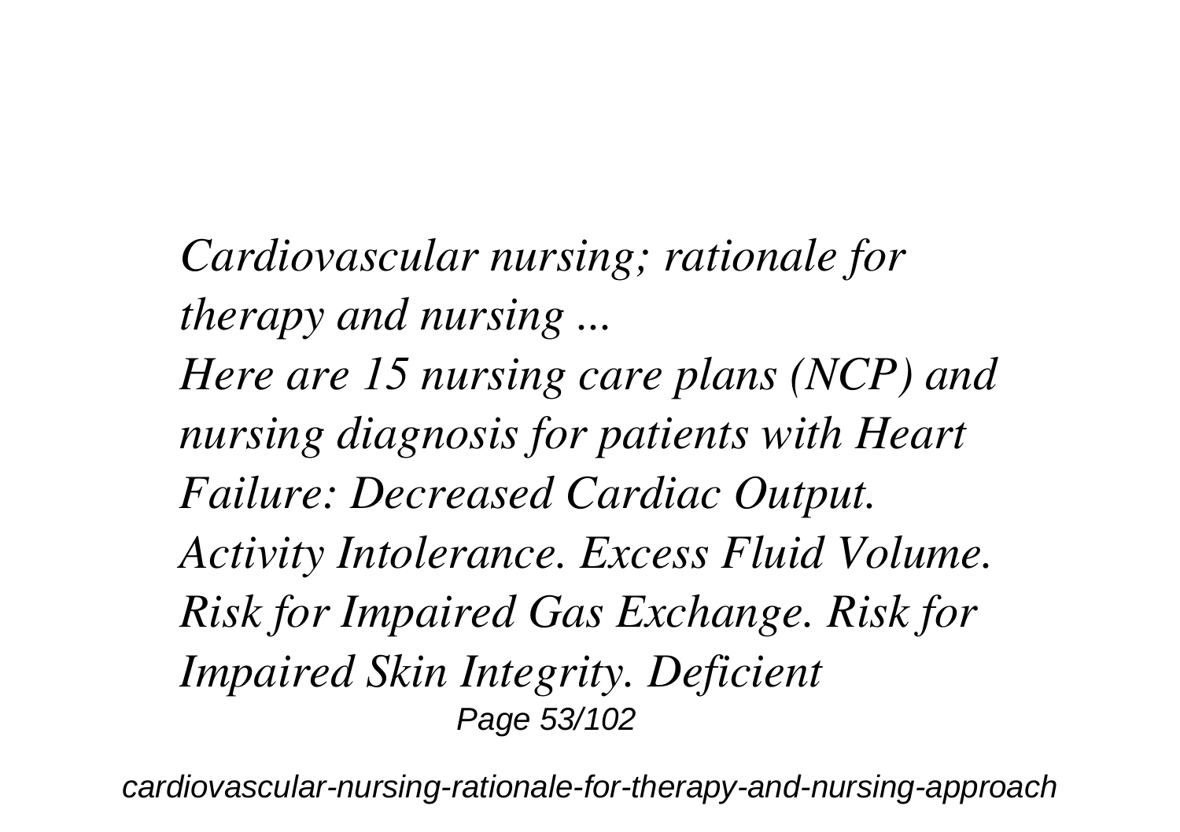*Cardiovascular nursing; rationale for therapy and nursing ...*

*Here are 15 nursing care plans (NCP) and nursing diagnosis for patients with Heart Failure: Decreased Cardiac Output. Activity Intolerance. Excess Fluid Volume. Risk for Impaired Gas Exchange. Risk for Impaired Skin Integrity. Deficient*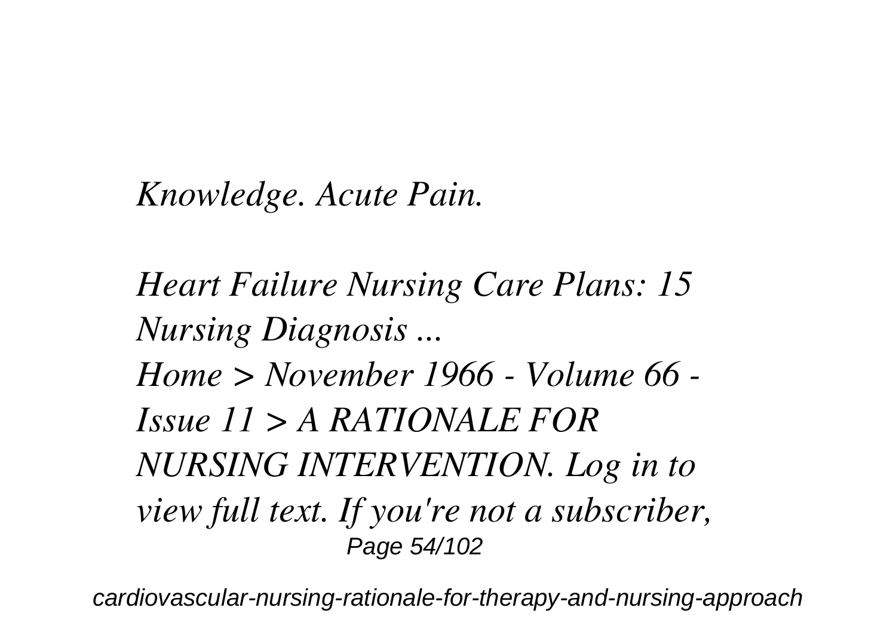*Knowledge. Acute Pain.*

*Heart Failure Nursing Care Plans: 15 Nursing Diagnosis ...*

*Home > November 1966 - Volume 66 - Issue 11 > A RATIONALE FOR NURSING INTERVENTION. Log in to view full text. If you're not a subscriber,*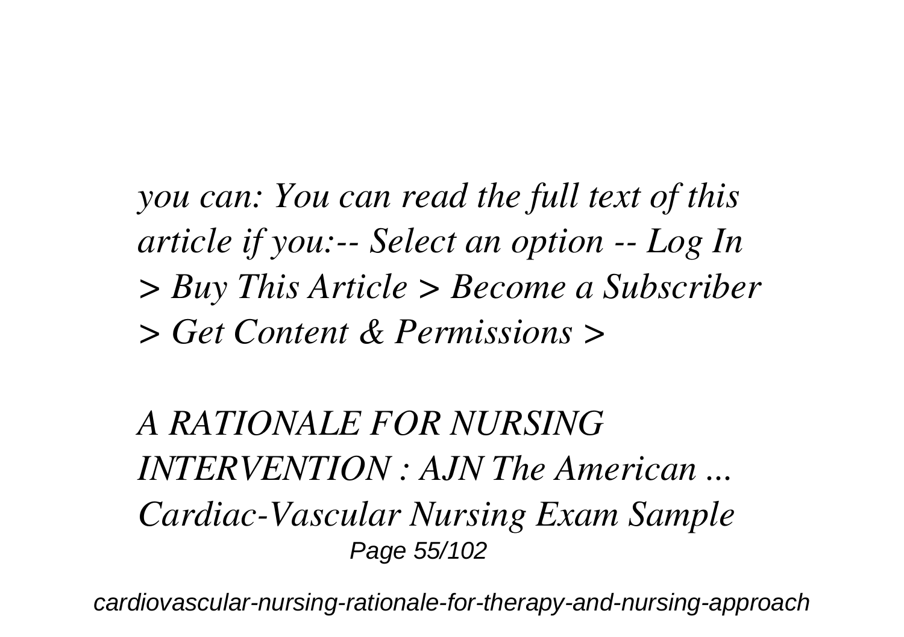*you can: You can read the full text of this article if you:-- Select an option -- Log In > Buy This Article > Become a Subscriber > Get Content & Permissions >*

*A RATIONALE FOR NURSING INTERVENTION : AJN The American ...*
*Cardiac-Vascular Nursing Exam Sample*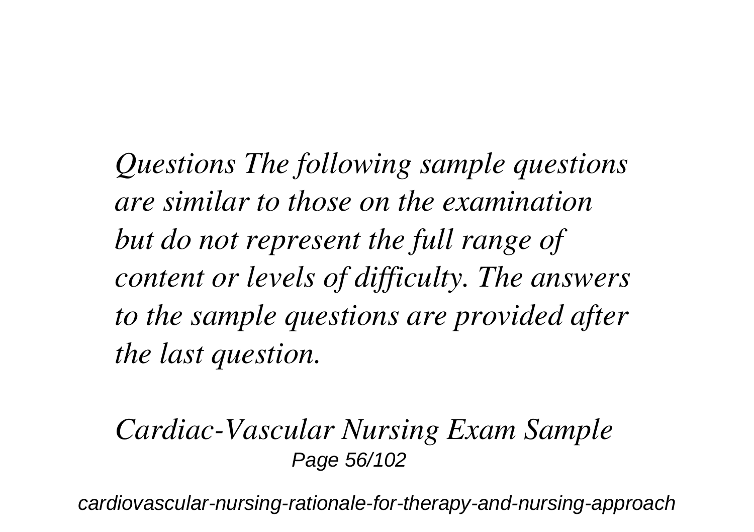*Questions The following sample questions are similar to those on the examination but do not represent the full range of content or levels of difficulty. The answers to the sample questions are provided after the last question.*

*Cardiac-Vascular Nursing Exam Sample*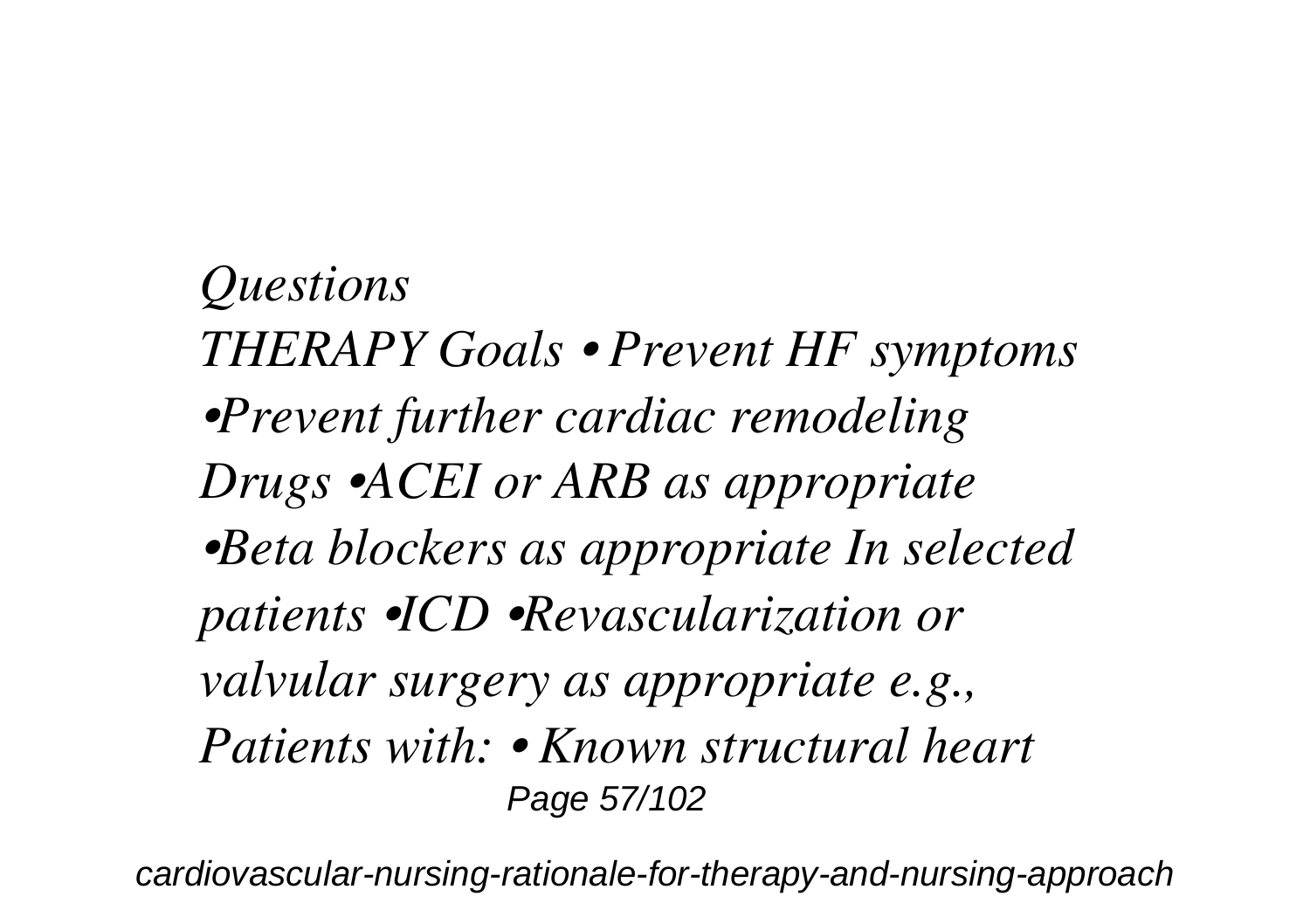*Questions*

*THERAPY Goals • Prevent HF symptoms •Prevent further cardiac remodeling Drugs •ACEI or ARB as appropriate •Beta blockers as appropriate In selected patients •ICD •Revascularization or valvular surgery as appropriate e.g., Patients with: • Known structural heart*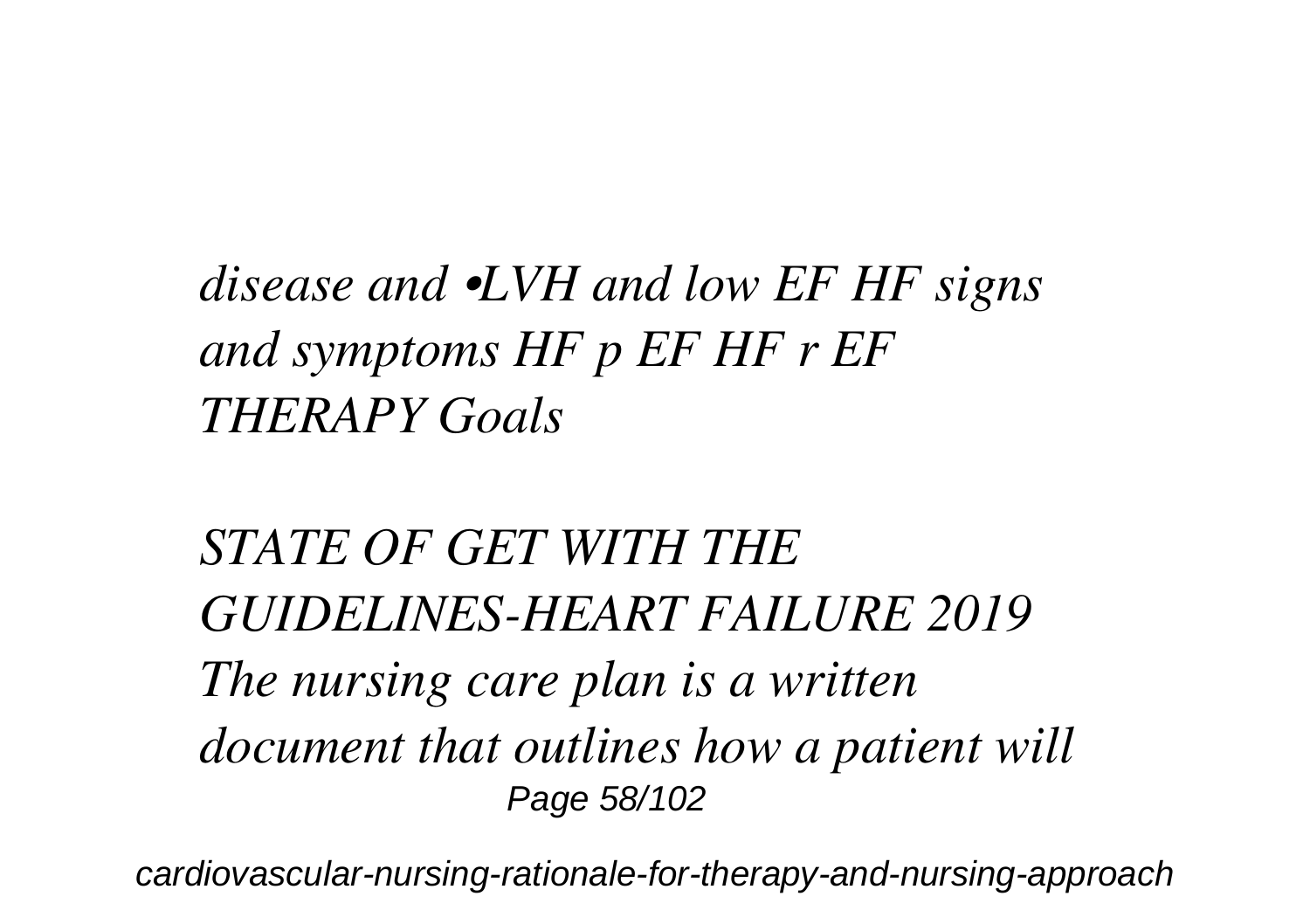*disease and •LVH and low EF HF signs and symptoms HF p EF HF r EF THERAPY Goals*

*STATE OF GET WITH THE GUIDELINES-HEART FAILURE 2019 The nursing care plan is a written document that outlines how a patient will*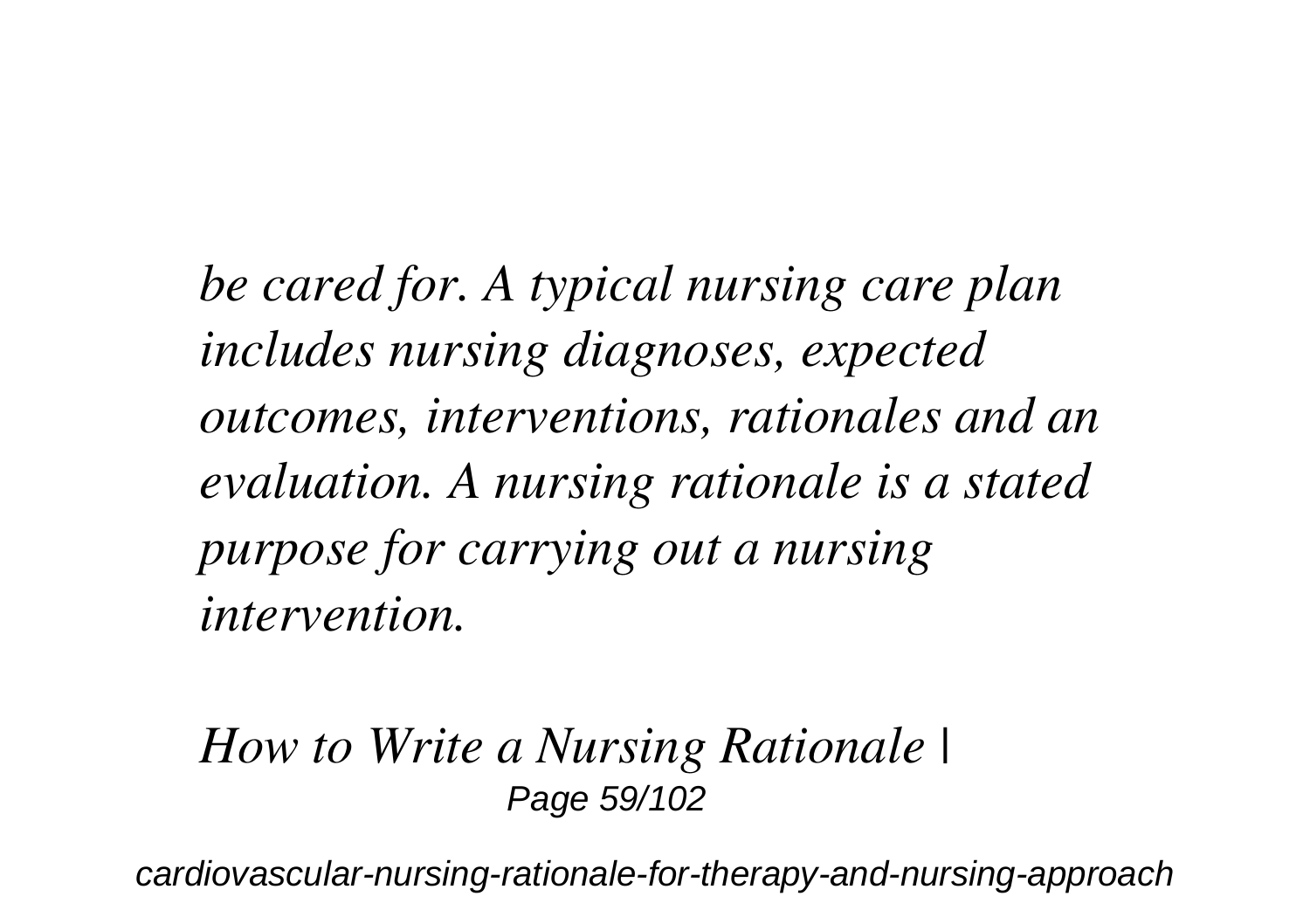*be cared for. A typical nursing care plan includes nursing diagnoses, expected outcomes, interventions, rationales and an evaluation. A nursing rationale is a stated purpose for carrying out a nursing intervention.*

*How to Write a Nursing Rationale |*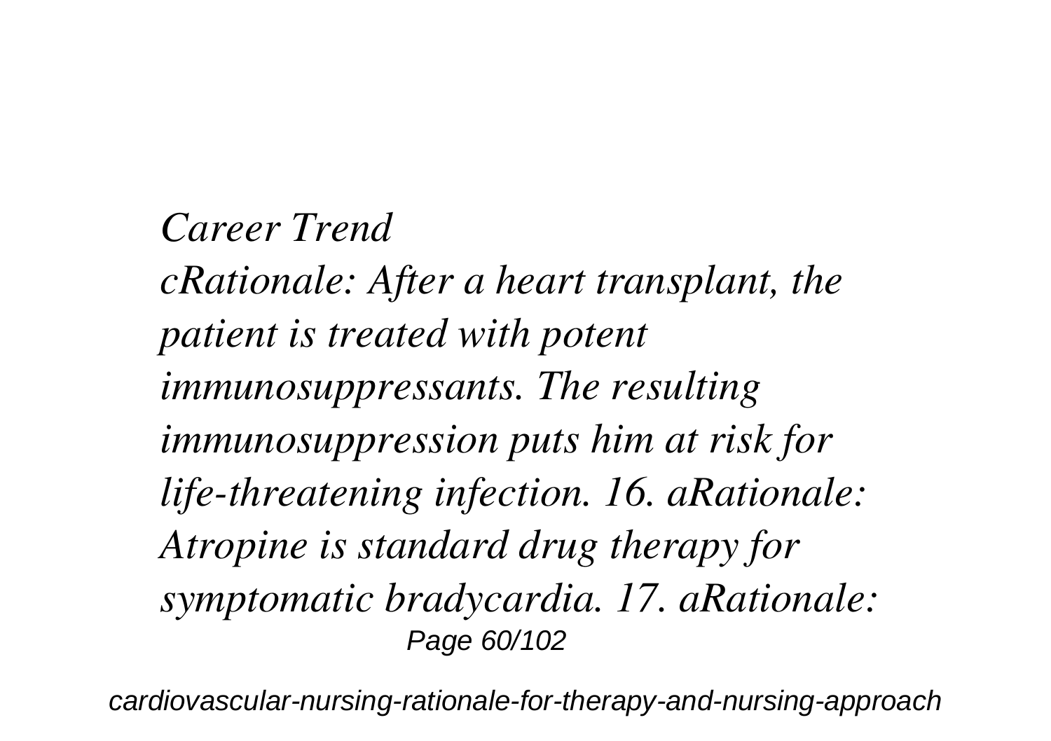*Career Trend*

*cRationale: After a heart transplant, the patient is treated with potent immunosuppressants. The resulting immunosuppression puts him at risk for life-threatening infection. 16. aRationale: Atropine is standard drug therapy for symptomatic bradycardia. 17. aRationale:*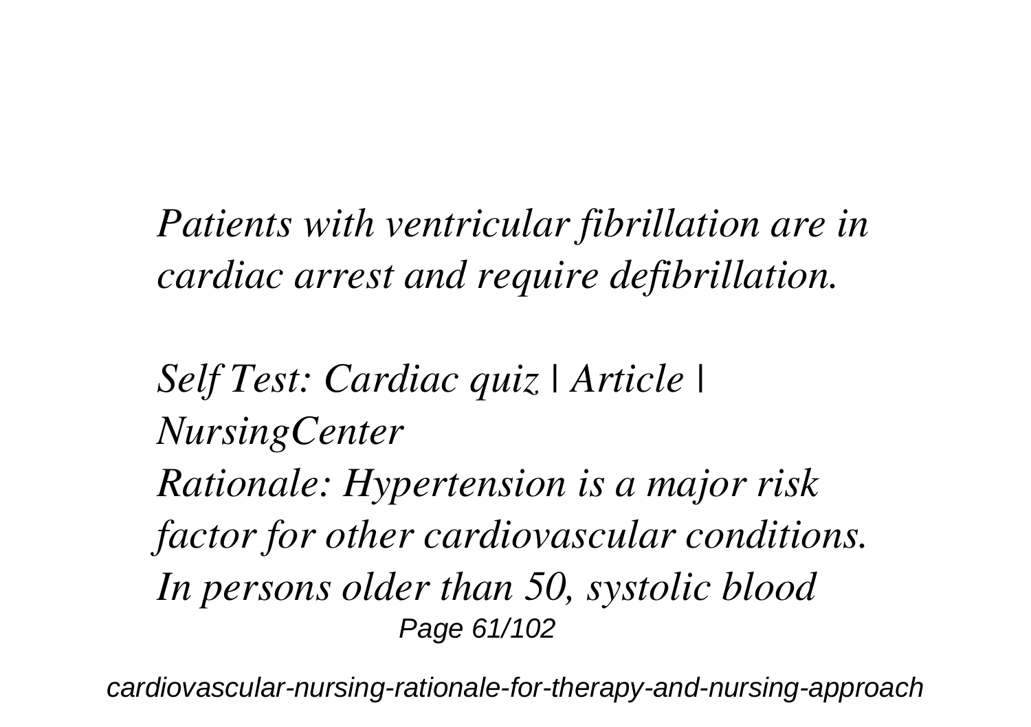*Patients with ventricular fibrillation are in cardiac arrest and require defibrillation.*

*Self Test: Cardiac quiz | Article | NursingCenter*

*Rationale: Hypertension is a major risk factor for other cardiovascular conditions. In persons older than 50, systolic blood*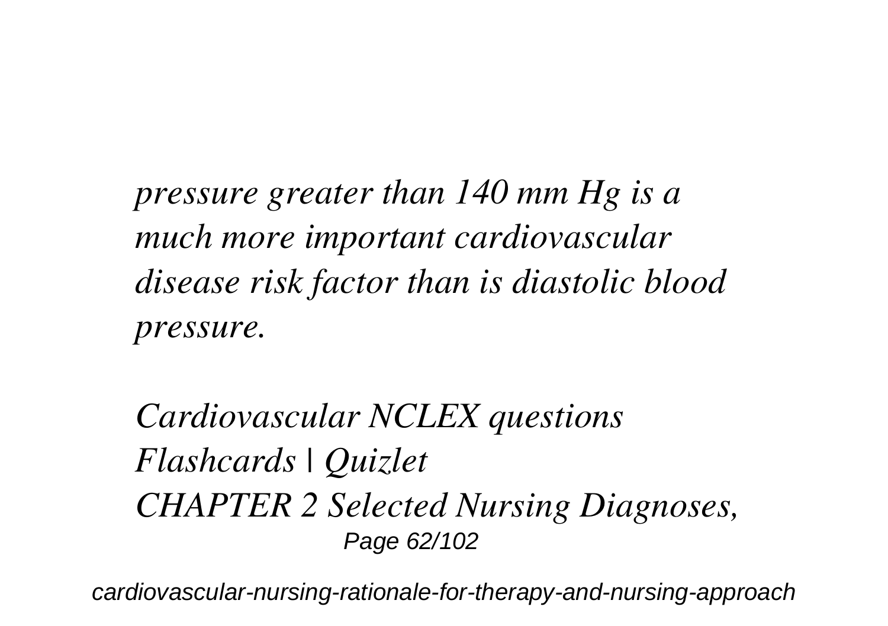*pressure greater than 140 mm Hg is a much more important cardiovascular disease risk factor than is diastolic blood pressure.*

*Cardiovascular NCLEX questions Flashcards | Quizlet*

*CHAPTER 2 Selected Nursing Diagnoses,*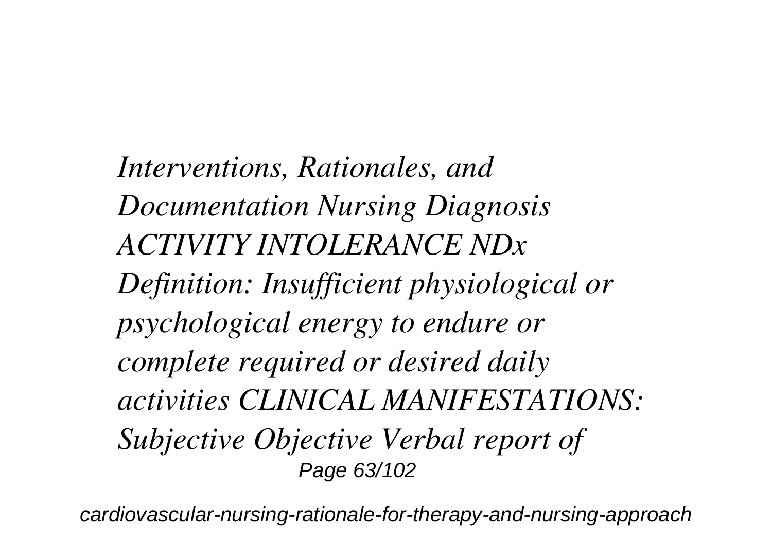*Interventions, Rationales, and Documentation Nursing Diagnosis ACTIVITY INTOLERANCE NDx Definition: Insufficient physiological or psychological energy to endure or complete required or desired daily activities CLINICAL MANIFESTATIONS: Subjective Objective Verbal report of*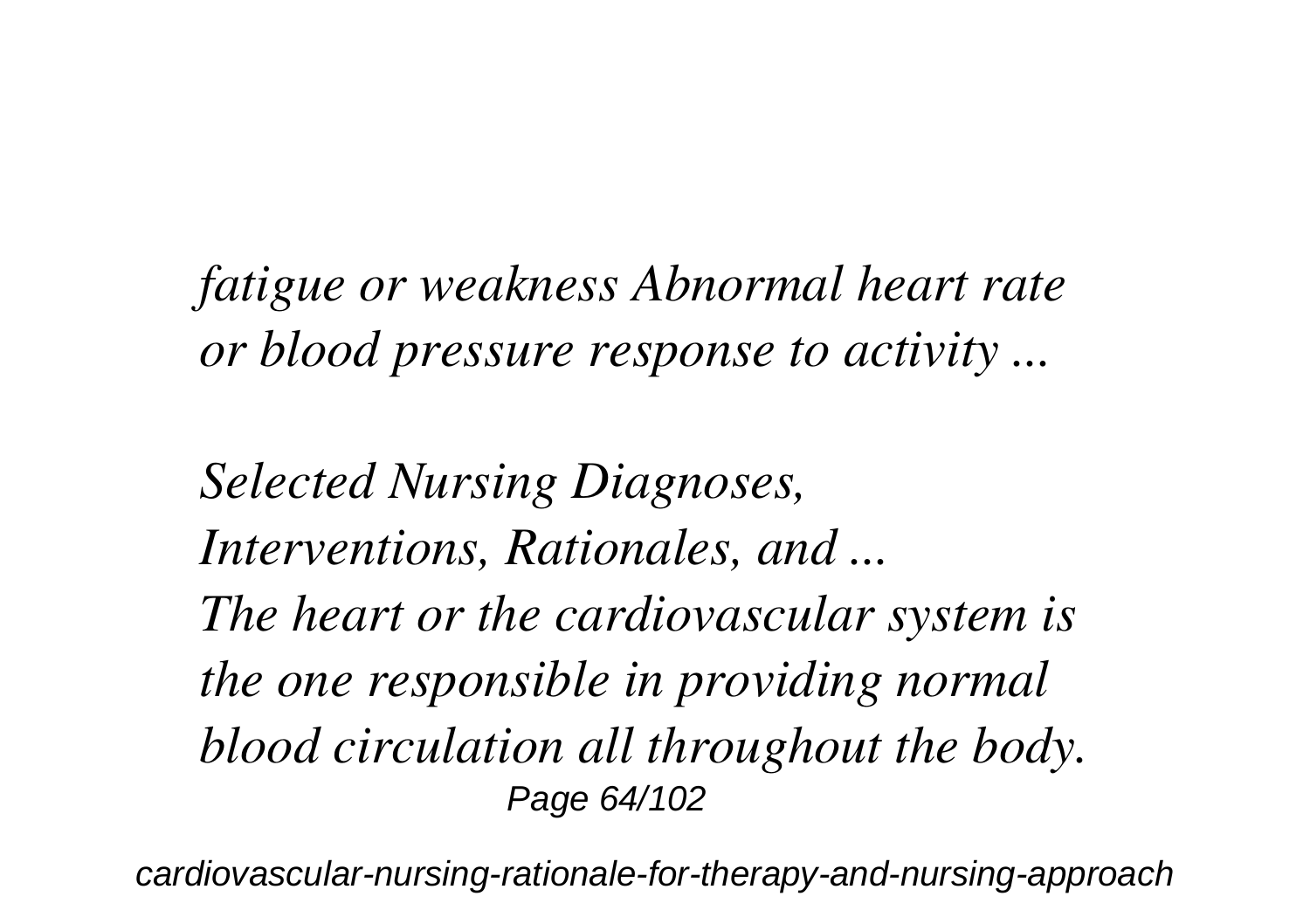*fatigue or weakness Abnormal heart rate or blood pressure response to activity ...*

*Selected Nursing Diagnoses, Interventions, Rationales, and ...*
*The heart or the cardiovascular system is the one responsible in providing normal blood circulation all throughout the body.*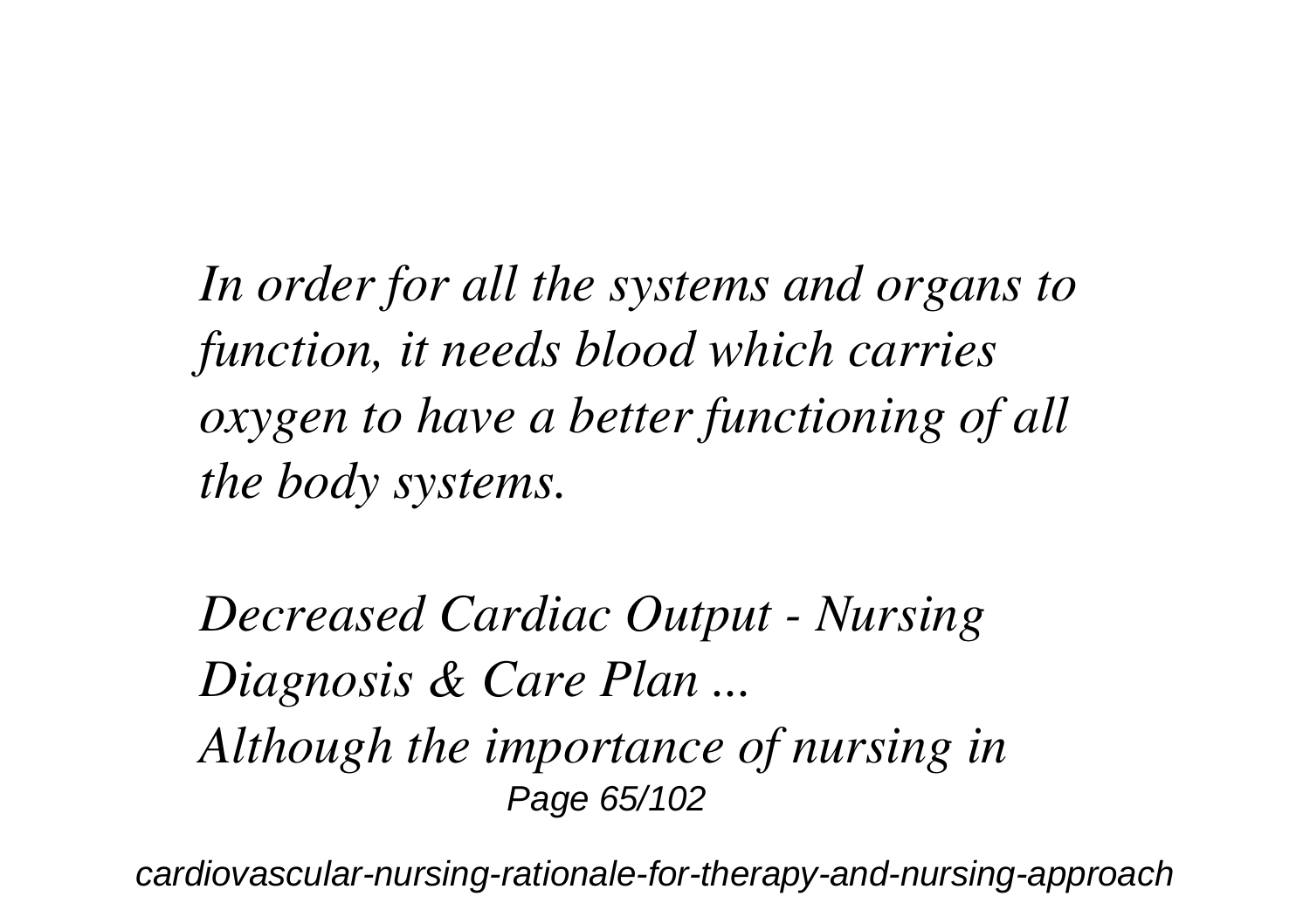*In order for all the systems and organs to function, it needs blood which carries oxygen to have a better functioning of all the body systems.*

*Decreased Cardiac Output - Nursing Diagnosis & Care Plan ...*
*Although the importance of nursing in*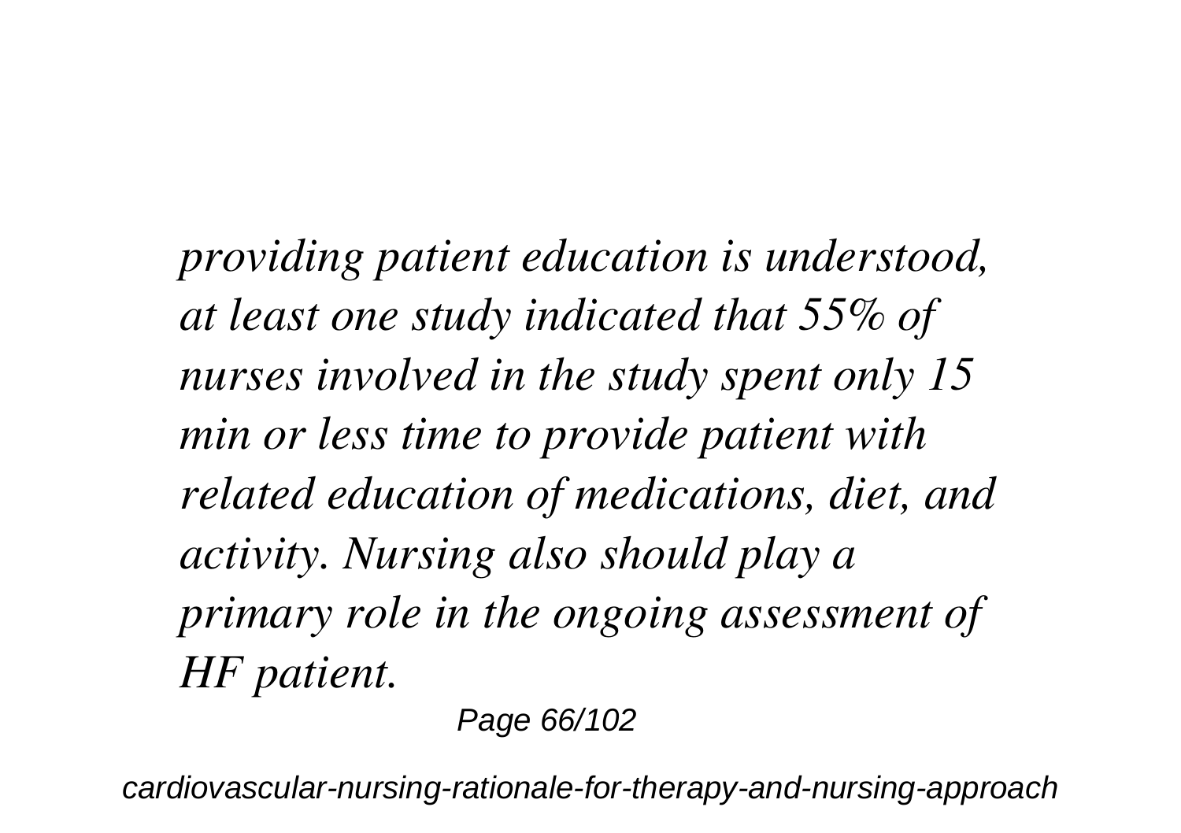*providing patient education is understood, at least one study indicated that 55% of nurses involved in the study spent only 15 min or less time to provide patient with related education of medications, diet, and activity. Nursing also should play a primary role in the ongoing assessment of HF patient.*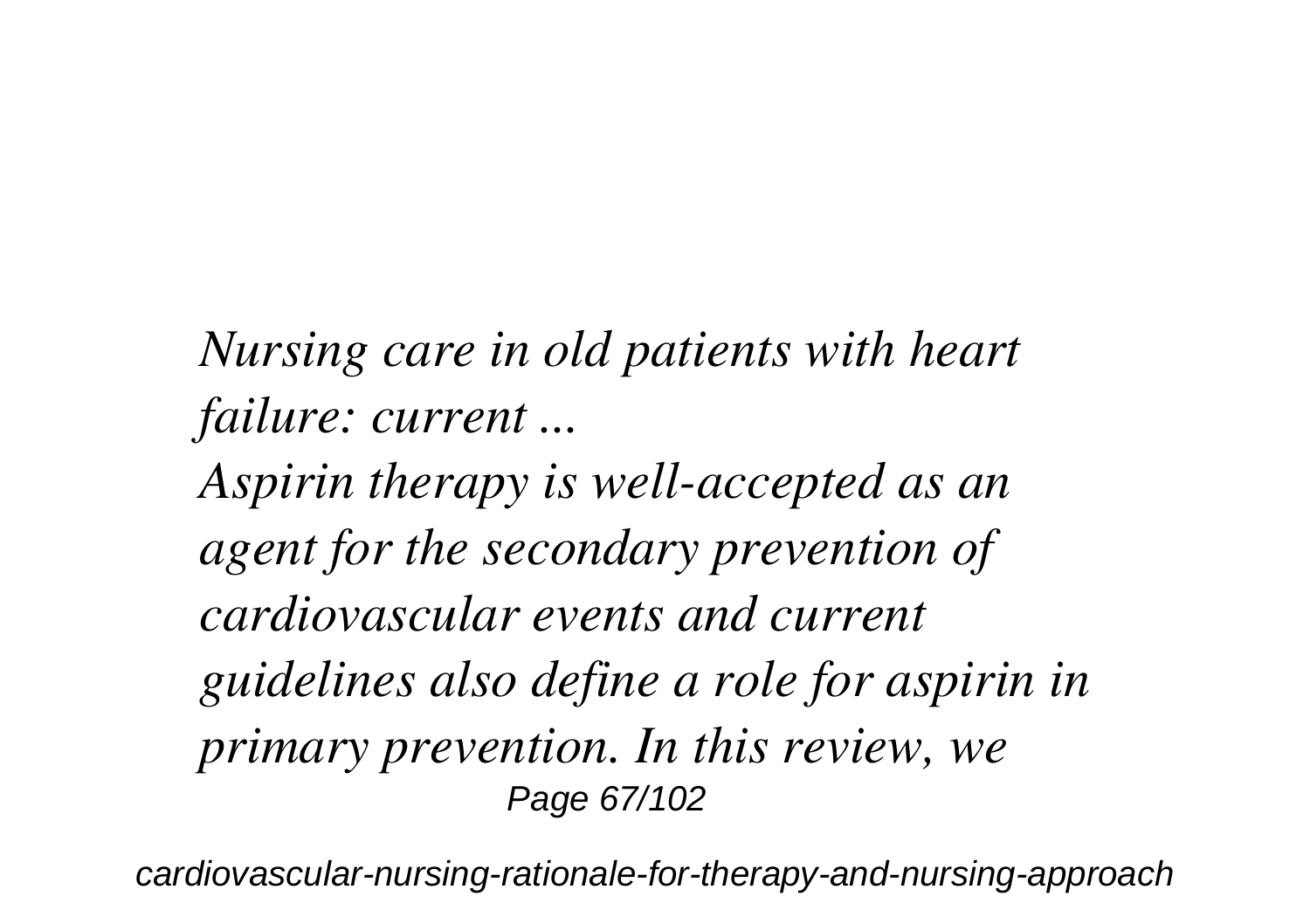*Nursing care in old patients with heart failure: current ...*

*Aspirin therapy is well-accepted as an agent for the secondary prevention of cardiovascular events and current guidelines also define a role for aspirin in primary prevention. In this review, we*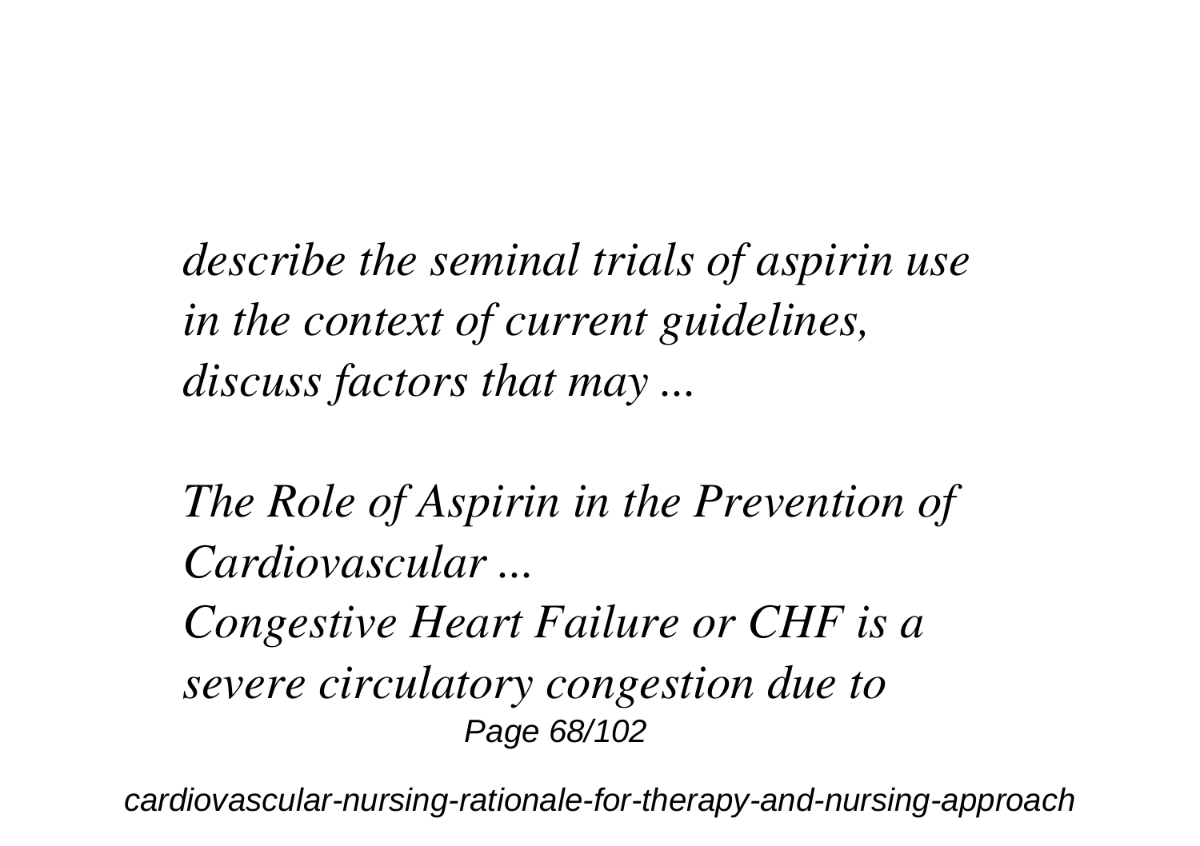*describe the seminal trials of aspirin use in the context of current guidelines, discuss factors that may ...*

*The Role of Aspirin in the Prevention of Cardiovascular ...*

*Congestive Heart Failure or CHF is a severe circulatory congestion due to*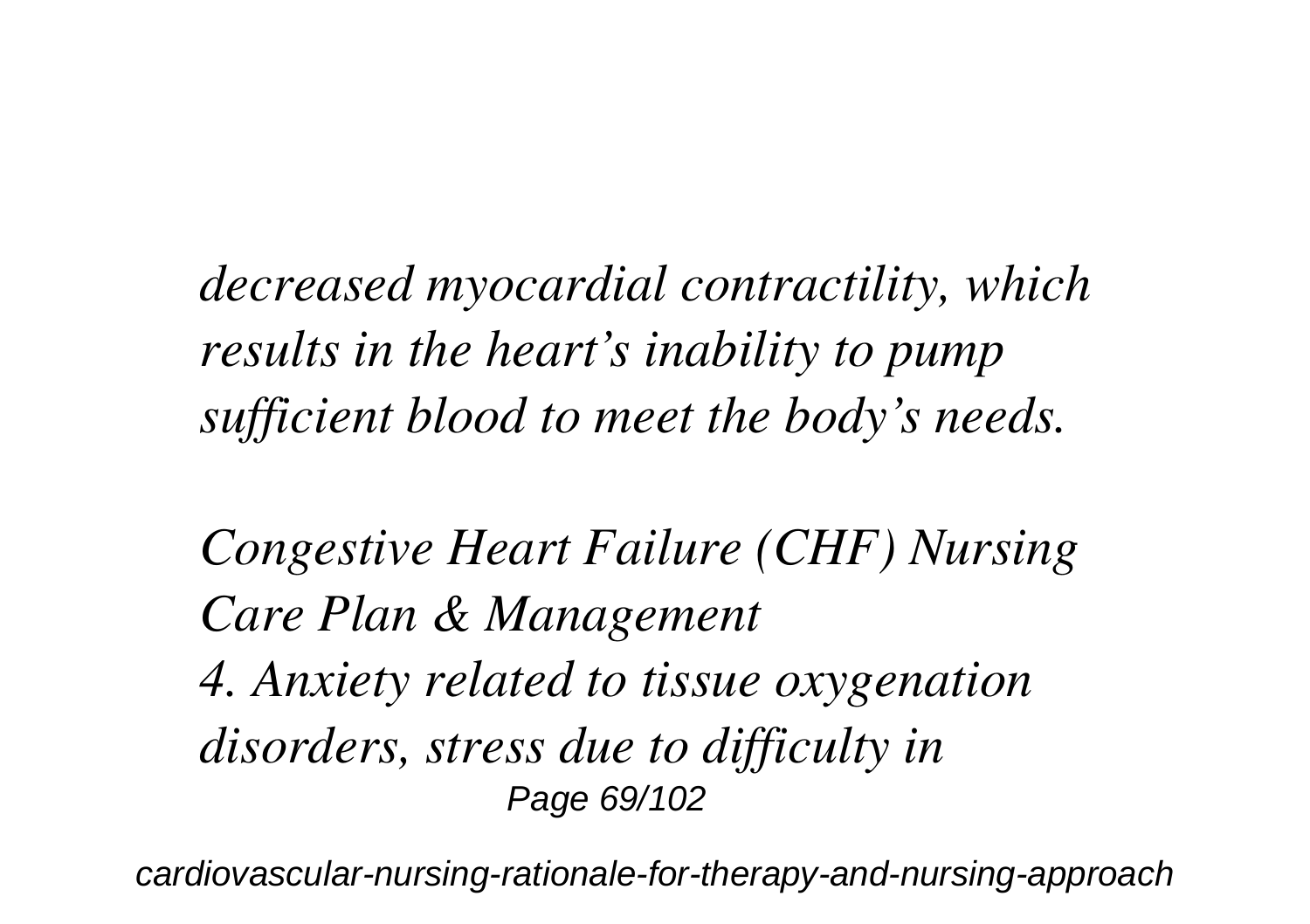*decreased myocardial contractility, which results in the heart's inability to pump sufficient blood to meet the body's needs.*

*Congestive Heart Failure (CHF) Nursing Care Plan & Management*
*4. Anxiety related to tissue oxygenation disorders, stress due to difficulty in*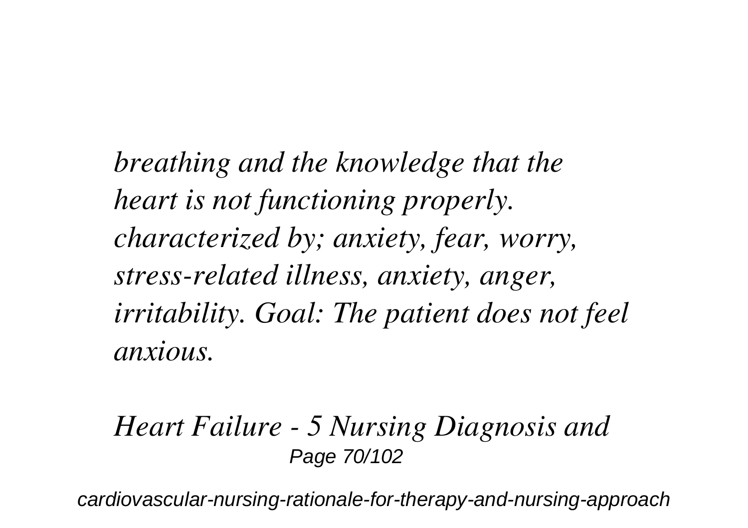*breathing and the knowledge that the heart is not functioning properly. characterized by; anxiety, fear, worry, stress-related illness, anxiety, anger, irritability. Goal: The patient does not feel anxious.*

*Heart Failure - 5 Nursing Diagnosis and*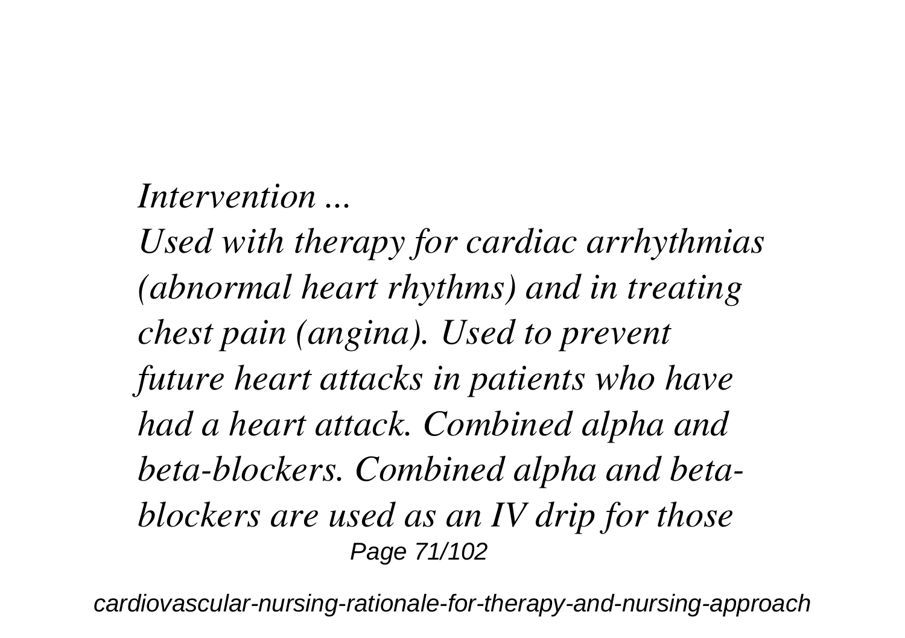*Intervention ...*

*Used with therapy for cardiac arrhythmias (abnormal heart rhythms) and in treating chest pain (angina). Used to prevent future heart attacks in patients who have had a heart attack. Combined alpha and beta-blockers. Combined alpha and beta-blockers are used as an IV drip for those*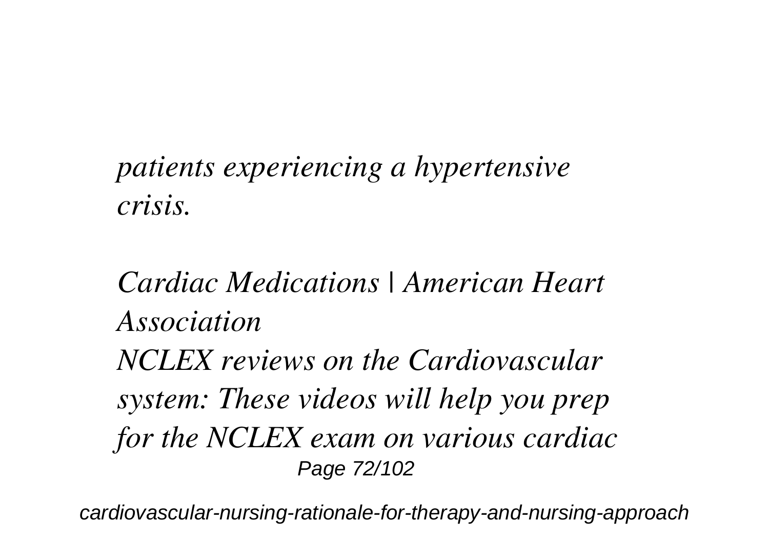*patients experiencing a hypertensive crisis.*

*Cardiac Medications | American Heart Association*

*NCLEX reviews on the Cardiovascular system: These videos will help you prep for the NCLEX exam on various cardiac*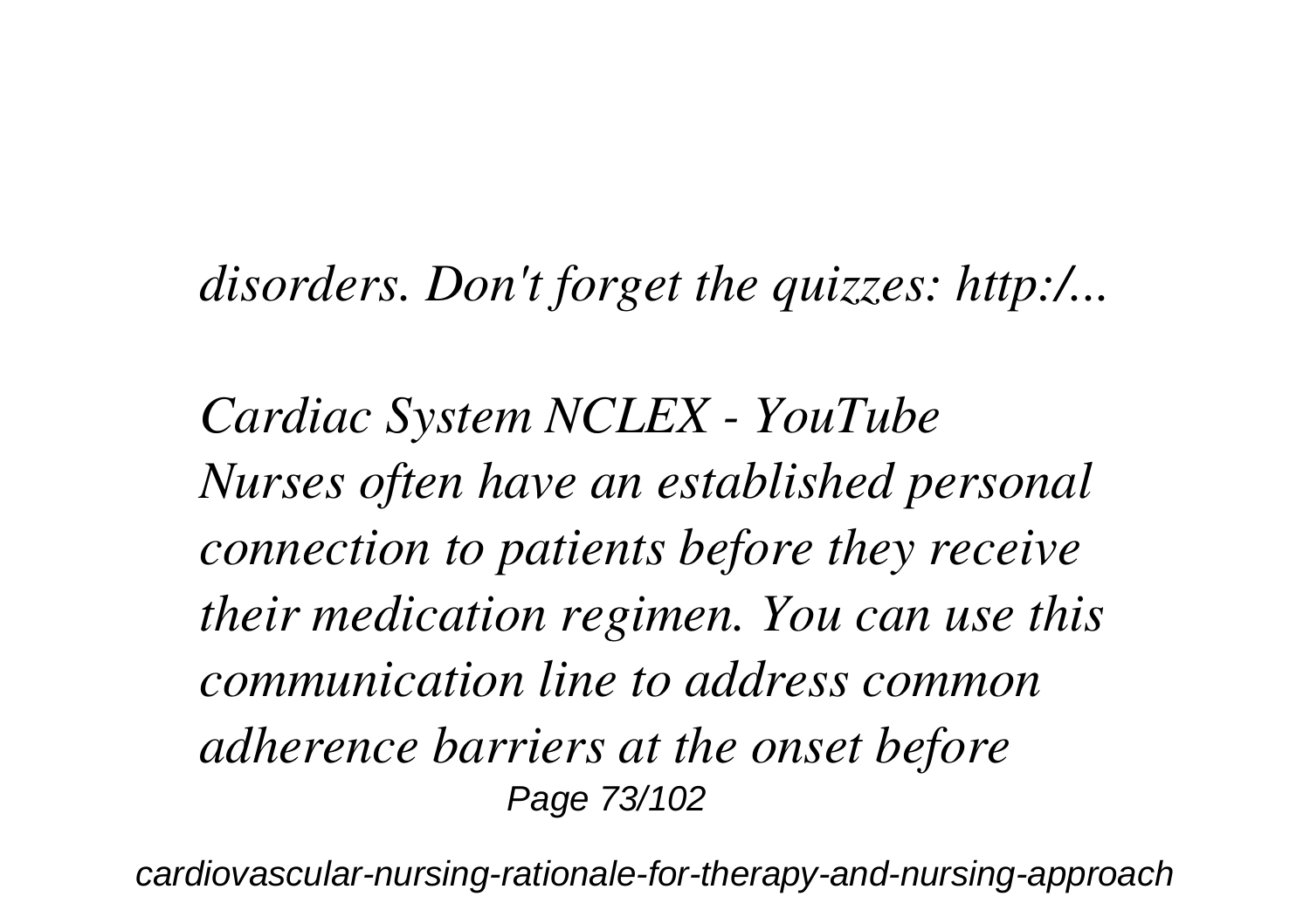*disorders. Don't forget the quizzes: http:/...*

*Cardiac System NCLEX - YouTube*
*Nurses often have an established personal connection to patients before they receive their medication regimen. You can use this communication line to address common adherence barriers at the onset before*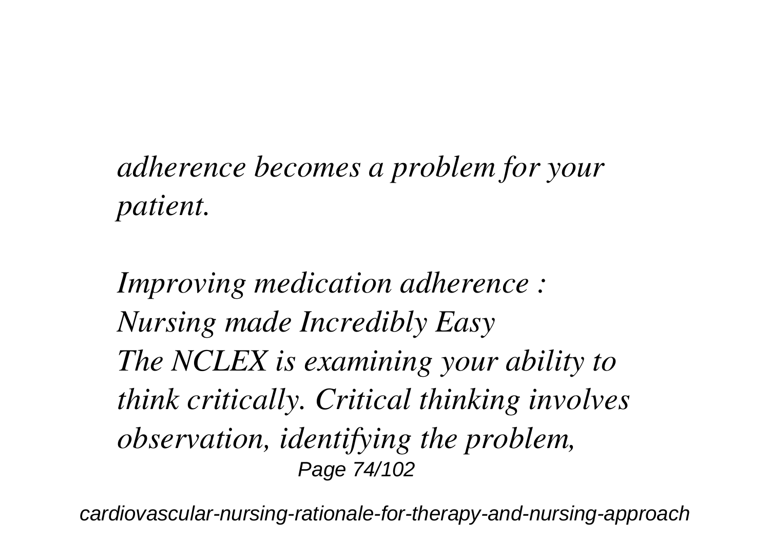*adherence becomes a problem for your patient.*

*Improving medication adherence : Nursing made Incredibly Easy*
*The NCLEX is examining your ability to think critically. Critical thinking involves observation, identifying the problem,*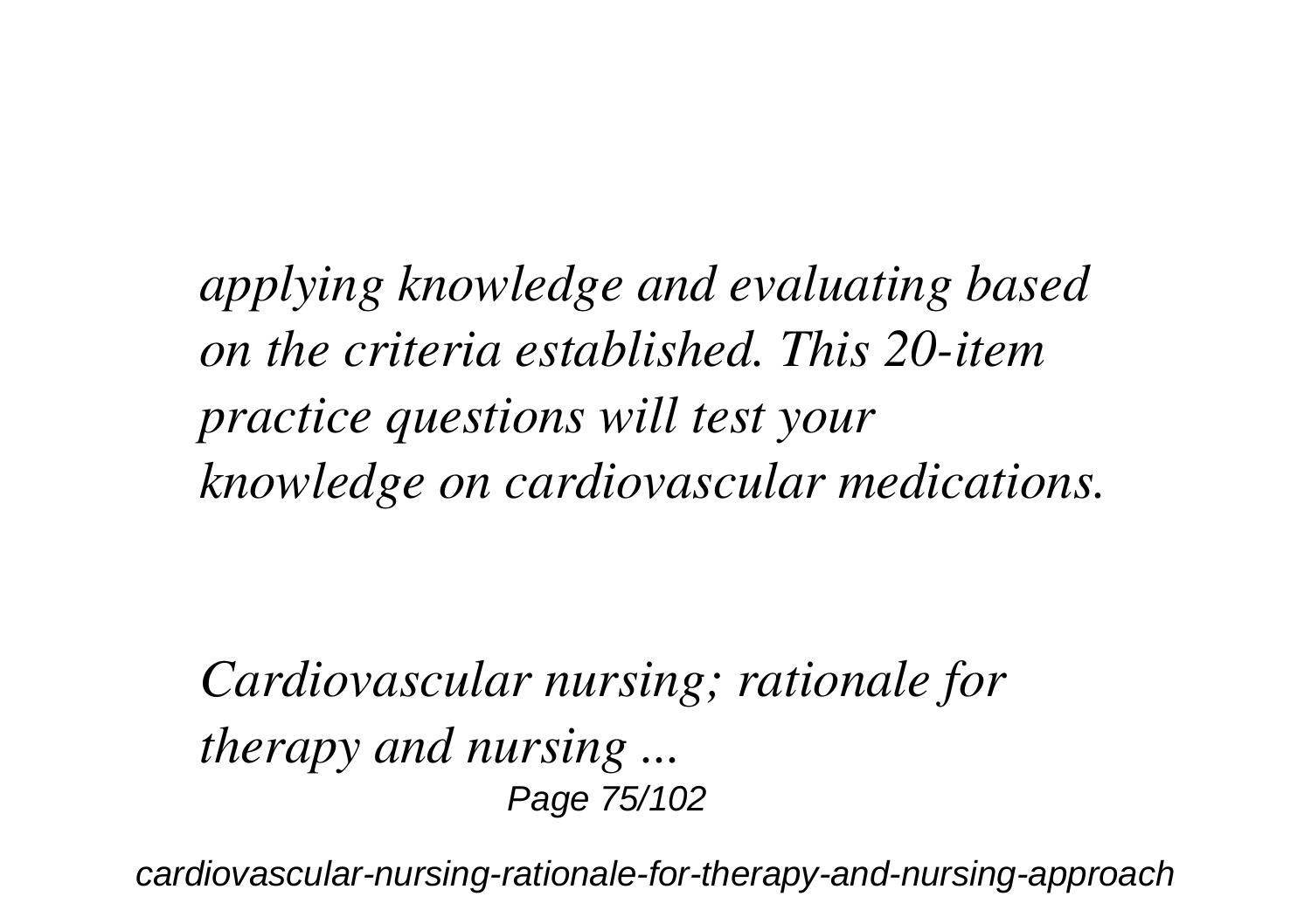*applying knowledge and evaluating based on the criteria established. This 20-item practice questions will test your knowledge on cardiovascular medications.*

*Cardiovascular nursing; rationale for therapy and nursing ...*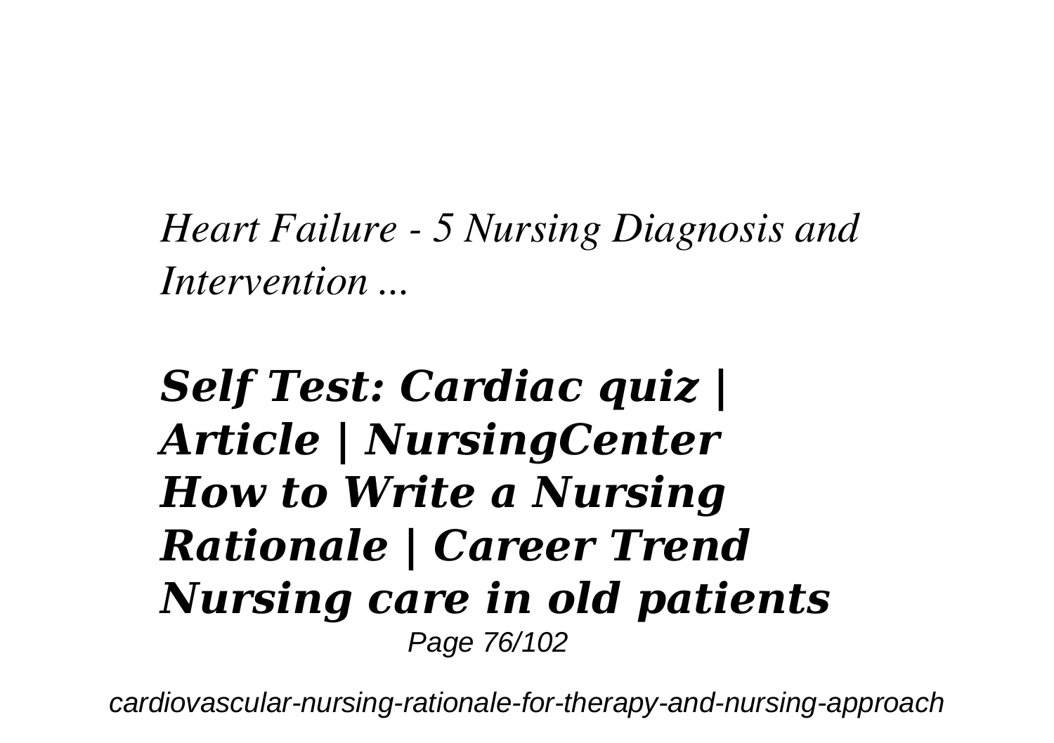*Heart Failure - 5 Nursing Diagnosis and Intervention ...*

## ***Self Test: Cardiac quiz | Article | NursingCenter How to Write a Nursing Rationale | Career Trend Nursing care in old patients***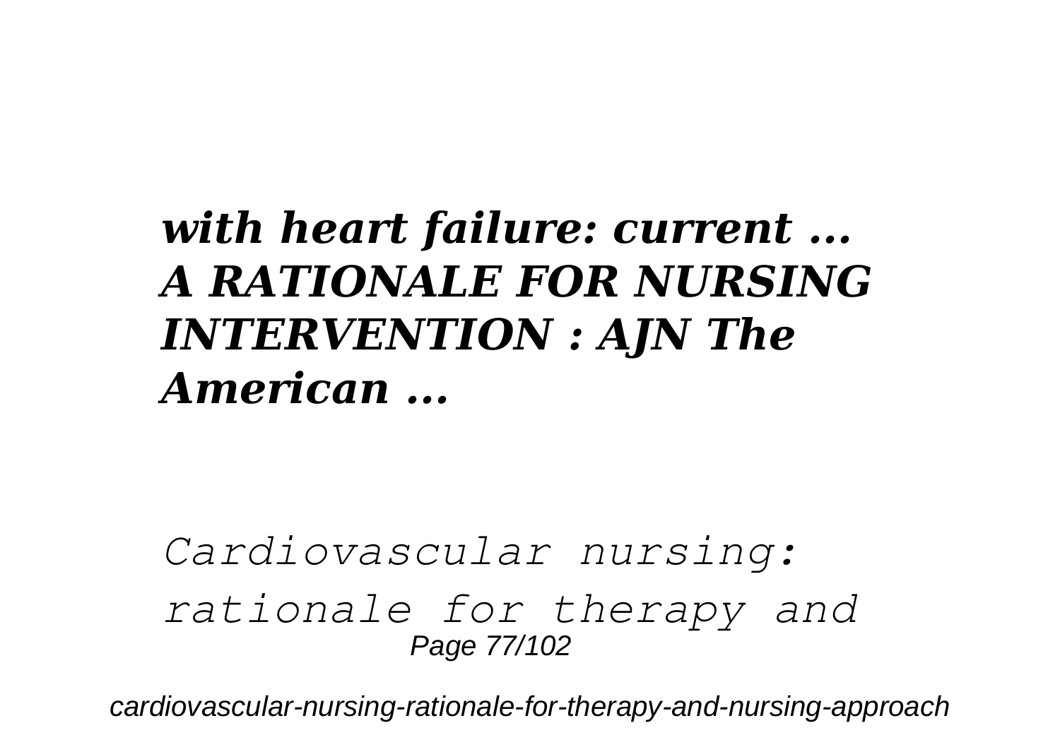***with heart failure: current ...***
***A RATIONALE FOR NURSING INTERVENTION : AJN The American ...***

*Cardiovascular nursing: rationale for therapy and*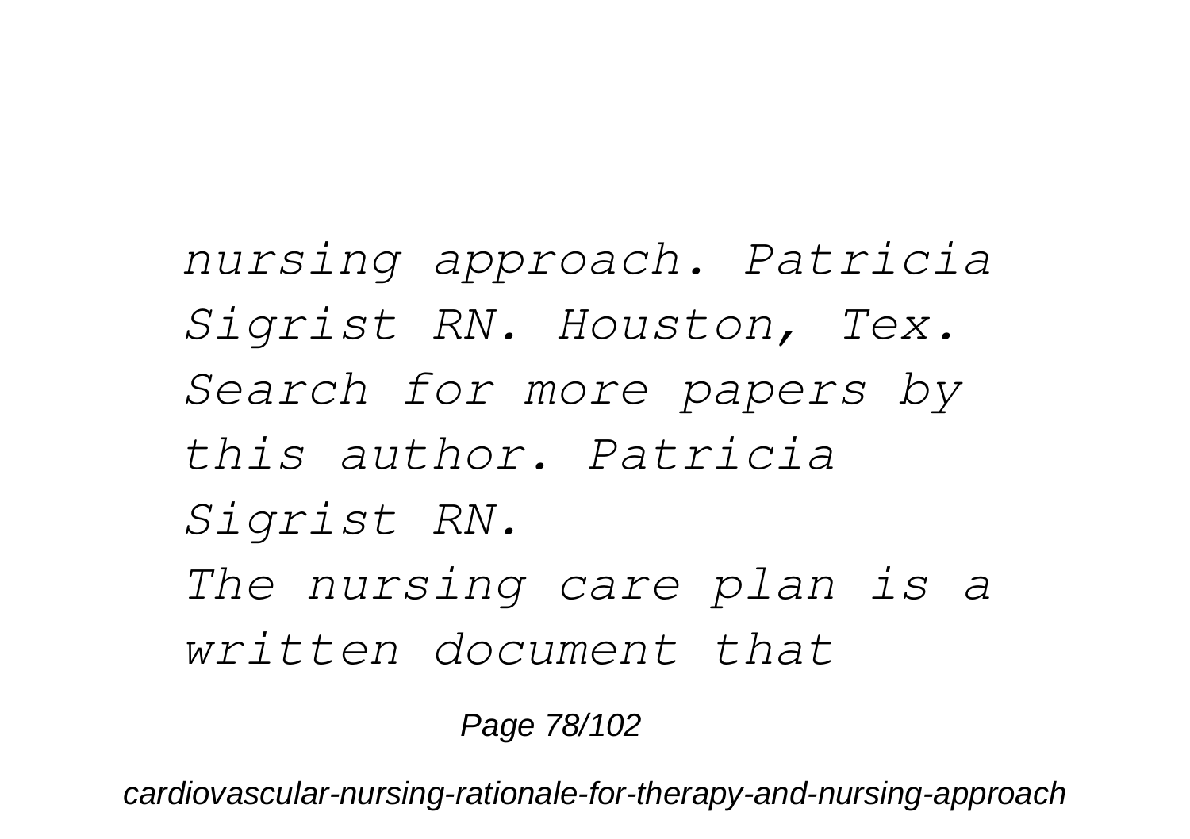*nursing approach. Patricia Sigrist RN. Houston, Tex. Search for more papers by this author. Patricia Sigrist RN.*

*The nursing care plan is a written document that*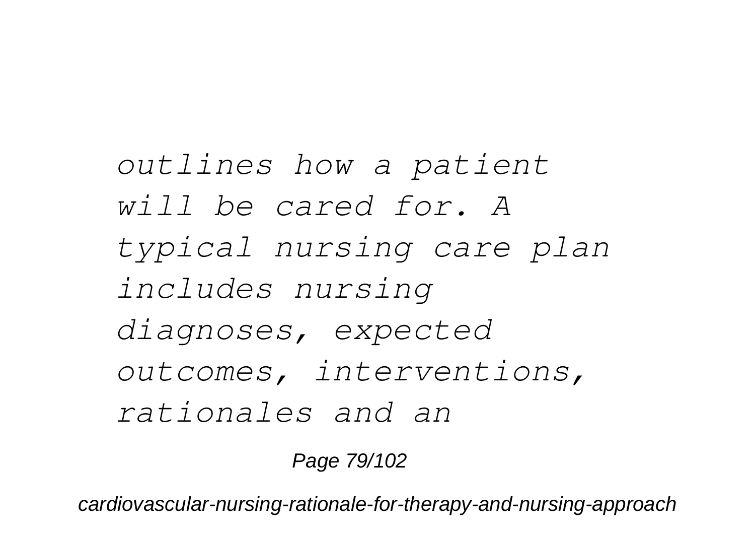*outlines how a patient will be cared for. A typical nursing care plan includes nursing diagnoses, expected outcomes, interventions, rationales and an*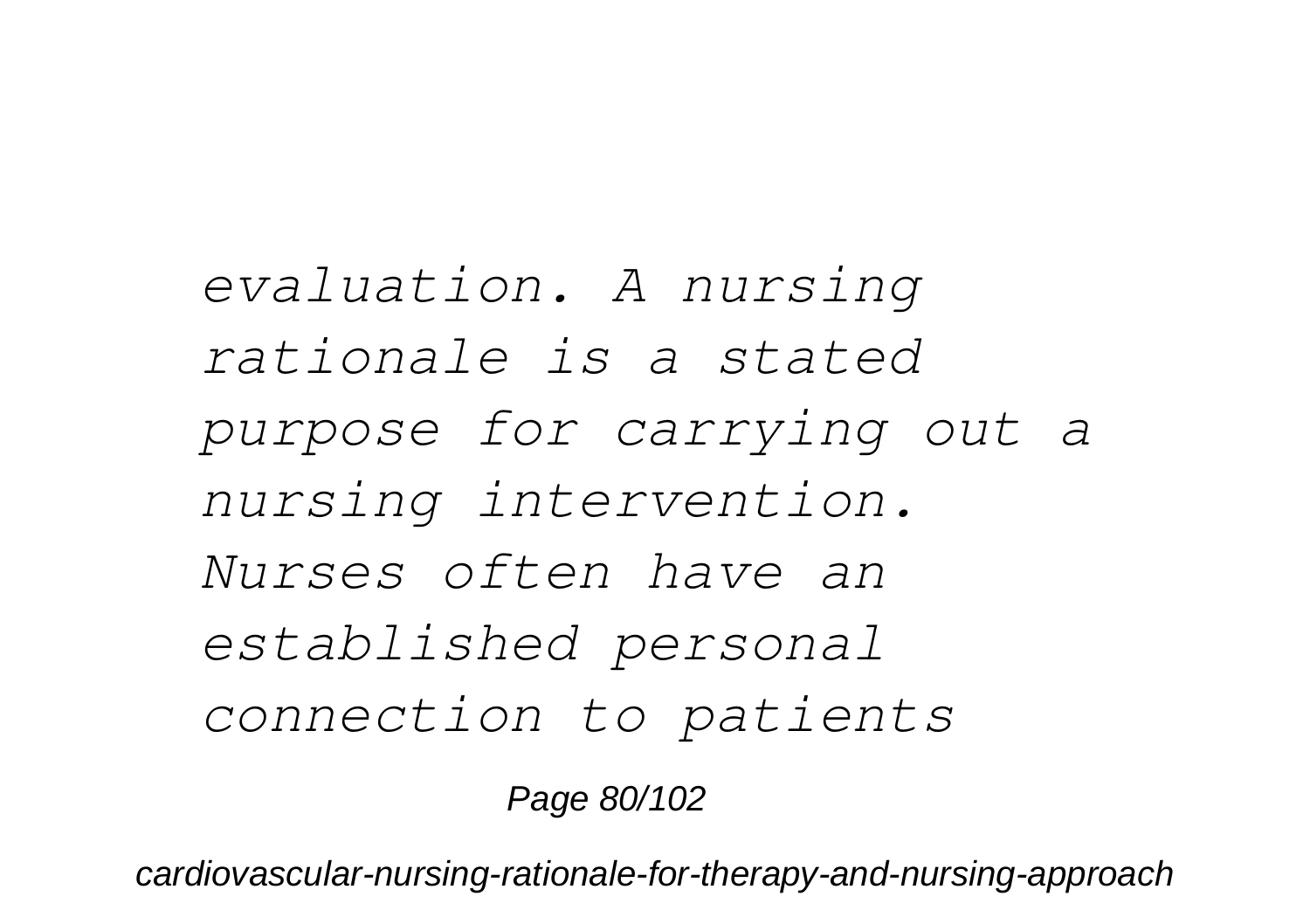*evaluation. A nursing rationale is a stated purpose for carrying out a nursing intervention. Nurses often have an established personal connection to patients*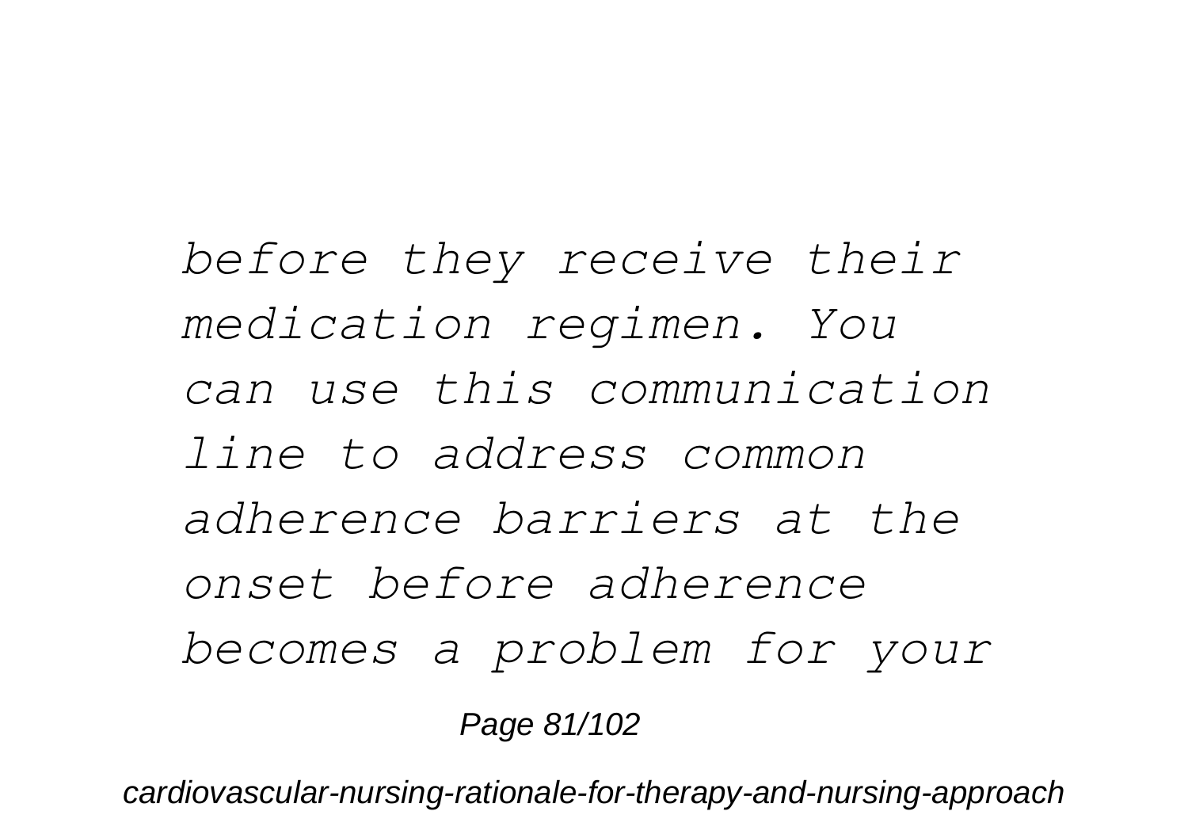*before they receive their medication regimen. You can use this communication line to address common adherence barriers at the onset before adherence becomes a problem for your*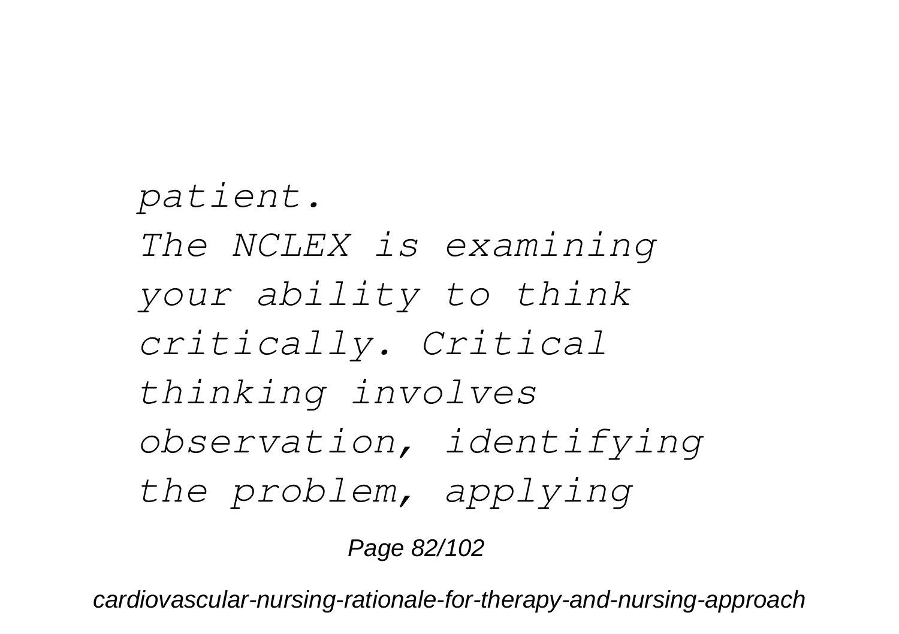*patient.*

*The NCLEX is examining your ability to think critically. Critical thinking involves observation, identifying the problem, applying*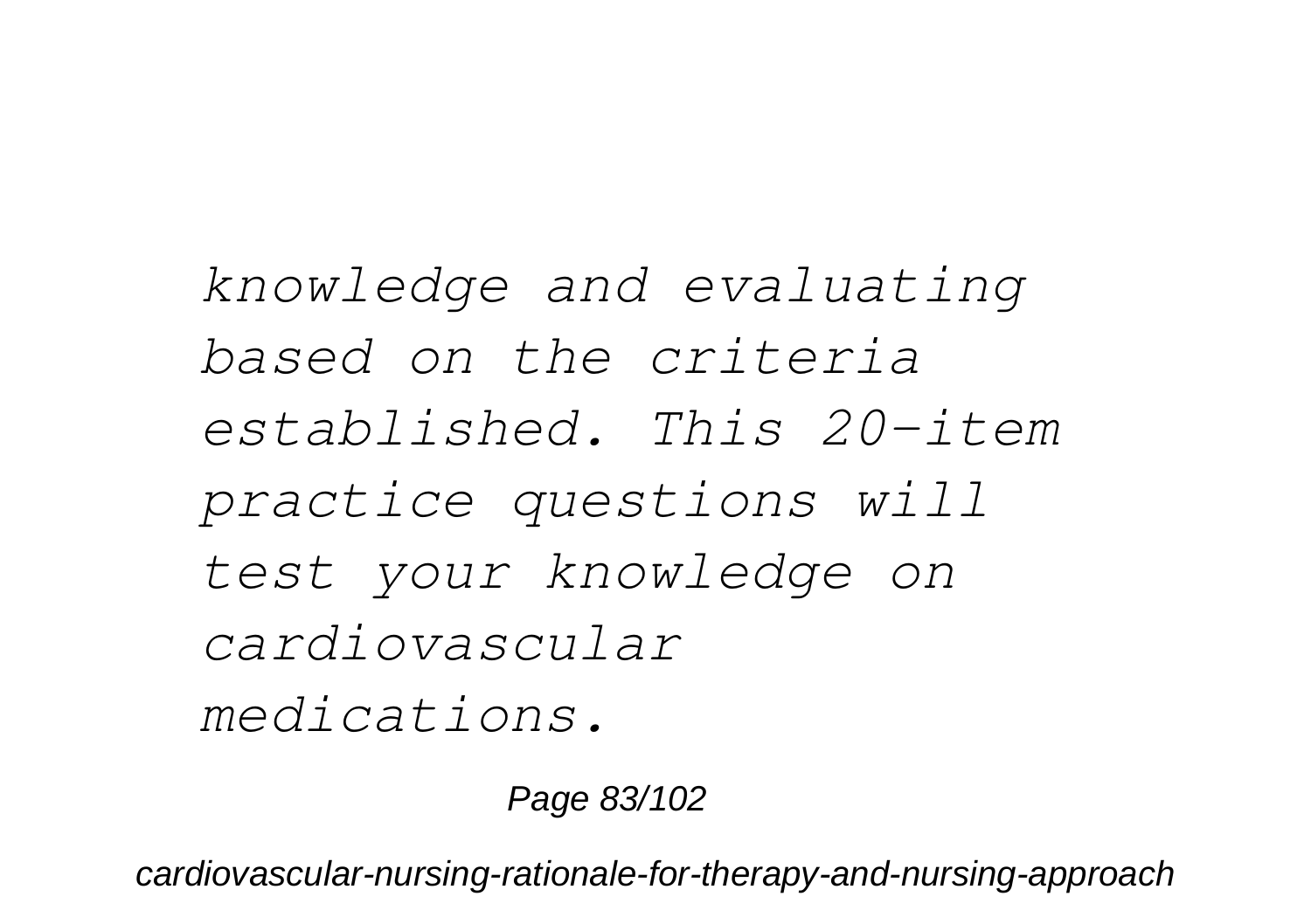*knowledge and evaluating based on the criteria established. This 20-item practice questions will test your knowledge on cardiovascular medications.*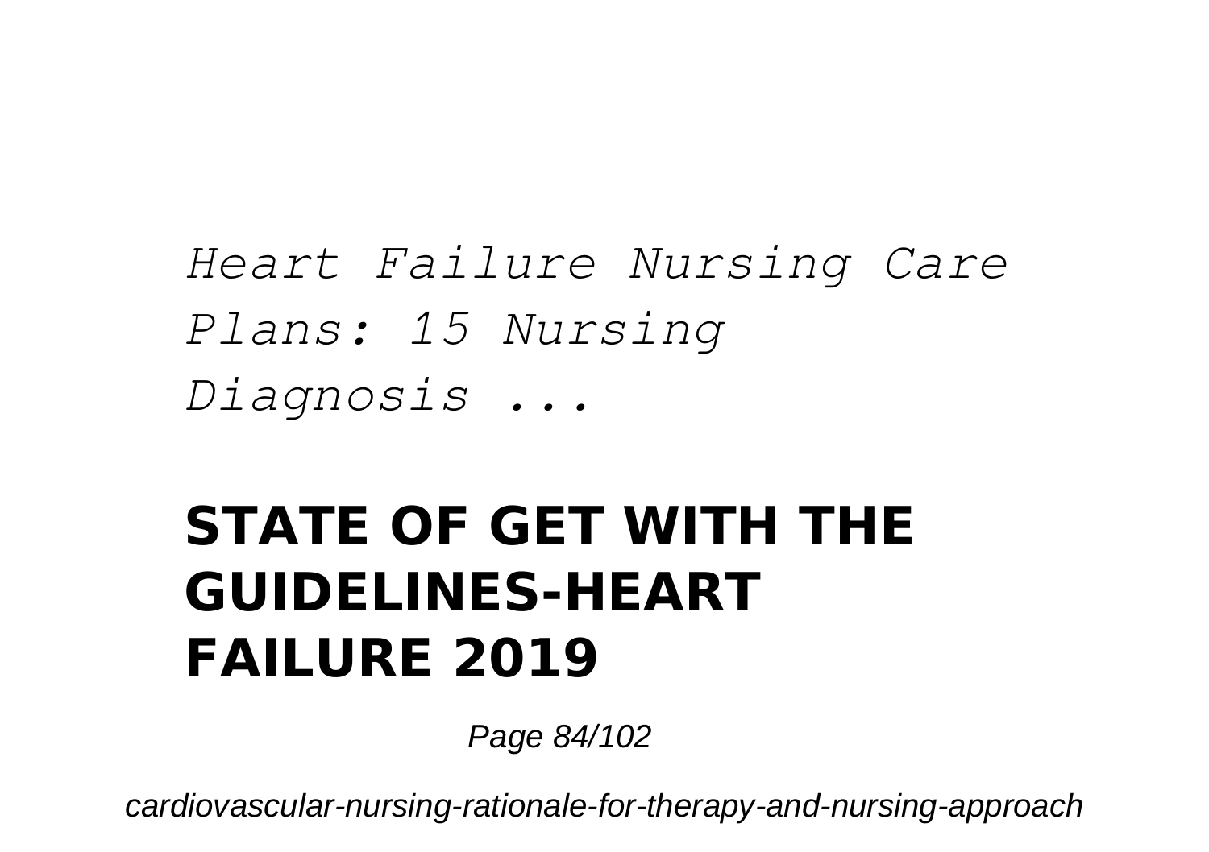*Heart Failure Nursing Care Plans: 15 Nursing Diagnosis ...*

## STATE OF GET WITH THE GUIDELINES-HEART FAILURE 2019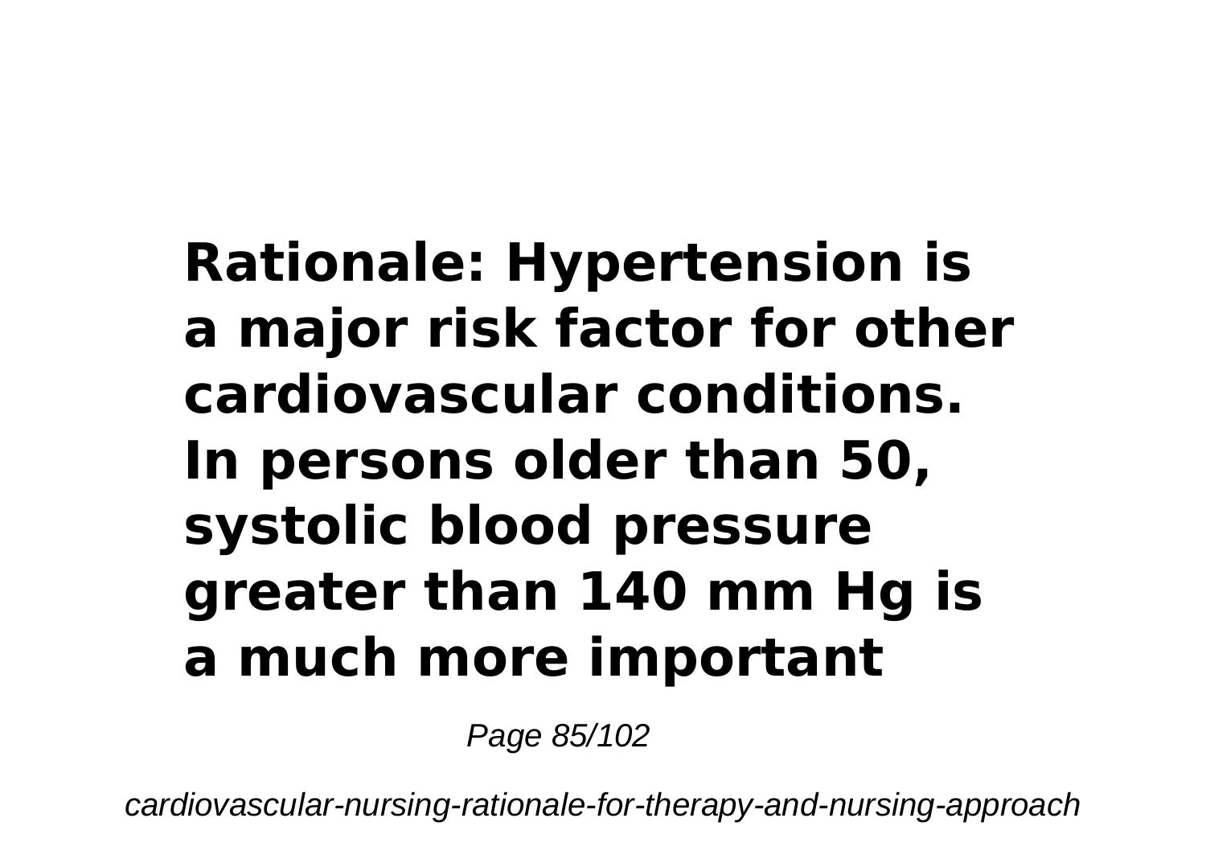**Rationale: Hypertension is a major risk factor for other cardiovascular conditions. In persons older than 50, systolic blood pressure greater than 140 mm Hg is a much more important**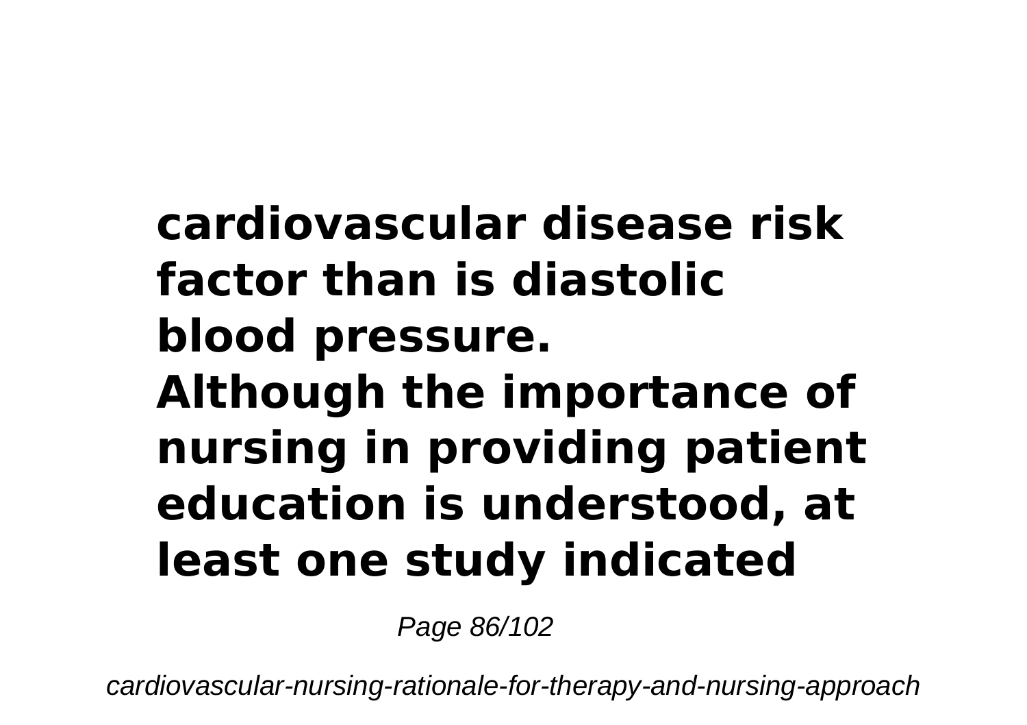**cardiovascular disease risk factor than is diastolic blood pressure.**
**Although the importance of nursing in providing patient education is understood, at least one study indicated**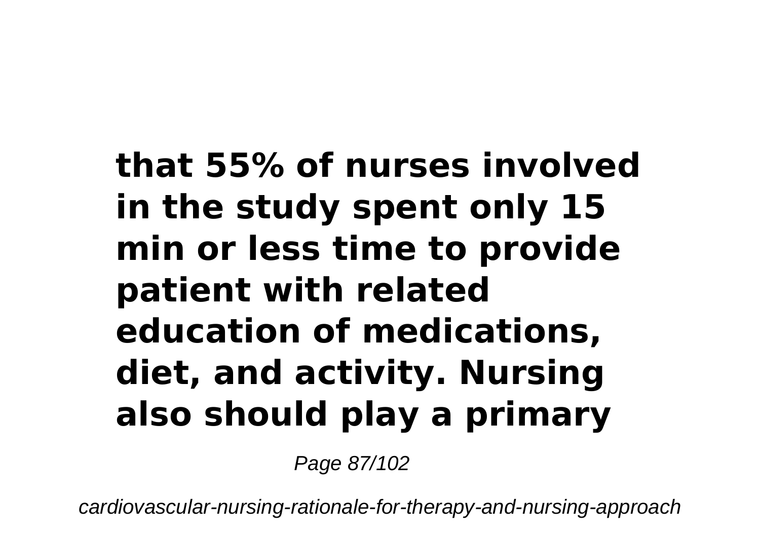**that 55% of nurses involved in the study spent only 15 min or less time to provide patient with related education of medications, diet, and activity. Nursing also should play a primary**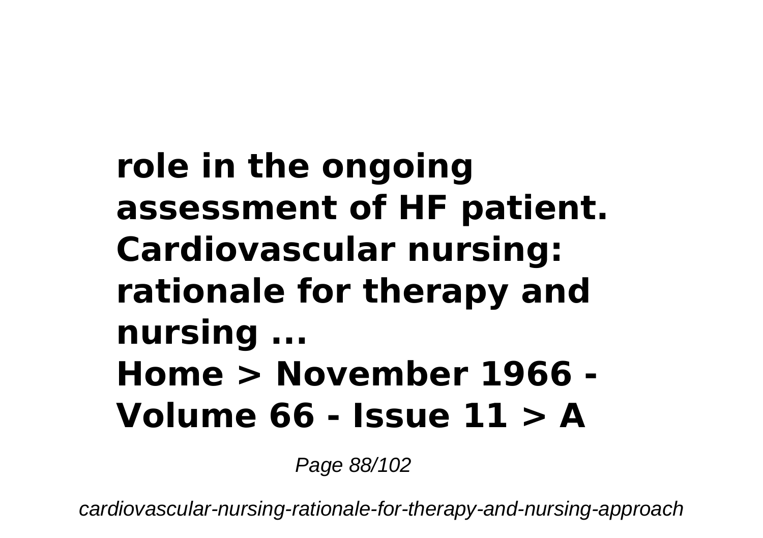**role in the ongoing assessment of HF patient.**
**Cardiovascular nursing: rationale for therapy and nursing ...**
**Home > November 1966 - Volume 66 - Issue 11 > A**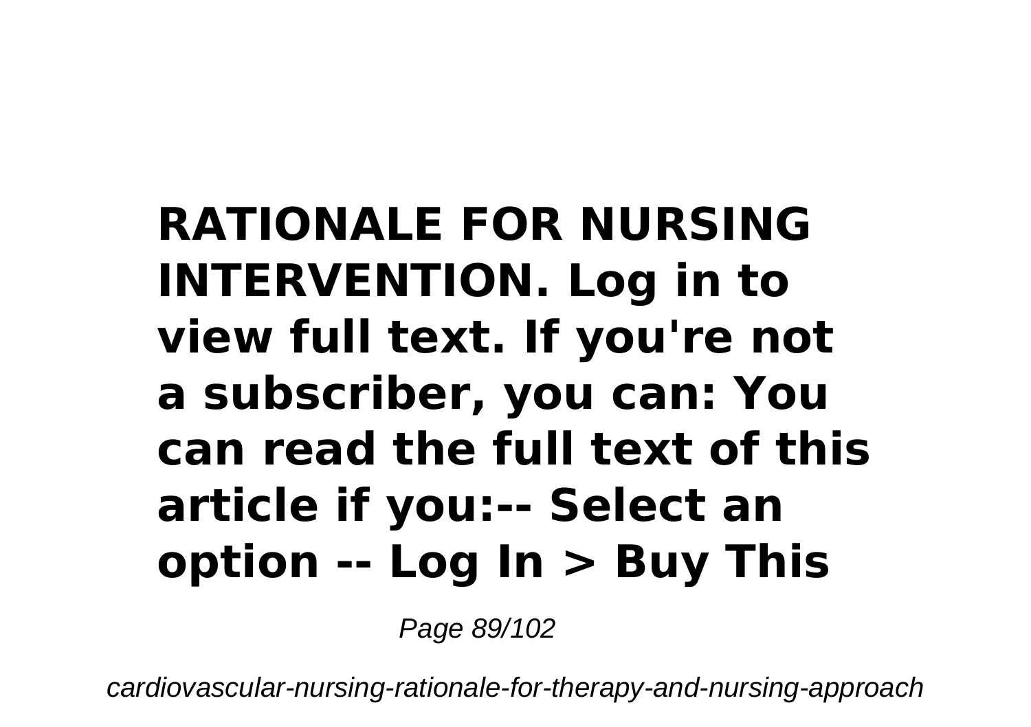**RATIONALE FOR NURSING INTERVENTION. Log in to view full text. If you're not a subscriber, you can: You can read the full text of this article if you:-- Select an option -- Log In > Buy This**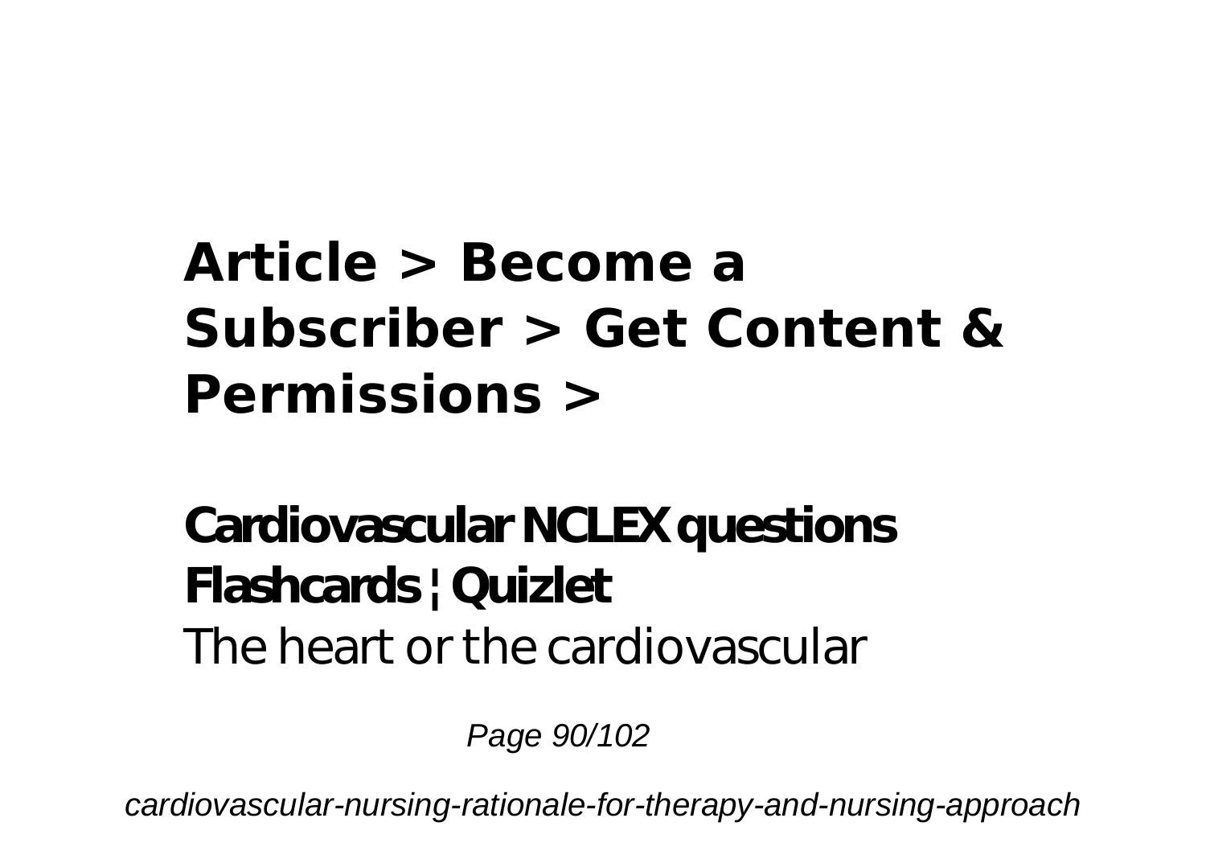## Article > Become a Subscriber > Get Content & Permissions >

**Cardiovascular NCLEX questions Flashcards | Quizlet**

The heart or the cardiovascular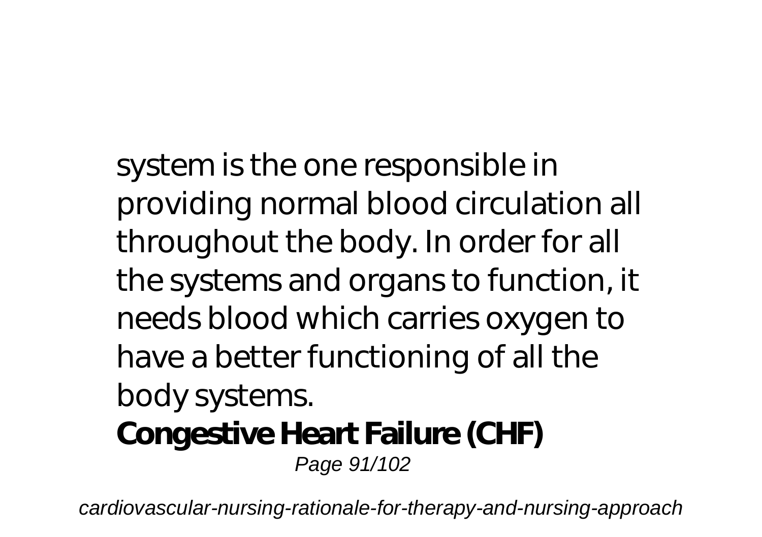system is the one responsible in providing normal blood circulation all throughout the body. In order for all the systems and organs to function, it needs blood which carries oxygen to have a better functioning of all the body systems.

**Congestive Heart Failure (CHF)**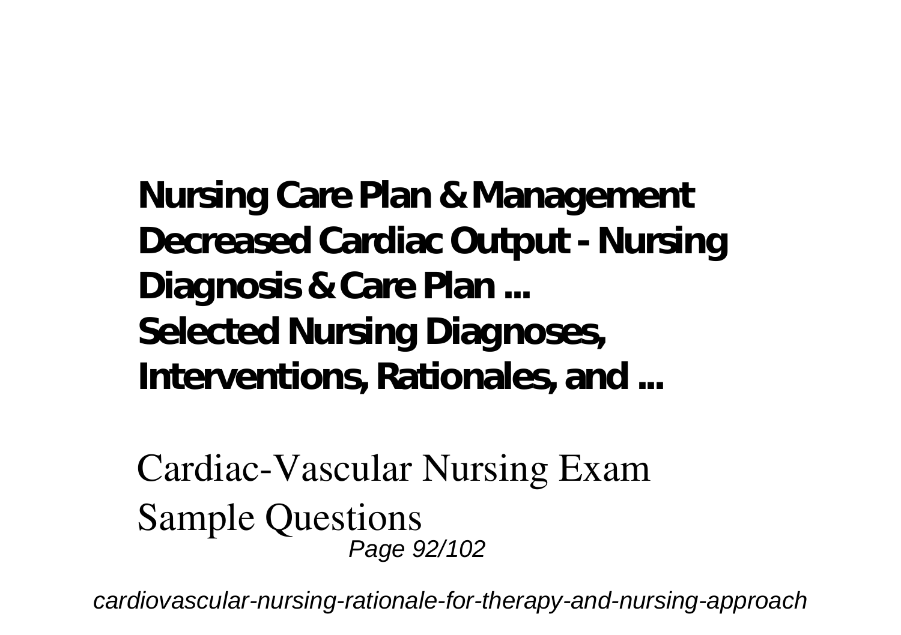**Nursing Care Plan & Management**
**Decreased Cardiac Output - Nursing Diagnosis & Care Plan ...**
**Selected Nursing Diagnoses, Interventions, Rationales, and ...**

Cardiac-Vascular Nursing Exam Sample Questions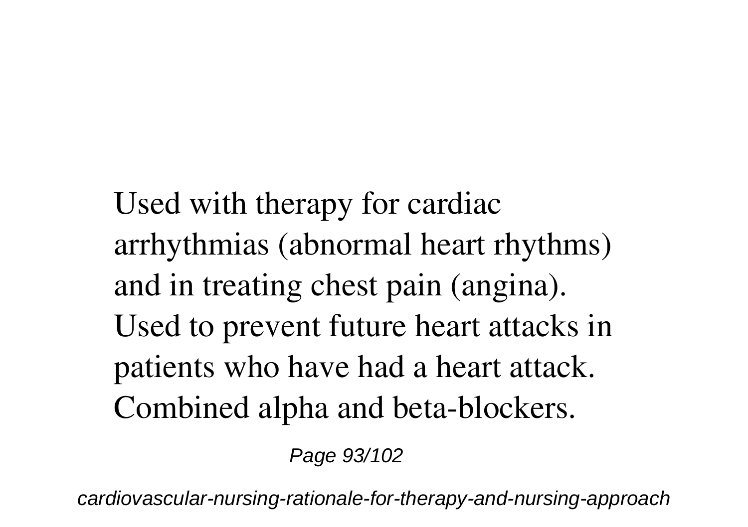Used with therapy for cardiac arrhythmias (abnormal heart rhythms) and in treating chest pain (angina). Used to prevent future heart attacks in patients who have had a heart attack. Combined alpha and beta-blockers.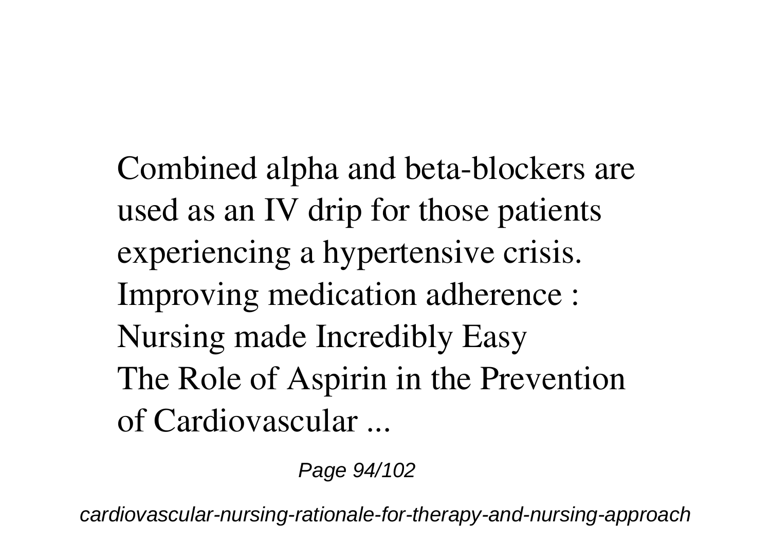Combined alpha and beta-blockers are used as an IV drip for those patients experiencing a hypertensive crisis.
Improving medication adherence : Nursing made Incredibly Easy
The Role of Aspirin in the Prevention of Cardiovascular ...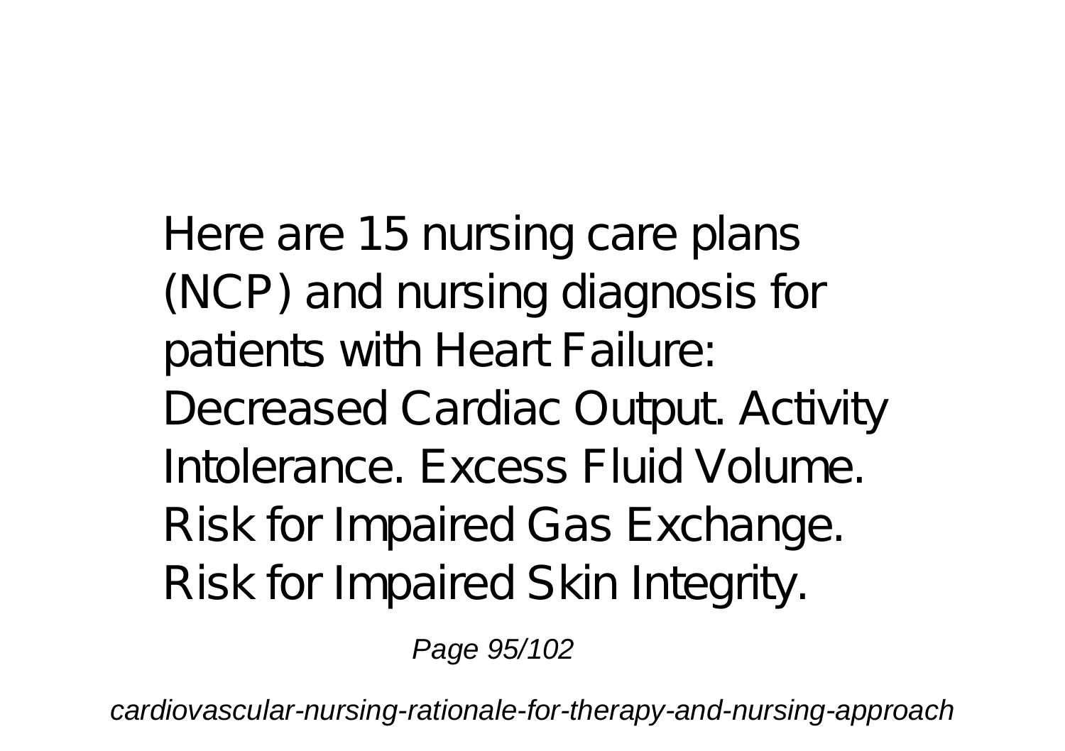Here are 15 nursing care plans (NCP) and nursing diagnosis for patients with Heart Failure: Decreased Cardiac Output. Activity Intolerance. Excess Fluid Volume. Risk for Impaired Gas Exchange. Risk for Impaired Skin Integrity.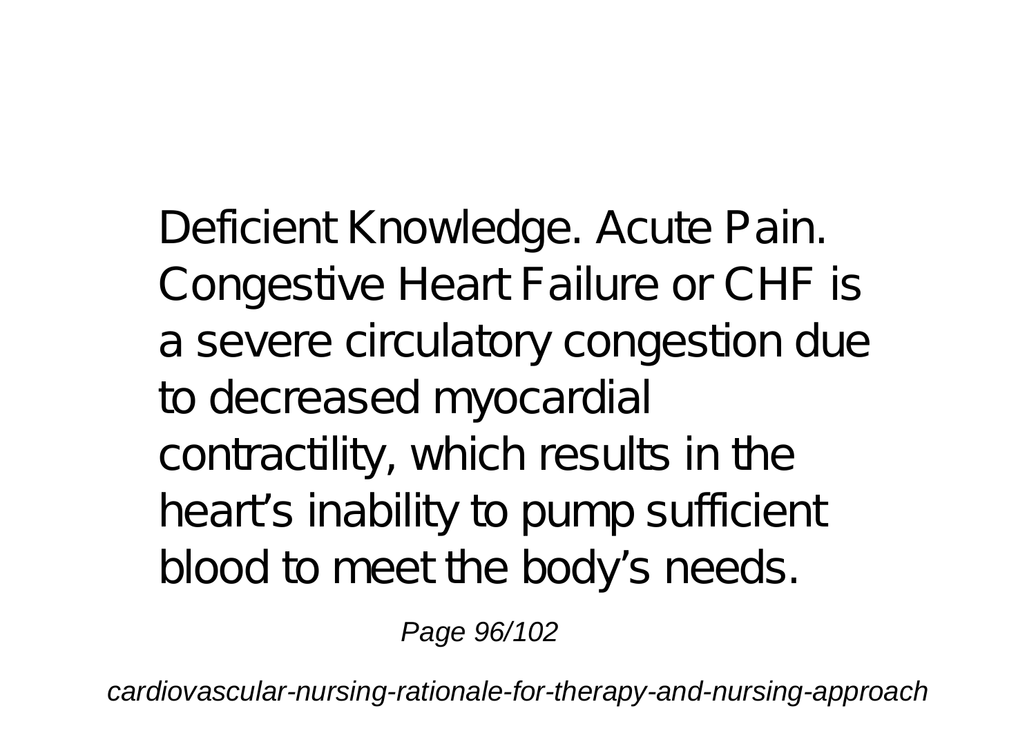Deficient Knowledge. Acute Pain. Congestive Heart Failure or CHF is a severe circulatory congestion due to decreased myocardial contractility, which results in the heart's inability to pump sufficient blood to meet the body's needs.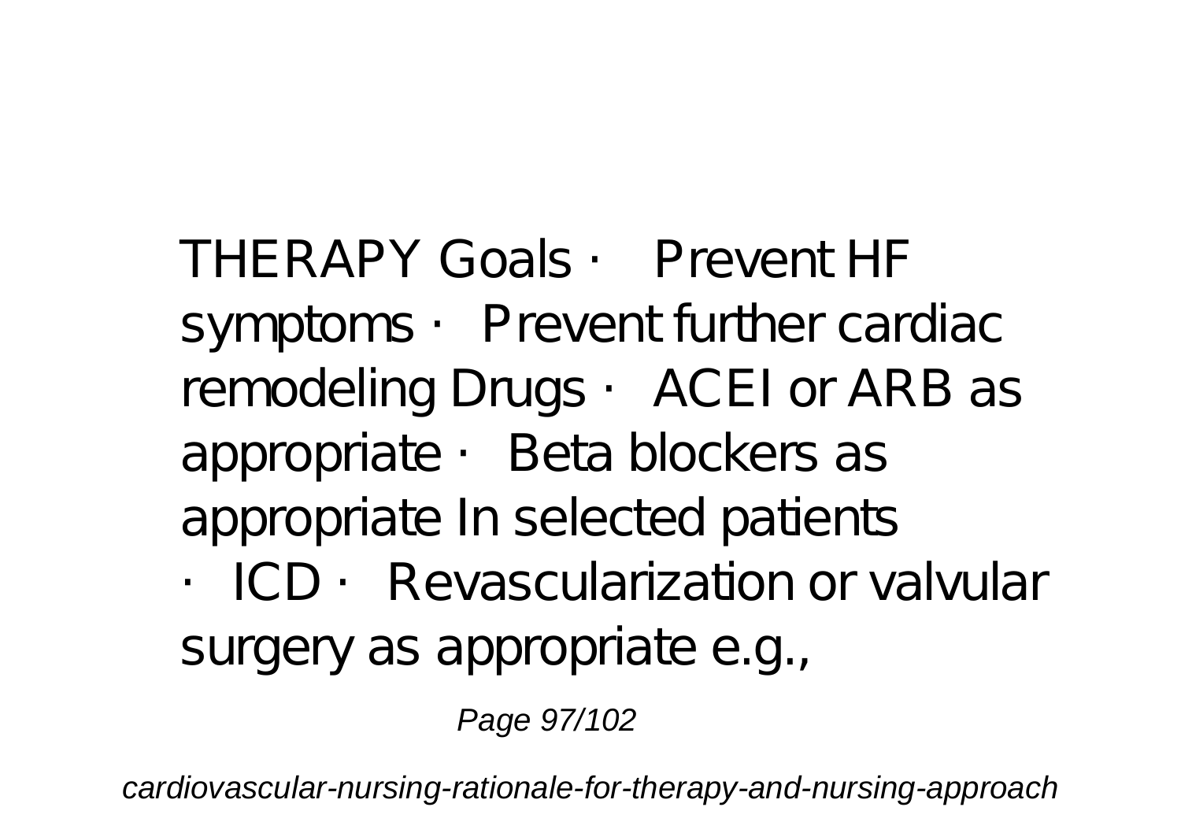THERAPY Goals · Prevent HF symptoms · Prevent further cardiac remodeling Drugs · ACEI or ARB as appropriate · Beta blockers as appropriate In selected patients · ICD · Revascularization or valvular surgery as appropriate e.g.,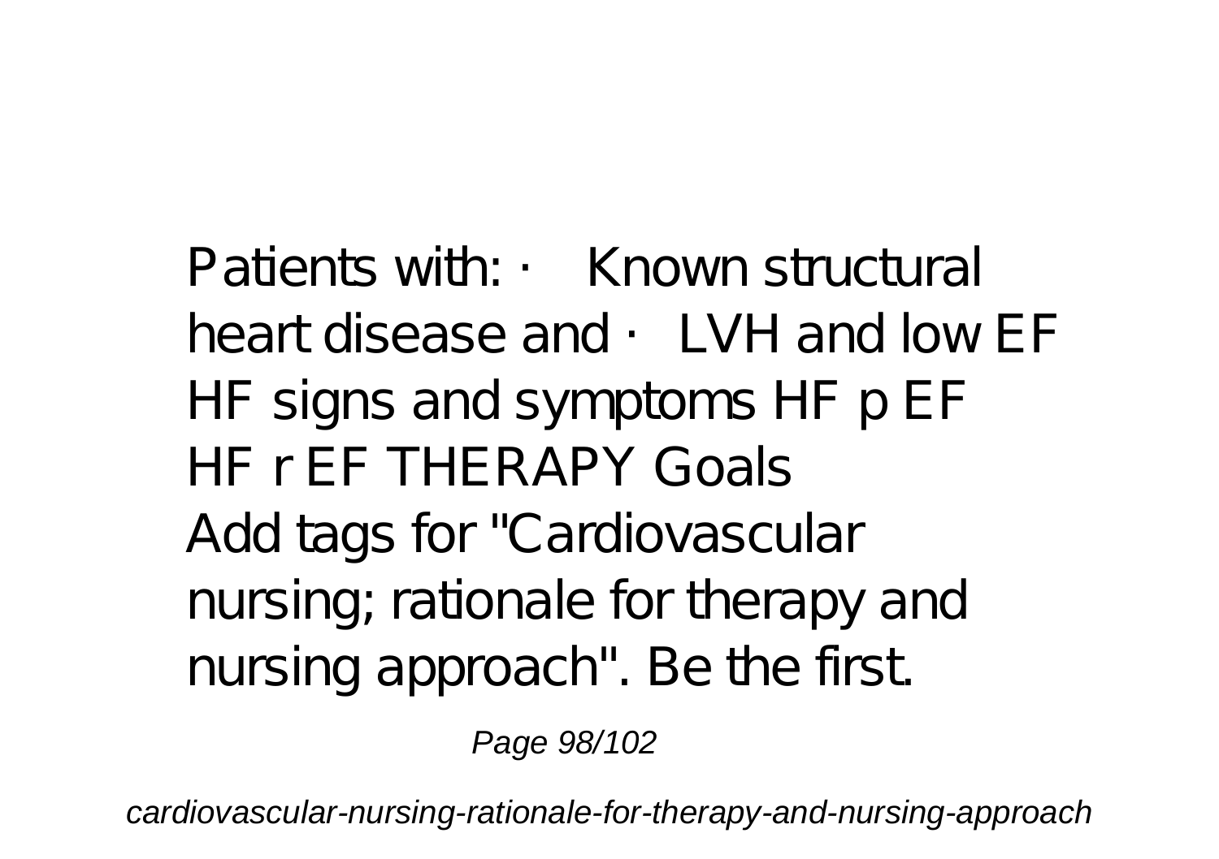Patients with: · Known structural heart disease and · LVH and low EF HF signs and symptoms HF p EF HF r EF THERAPY Goals

Add tags for "Cardiovascular nursing; rationale for therapy and nursing approach". Be the first.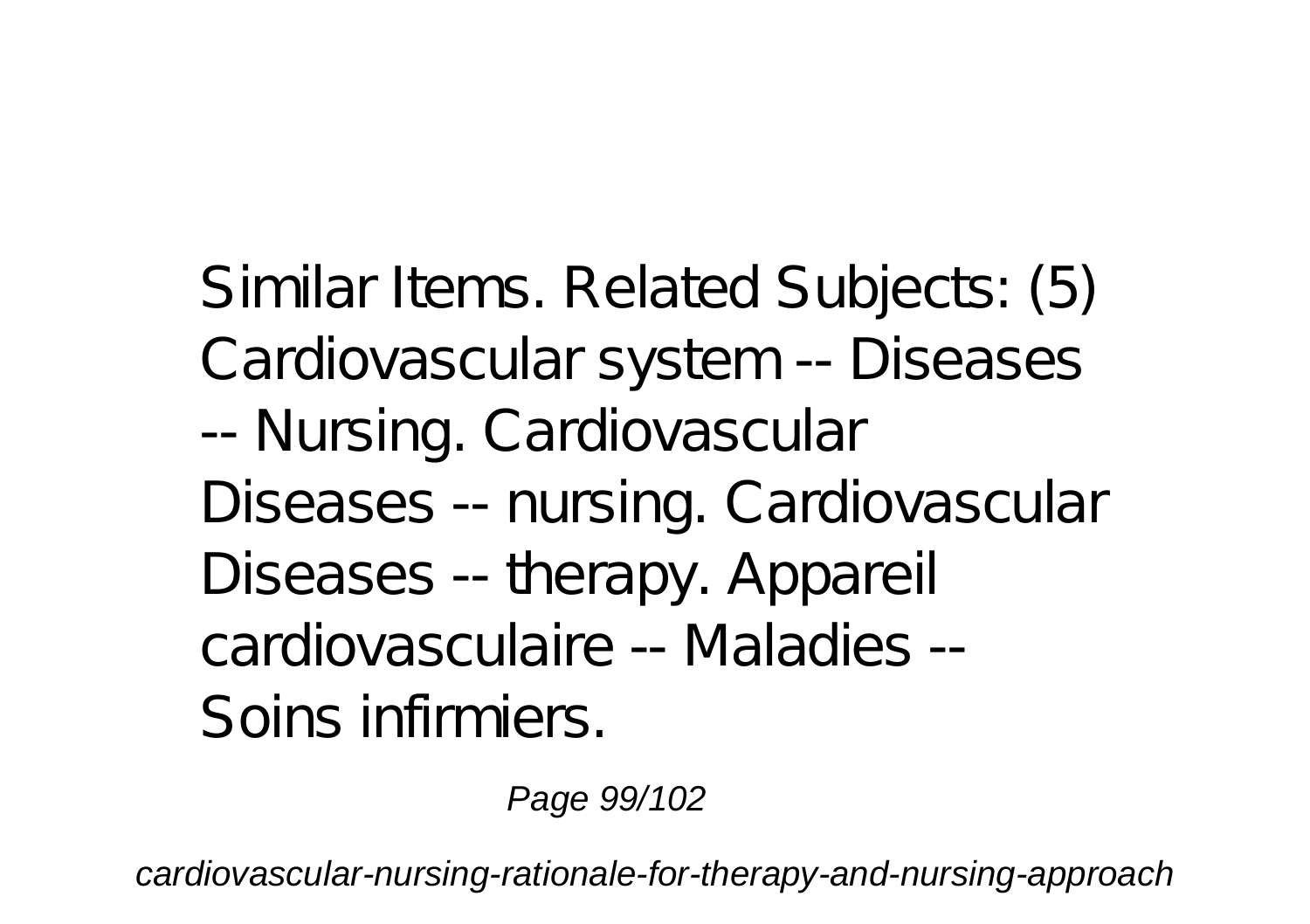Similar Items. Related Subjects: (5) Cardiovascular system -- Diseases -- Nursing. Cardiovascular Diseases -- nursing. Cardiovascular Diseases -- therapy. Appareil cardiovasculaire -- Maladies -- Soins infirmiers.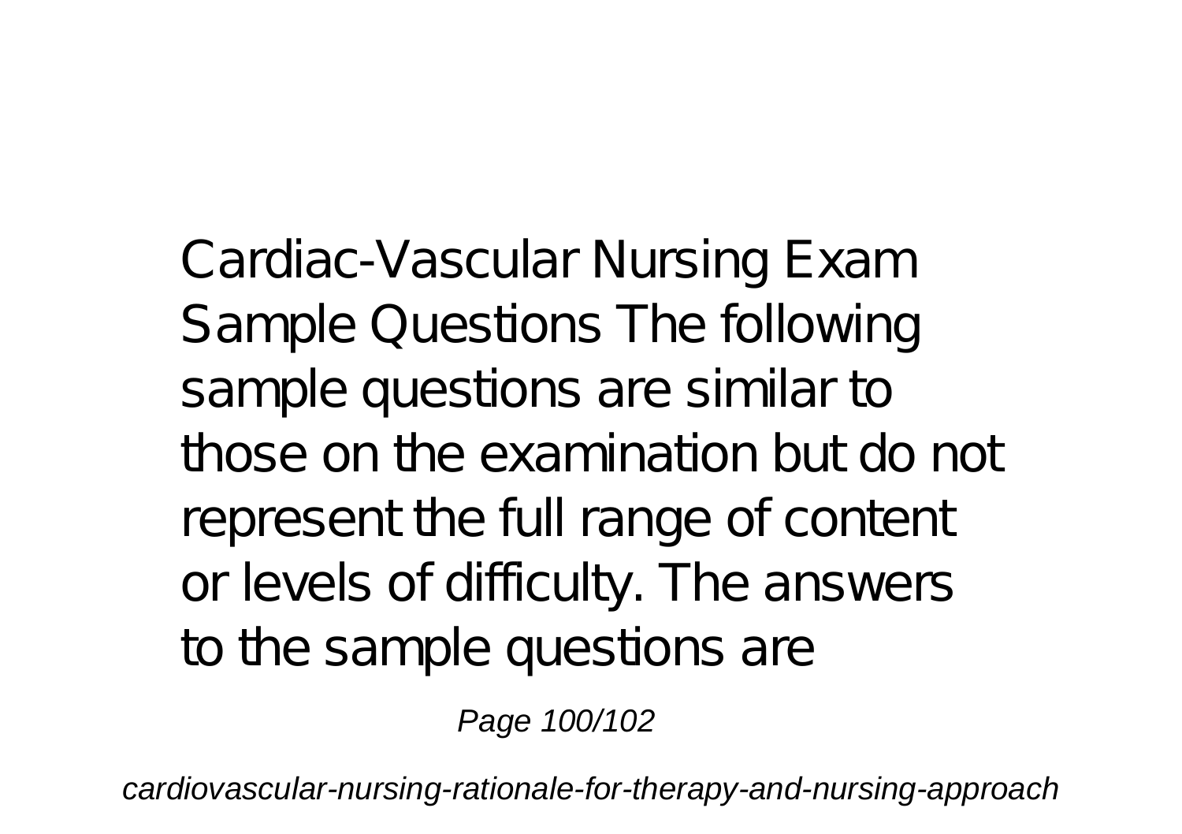Cardiac-Vascular Nursing Exam Sample Questions The following sample questions are similar to those on the examination but do not represent the full range of content or levels of difficulty. The answers to the sample questions are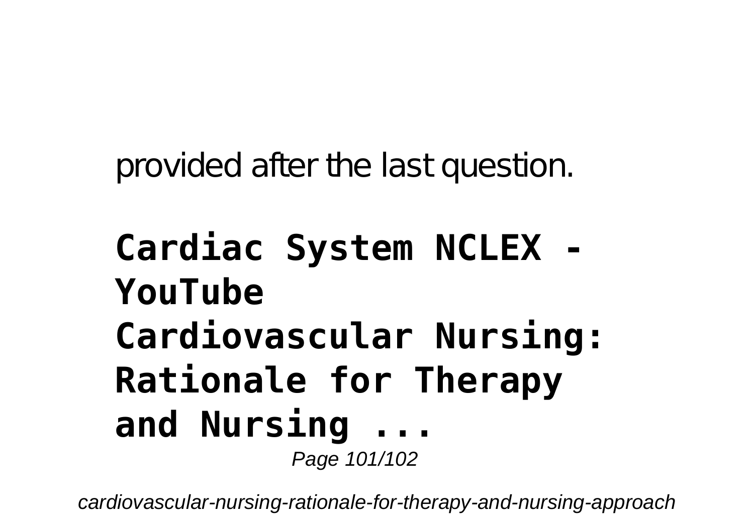provided after the last question.

## Cardiac System NCLEX - YouTube

## Cardiovascular Nursing: Rationale for Therapy and Nursing ...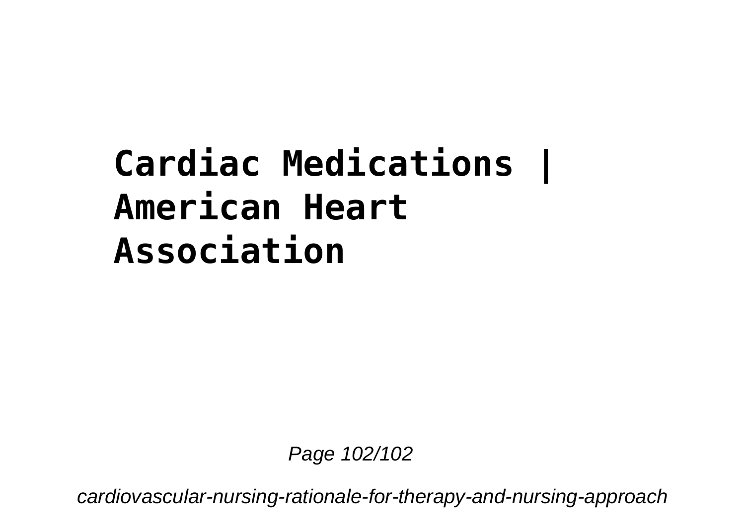## Cardiac Medications | American Heart Association